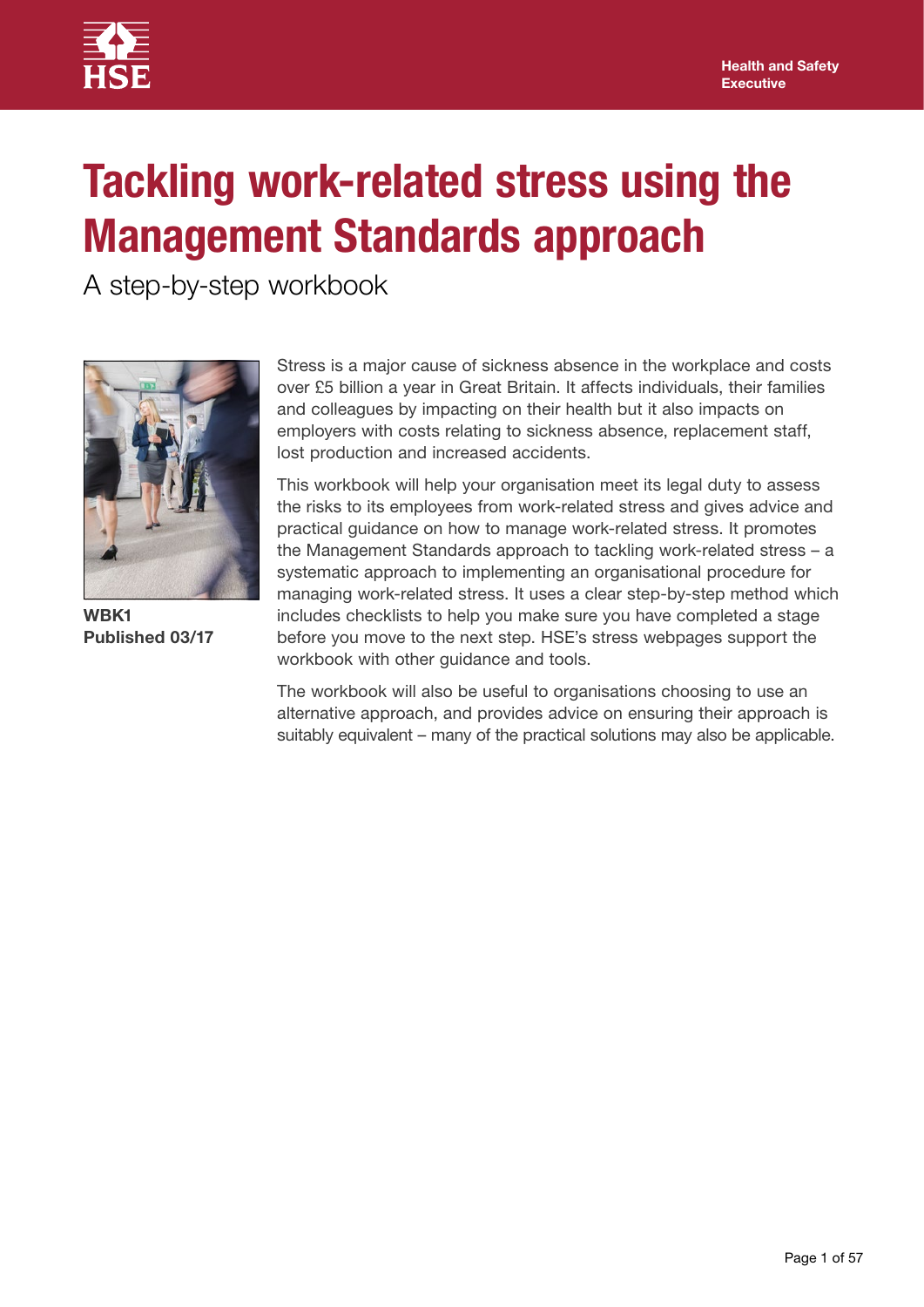Health and Safety Executive

# Tackling work-related stress using the Management Standards approach

A step-by-step workbook

**WBK1**
**Published 03/17**

Stress is a major cause of sickness absence in the workplace and costs over £5 billion a year in Great Britain. It affects individuals, their families and colleagues by impacting on their health but it also impacts on employers with costs relating to sickness absence, replacement staff, lost production and increased accidents.

This workbook will help your organisation meet its legal duty to assess the risks to its employees from work-related stress and gives advice and practical guidance on how to manage work-related stress. It promotes the Management Standards approach to tackling work-related stress – a systematic approach to implementing an organisational procedure for managing work-related stress. It uses a clear step-by-step method which includes checklists to help you make sure you have completed a stage before you move to the next step. HSE's stress webpages support the workbook with other guidance and tools.

The workbook will also be useful to organisations choosing to use an alternative approach, and provides advice on ensuring their approach is suitably equivalent – many of the practical solutions may also be applicable.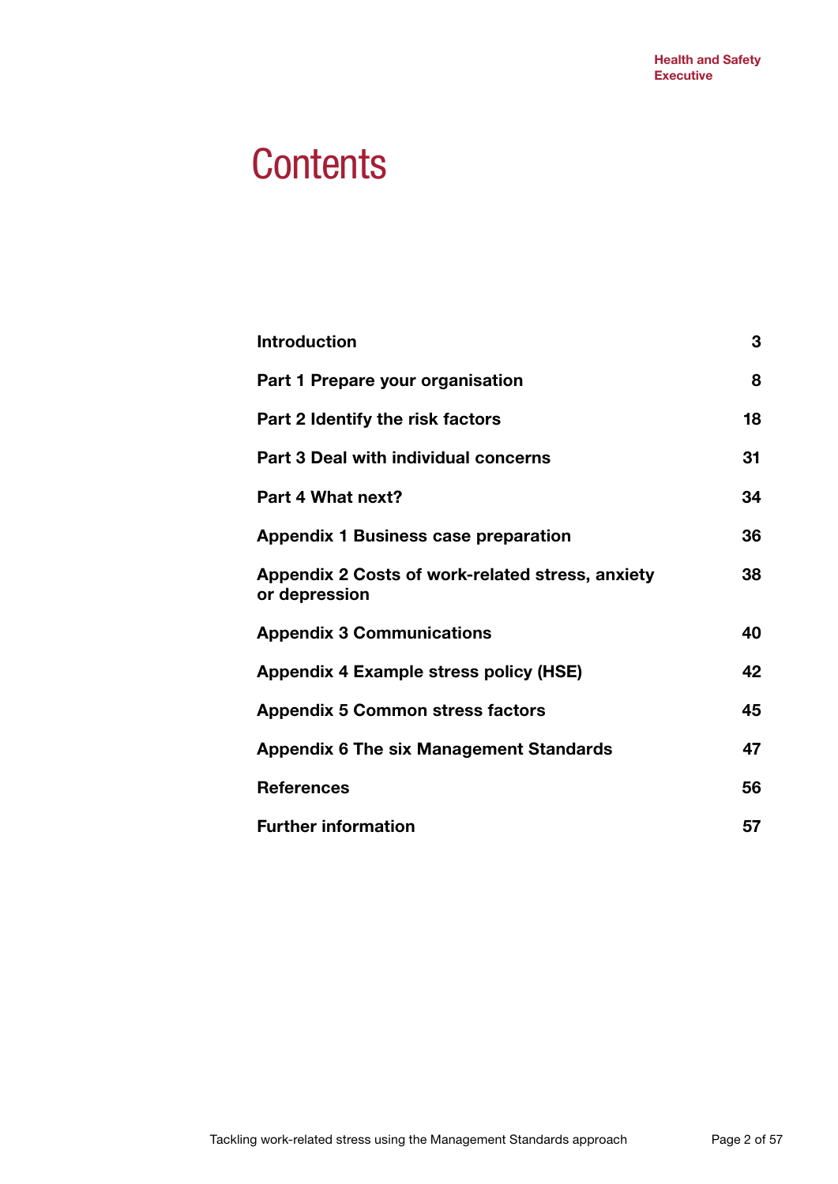# Contents

| | |
|---|---|
| **Introduction** | **3** |
| **Part 1 Prepare your organisation** | **8** |
| **Part 2 Identify the risk factors** | **18** |
| **Part 3 Deal with individual concerns** | **31** |
| **Part 4 What next?** | **34** |
| **Appendix 1 Business case preparation** | **36** |
| **Appendix 2 Costs of work-related stress, anxiety or depression** | **38** |
| **Appendix 3 Communications** | **40** |
| **Appendix 4 Example stress policy (HSE)** | **42** |
| **Appendix 5 Common stress factors** | **45** |
| **Appendix 6 The six Management Standards** | **47** |
| **References** | **56** |
| **Further information** | **57** |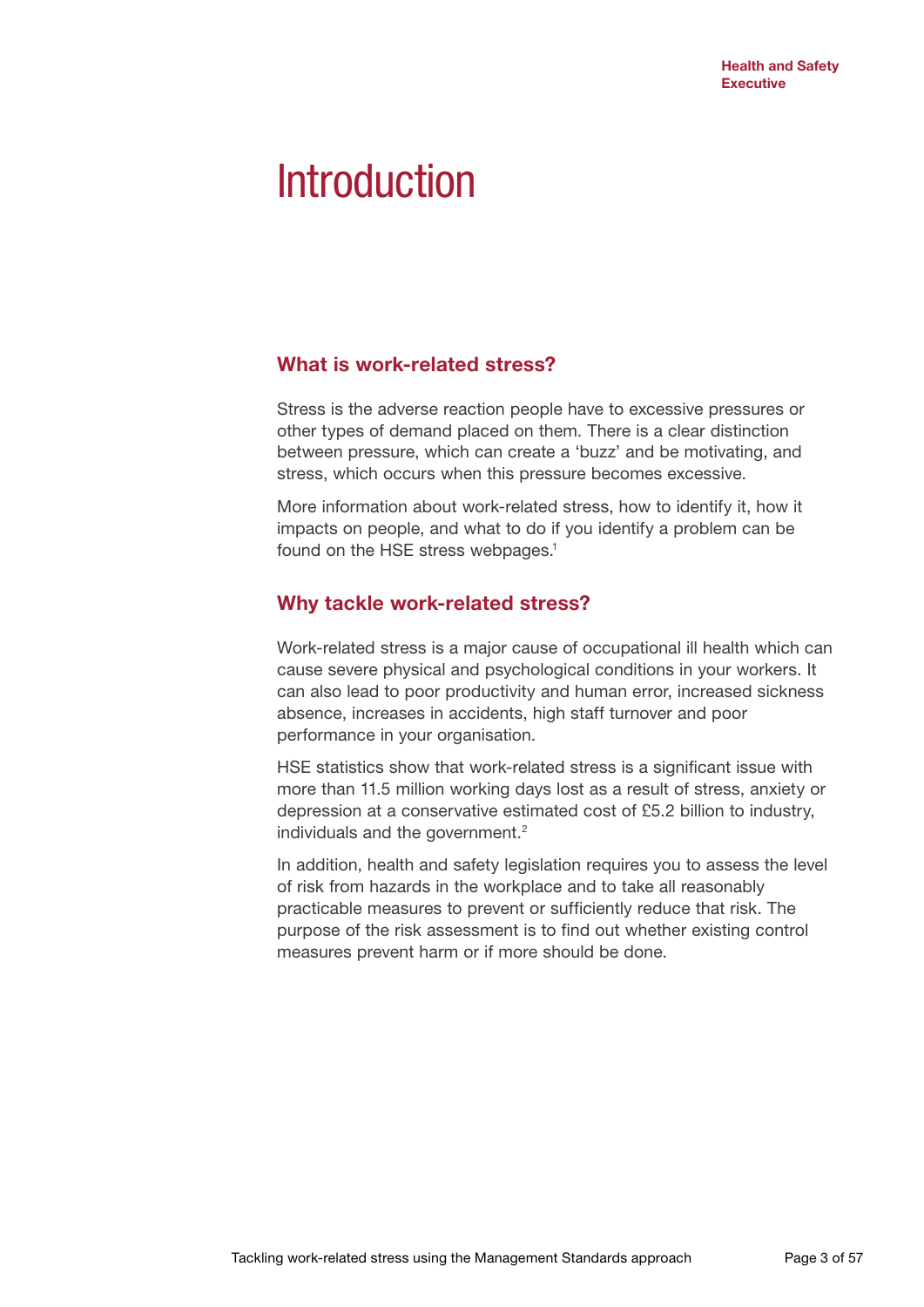# Introduction

## What is work-related stress?

Stress is the adverse reaction people have to excessive pressures or other types of demand placed on them. There is a clear distinction between pressure, which can create a 'buzz' and be motivating, and stress, which occurs when this pressure becomes excessive.

More information about work-related stress, how to identify it, how it impacts on people, and what to do if you identify a problem can be found on the HSE stress webpages.[1]

## Why tackle work-related stress?

Work-related stress is a major cause of occupational ill health which can cause severe physical and psychological conditions in your workers. It can also lead to poor productivity and human error, increased sickness absence, increases in accidents, high staff turnover and poor performance in your organisation.

HSE statistics show that work-related stress is a significant issue with more than 11.5 million working days lost as a result of stress, anxiety or depression at a conservative estimated cost of £5.2 billion to industry, individuals and the government.[2]

In addition, health and safety legislation requires you to assess the level of risk from hazards in the workplace and to take all reasonably practicable measures to prevent or sufficiently reduce that risk. The purpose of the risk assessment is to find out whether existing control measures prevent harm or if more should be done.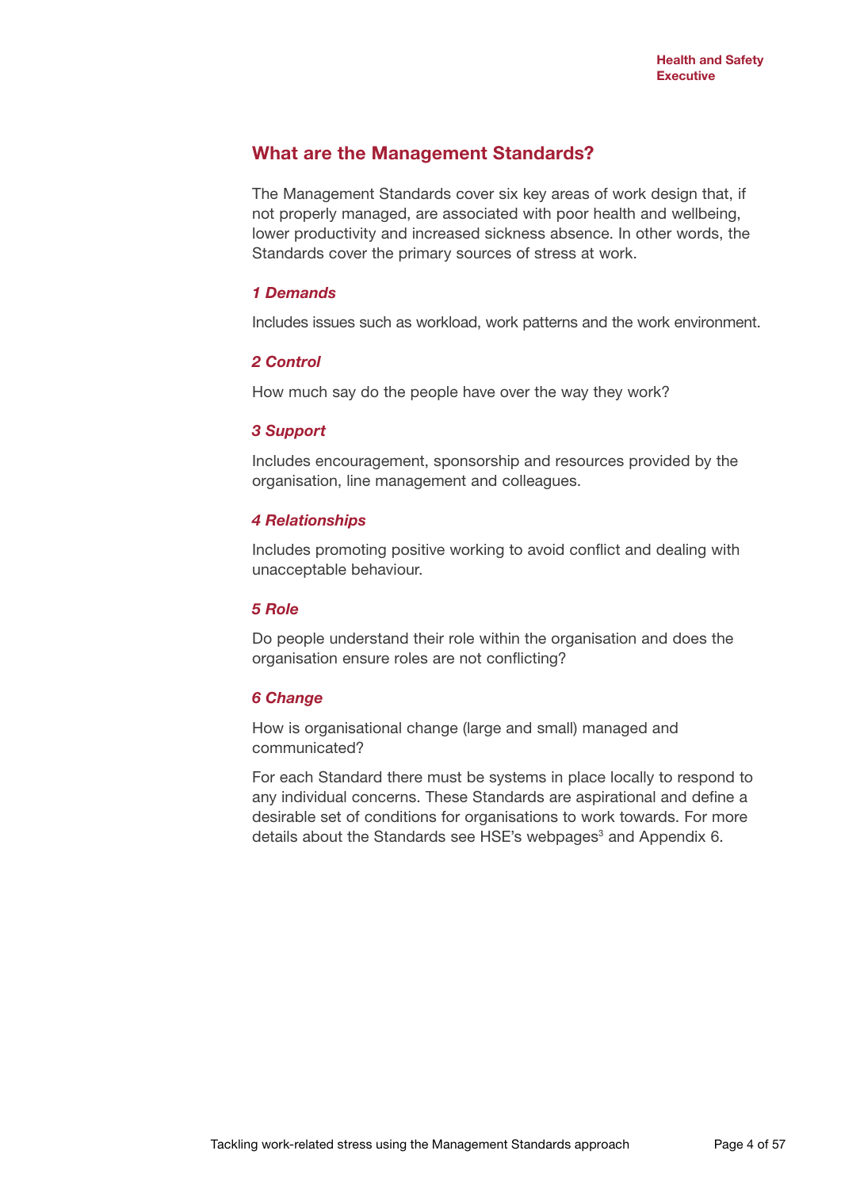## What are the Management Standards?

The Management Standards cover six key areas of work design that, if not properly managed, are associated with poor health and wellbeing, lower productivity and increased sickness absence. In other words, the Standards cover the primary sources of stress at work.

### *1 Demands*

Includes issues such as workload, work patterns and the work environment.

### *2 Control*

How much say do the people have over the way they work?

### *3 Support*

Includes encouragement, sponsorship and resources provided by the organisation, line management and colleagues.

### *4 Relationships*

Includes promoting positive working to avoid conflict and dealing with unacceptable behaviour.

### *5 Role*

Do people understand their role within the organisation and does the organisation ensure roles are not conflicting?

### *6 Change*

How is organisational change (large and small) managed and communicated?

For each Standard there must be systems in place locally to respond to any individual concerns. These Standards are aspirational and define a desirable set of conditions for organisations to work towards. For more details about the Standards see HSE's webpages[3] and Appendix 6.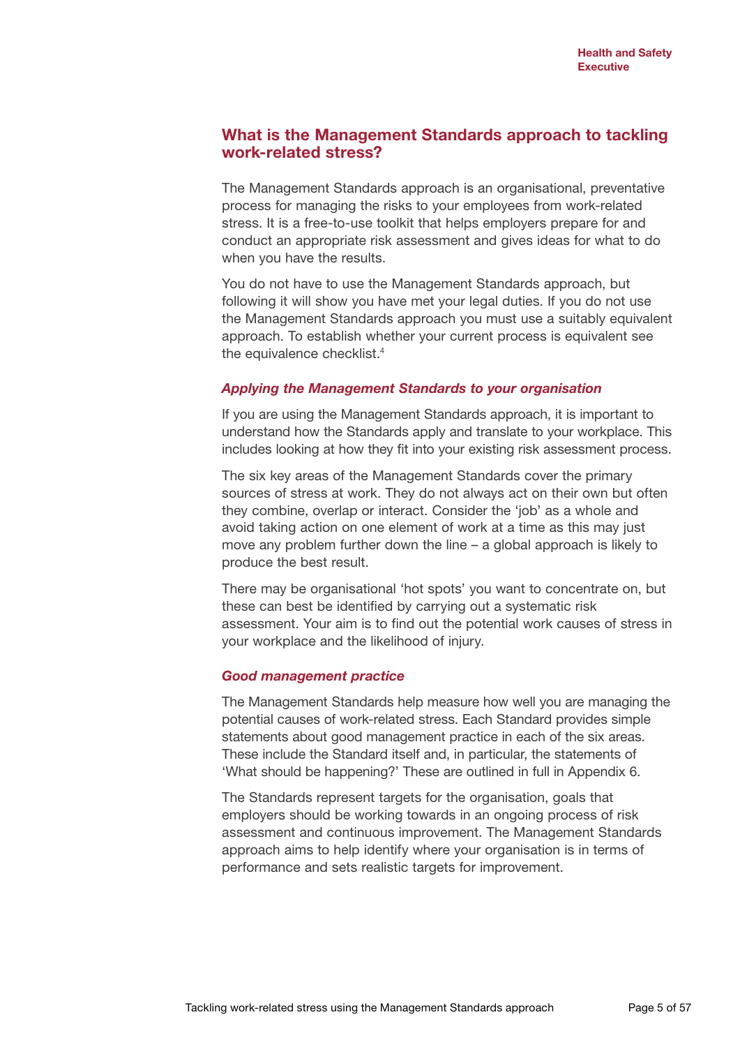## What is the Management Standards approach to tackling work-related stress?

The Management Standards approach is an organisational, preventative process for managing the risks to your employees from work-related stress. It is a free-to-use toolkit that helps employers prepare for and conduct an appropriate risk assessment and gives ideas for what to do when you have the results.

You do not have to use the Management Standards approach, but following it will show you have met your legal duties. If you do not use the Management Standards approach you must use a suitably equivalent approach. To establish whether your current process is equivalent see the equivalence checklist.[4]

### *Applying the Management Standards to your organisation*

If you are using the Management Standards approach, it is important to understand how the Standards apply and translate to your workplace. This includes looking at how they fit into your existing risk assessment process.

The six key areas of the Management Standards cover the primary sources of stress at work. They do not always act on their own but often they combine, overlap or interact. Consider the 'job' as a whole and avoid taking action on one element of work at a time as this may just move any problem further down the line – a global approach is likely to produce the best result.

There may be organisational 'hot spots' you want to concentrate on, but these can best be identified by carrying out a systematic risk assessment. Your aim is to find out the potential work causes of stress in your workplace and the likelihood of injury.

### *Good management practice*

The Management Standards help measure how well you are managing the potential causes of work-related stress. Each Standard provides simple statements about good management practice in each of the six areas. These include the Standard itself and, in particular, the statements of 'What should be happening?' These are outlined in full in Appendix 6.

The Standards represent targets for the organisation, goals that employers should be working towards in an ongoing process of risk assessment and continuous improvement. The Management Standards approach aims to help identify where your organisation is in terms of performance and sets realistic targets for improvement.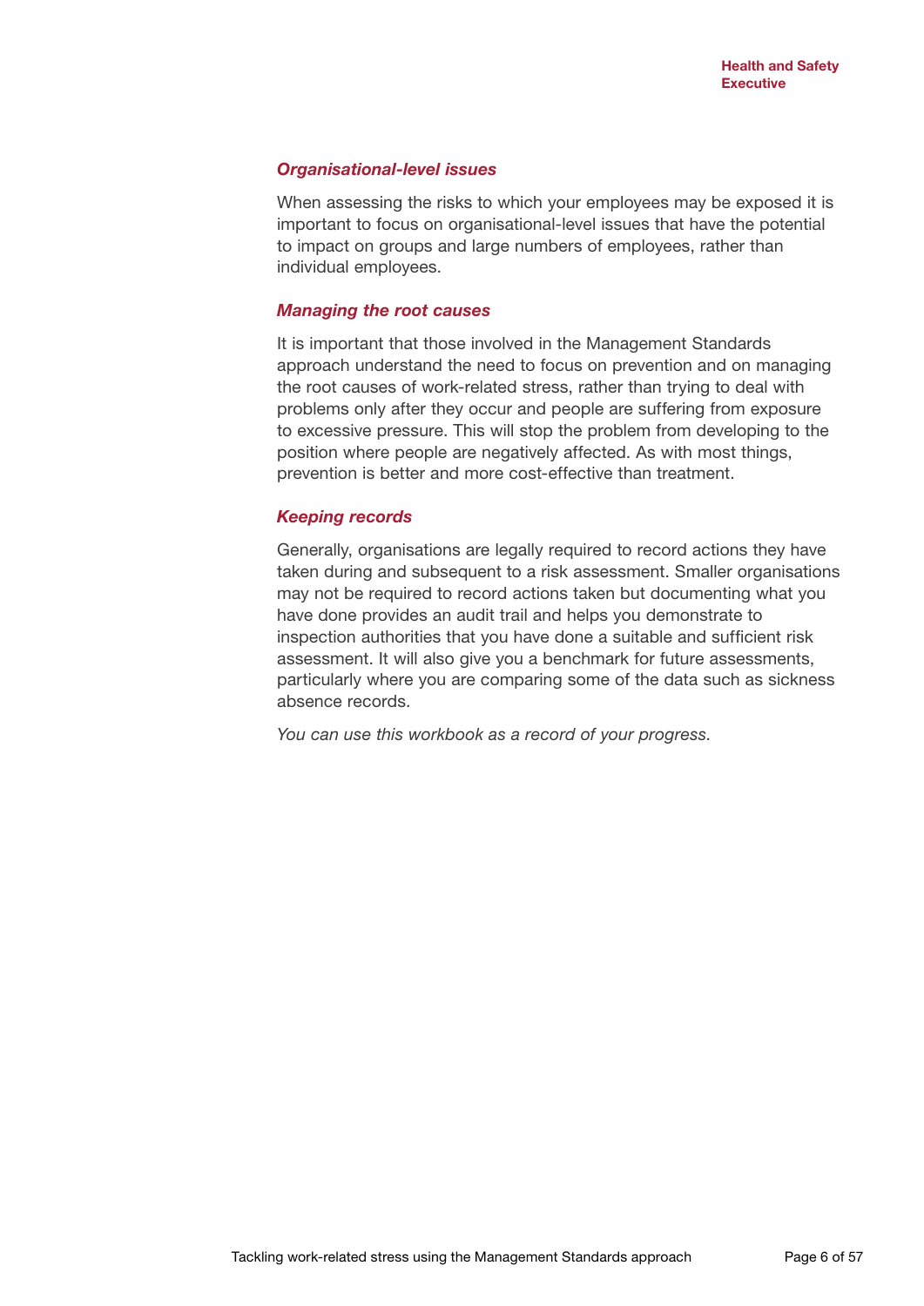### *Organisational-level issues*

When assessing the risks to which your employees may be exposed it is important to focus on organisational-level issues that have the potential to impact on groups and large numbers of employees, rather than individual employees.

### *Managing the root causes*

It is important that those involved in the Management Standards approach understand the need to focus on prevention and on managing the root causes of work-related stress, rather than trying to deal with problems only after they occur and people are suffering from exposure to excessive pressure. This will stop the problem from developing to the position where people are negatively affected. As with most things, prevention is better and more cost-effective than treatment.

### *Keeping records*

Generally, organisations are legally required to record actions they have taken during and subsequent to a risk assessment. Smaller organisations may not be required to record actions taken but documenting what you have done provides an audit trail and helps you demonstrate to inspection authorities that you have done a suitable and sufficient risk assessment. It will also give you a benchmark for future assessments, particularly where you are comparing some of the data such as sickness absence records.

*You can use this workbook as a record of your progress.*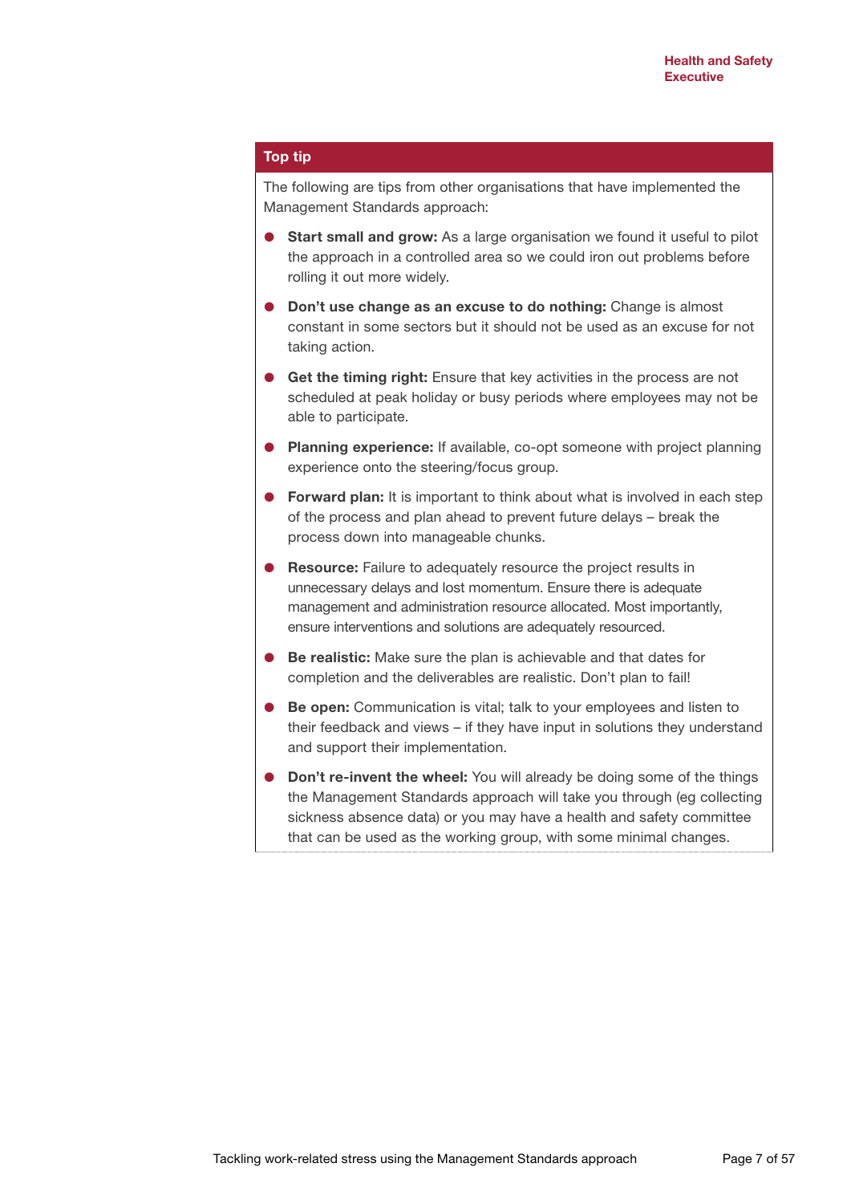**Top tip**

The following are tips from other organisations that have implemented the Management Standards approach:

- **Start small and grow:** As a large organisation we found it useful to pilot the approach in a controlled area so we could iron out problems before rolling it out more widely.
- **Don't use change as an excuse to do nothing:** Change is almost constant in some sectors but it should not be used as an excuse for not taking action.
- **Get the timing right:** Ensure that key activities in the process are not scheduled at peak holiday or busy periods where employees may not be able to participate.
- **Planning experience:** If available, co-opt someone with project planning experience onto the steering/focus group.
- **Forward plan:** It is important to think about what is involved in each step of the process and plan ahead to prevent future delays – break the process down into manageable chunks.
- **Resource:** Failure to adequately resource the project results in unnecessary delays and lost momentum. Ensure there is adequate management and administration resource allocated. Most importantly, ensure interventions and solutions are adequately resourced.
- **Be realistic:** Make sure the plan is achievable and that dates for completion and the deliverables are realistic. Don't plan to fail!
- **Be open:** Communication is vital; talk to your employees and listen to their feedback and views – if they have input in solutions they understand and support their implementation.
- **Don't re-invent the wheel:** You will already be doing some of the things the Management Standards approach will take you through (eg collecting sickness absence data) or you may have a health and safety committee that can be used as the working group, with some minimal changes.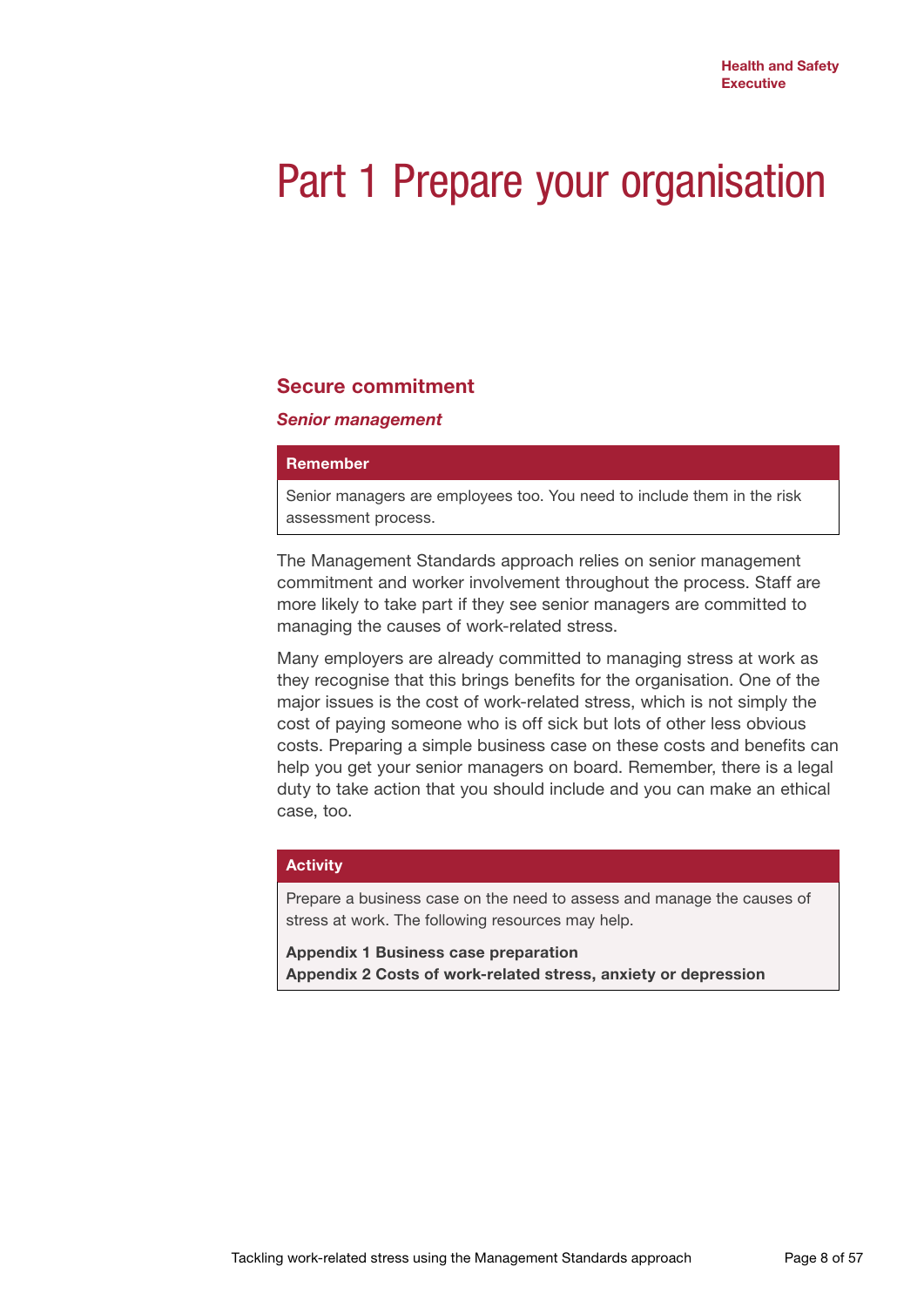# Part 1 Prepare your organisation

## Secure commitment

### *Senior management*

**Remember**

Senior managers are employees too. You need to include them in the risk assessment process.

The Management Standards approach relies on senior management commitment and worker involvement throughout the process. Staff are more likely to take part if they see senior managers are committed to managing the causes of work-related stress.

Many employers are already committed to managing stress at work as they recognise that this brings benefits for the organisation. One of the major issues is the cost of work-related stress, which is not simply the cost of paying someone who is off sick but lots of other less obvious costs. Preparing a simple business case on these costs and benefits can help you get your senior managers on board. Remember, there is a legal duty to take action that you should include and you can make an ethical case, too.

**Activity**

Prepare a business case on the need to assess and manage the causes of stress at work. The following resources may help.

**Appendix 1 Business case preparation**
**Appendix 2 Costs of work-related stress, anxiety or depression**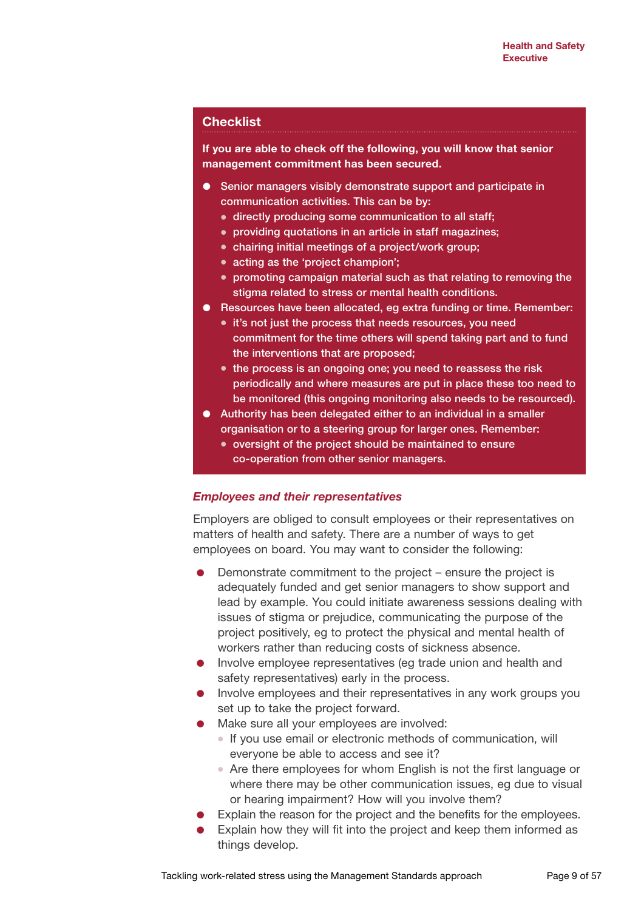## Checklist

**If you are able to check off the following, you will know that senior management commitment has been secured.**

- Senior managers visibly demonstrate support and participate in communication activities. This can be by:
  - directly producing some communication to all staff;
  - providing quotations in an article in staff magazines;
  - chairing initial meetings of a project/work group;
  - acting as the 'project champion';
  - promoting campaign material such as that relating to removing the stigma related to stress or mental health conditions.
- Resources have been allocated, eg extra funding or time. Remember:
  - it's not just the process that needs resources, you need commitment for the time others will spend taking part and to fund the interventions that are proposed;
  - the process is an ongoing one; you need to reassess the risk periodically and where measures are put in place these too need to be monitored (this ongoing monitoring also needs to be resourced).
- Authority has been delegated either to an individual in a smaller organisation or to a steering group for larger ones. Remember:
  - oversight of the project should be maintained to ensure co-operation from other senior managers.

### *Employees and their representatives*

Employers are obliged to consult employees or their representatives on matters of health and safety. There are a number of ways to get employees on board. You may want to consider the following:

- Demonstrate commitment to the project – ensure the project is adequately funded and get senior managers to show support and lead by example. You could initiate awareness sessions dealing with issues of stigma or prejudice, communicating the purpose of the project positively, eg to protect the physical and mental health of workers rather than reducing costs of sickness absence.
- Involve employee representatives (eg trade union and health and safety representatives) early in the process.
- Involve employees and their representatives in any work groups you set up to take the project forward.
- Make sure all your employees are involved:
  - If you use email or electronic methods of communication, will everyone be able to access and see it?
  - Are there employees for whom English is not the first language or where there may be other communication issues, eg due to visual or hearing impairment? How will you involve them?
- Explain the reason for the project and the benefits for the employees.
- Explain how they will fit into the project and keep them informed as things develop.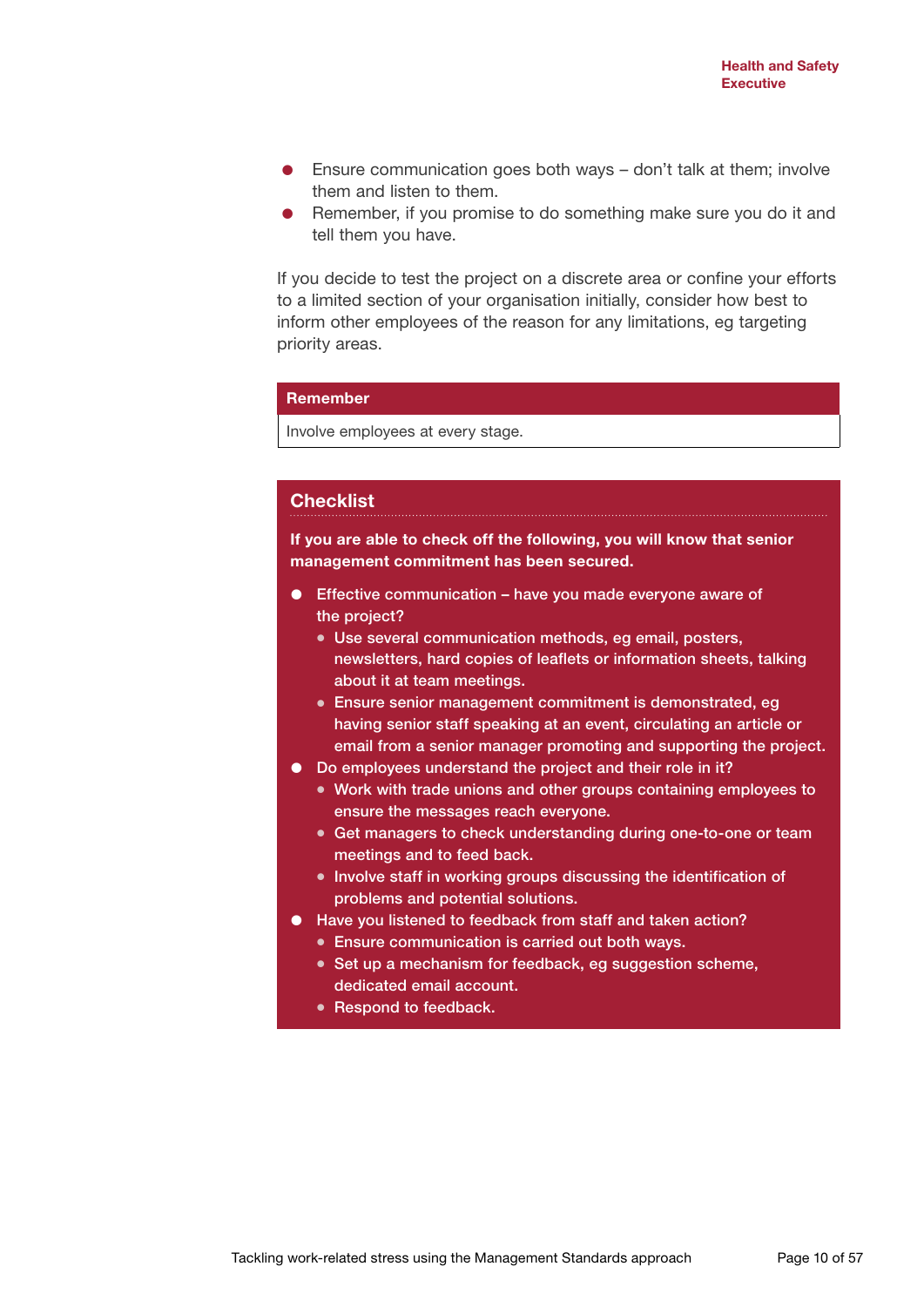- Ensure communication goes both ways – don't talk at them; involve them and listen to them.
- Remember, if you promise to do something make sure you do it and tell them you have.

If you decide to test the project on a discrete area or confine your efforts to a limited section of your organisation initially, consider how best to inform other employees of the reason for any limitations, eg targeting priority areas.

**Remember**

Involve employees at every stage.

## Checklist

**If you are able to check off the following, you will know that senior management commitment has been secured.**

- Effective communication – have you made everyone aware of the project?
  - Use several communication methods, eg email, posters, newsletters, hard copies of leaflets or information sheets, talking about it at team meetings.
  - Ensure senior management commitment is demonstrated, eg having senior staff speaking at an event, circulating an article or email from a senior manager promoting and supporting the project.
- Do employees understand the project and their role in it?
  - Work with trade unions and other groups containing employees to ensure the messages reach everyone.
  - Get managers to check understanding during one-to-one or team meetings and to feed back.
  - Involve staff in working groups discussing the identification of problems and potential solutions.
- Have you listened to feedback from staff and taken action?
  - Ensure communication is carried out both ways.
  - Set up a mechanism for feedback, eg suggestion scheme, dedicated email account.
  - Respond to feedback.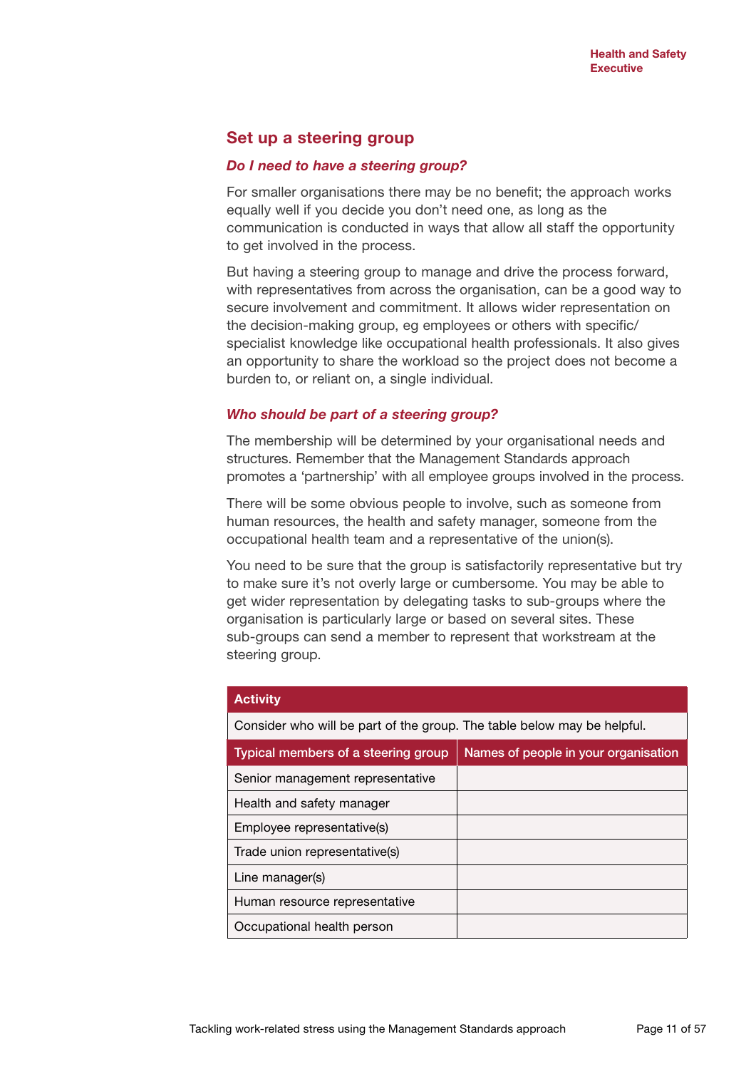## Set up a steering group

### *Do I need to have a steering group?*

For smaller organisations there may be no benefit; the approach works equally well if you decide you don't need one, as long as the communication is conducted in ways that allow all staff the opportunity to get involved in the process.

But having a steering group to manage and drive the process forward, with representatives from across the organisation, can be a good way to secure involvement and commitment. It allows wider representation on the decision-making group, eg employees or others with specific/ specialist knowledge like occupational health professionals. It also gives an opportunity to share the workload so the project does not become a burden to, or reliant on, a single individual.

### *Who should be part of a steering group?*

The membership will be determined by your organisational needs and structures. Remember that the Management Standards approach promotes a 'partnership' with all employee groups involved in the process.

There will be some obvious people to involve, such as someone from human resources, the health and safety manager, someone from the occupational health team and a representative of the union(s).

You need to be sure that the group is satisfactorily representative but try to make sure it's not overly large or cumbersome. You may be able to get wider representation by delegating tasks to sub-groups where the organisation is particularly large or based on several sites. These sub-groups can send a member to represent that workstream at the steering group.

| **Activity** | |
|---|---|
| Consider who will be part of the group. The table below may be helpful. | |
| **Typical members of a steering group** | **Names of people in your organisation** |
| Senior management representative | |
| Health and safety manager | |
| Employee representative(s) | |
| Trade union representative(s) | |
| Line manager(s) | |
| Human resource representative | |
| Occupational health person | |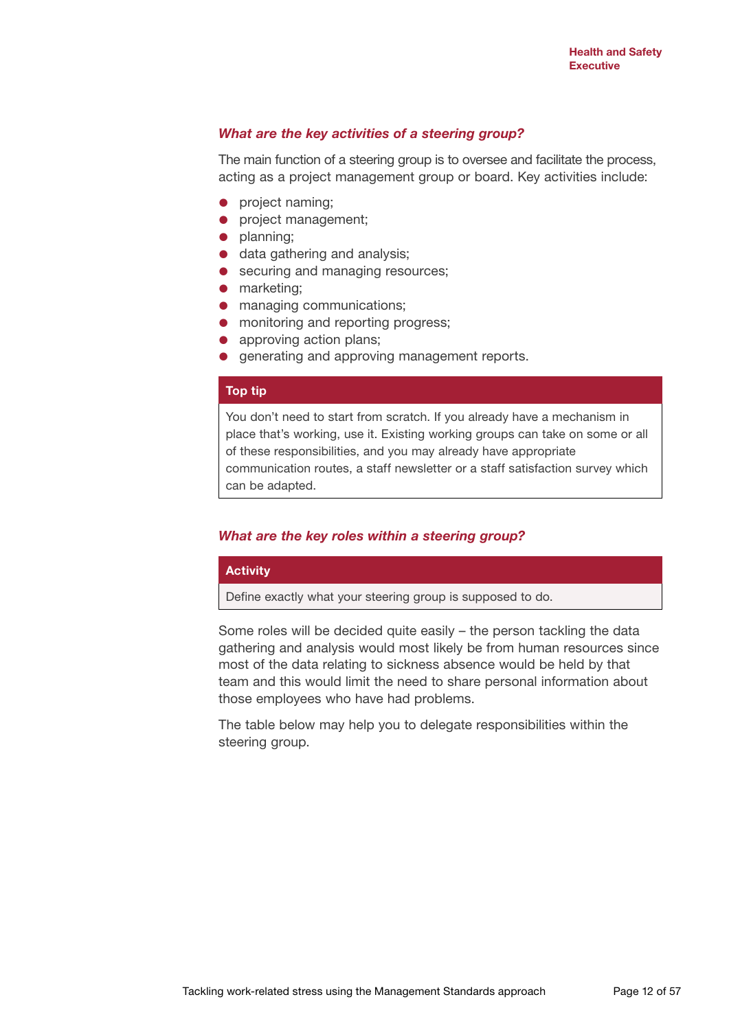### *What are the key activities of a steering group?*

The main function of a steering group is to oversee and facilitate the process, acting as a project management group or board. Key activities include:

- project naming;
- project management;
- planning;
- data gathering and analysis;
- securing and managing resources;
- marketing;
- managing communications;
- monitoring and reporting progress;
- approving action plans;
- generating and approving management reports.

**Top tip**

You don't need to start from scratch. If you already have a mechanism in place that's working, use it. Existing working groups can take on some or all of these responsibilities, and you may already have appropriate communication routes, a staff newsletter or a staff satisfaction survey which can be adapted.

### *What are the key roles within a steering group?*

**Activity**

Define exactly what your steering group is supposed to do.

Some roles will be decided quite easily – the person tackling the data gathering and analysis would most likely be from human resources since most of the data relating to sickness absence would be held by that team and this would limit the need to share personal information about those employees who have had problems.

The table below may help you to delegate responsibilities within the steering group.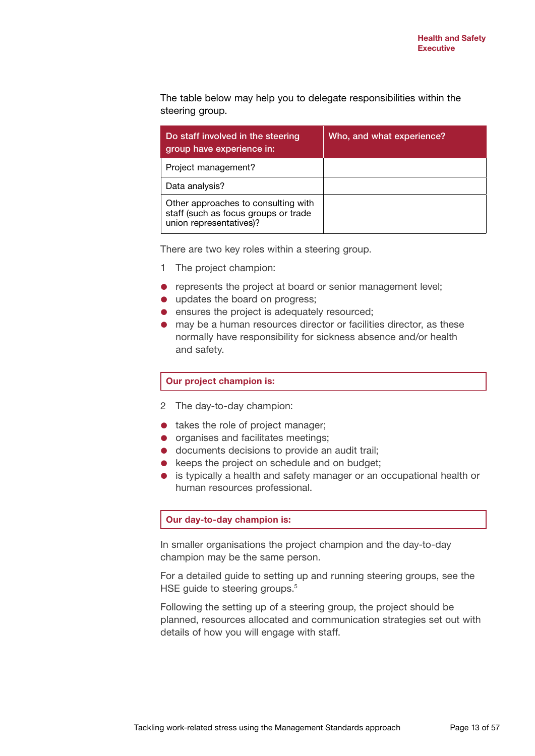The table below may help you to delegate responsibilities within the steering group.

| Do staff involved in the steering group have experience in: | Who, and what experience? |
|---|---|
| Project management? | |
| Data analysis? | |
| Other approaches to consulting with staff (such as focus groups or trade union representatives)? | |

There are two key roles within a steering group.

1 The project champion:

- represents the project at board or senior management level;
- updates the board on progress;
- ensures the project is adequately resourced;
- may be a human resources director or facilities director, as these normally have responsibility for sickness absence and/or health and safety.

| **Our project champion is:** |
|---|

2 The day-to-day champion:

- takes the role of project manager;
- organises and facilitates meetings;
- documents decisions to provide an audit trail;
- keeps the project on schedule and on budget;
- is typically a health and safety manager or an occupational health or human resources professional.

| **Our day-to-day champion is:** |
|---|

In smaller organisations the project champion and the day-to-day champion may be the same person.

For a detailed guide to setting up and running steering groups, see the HSE guide to steering groups.[5]

Following the setting up of a steering group, the project should be planned, resources allocated and communication strategies set out with details of how you will engage with staff.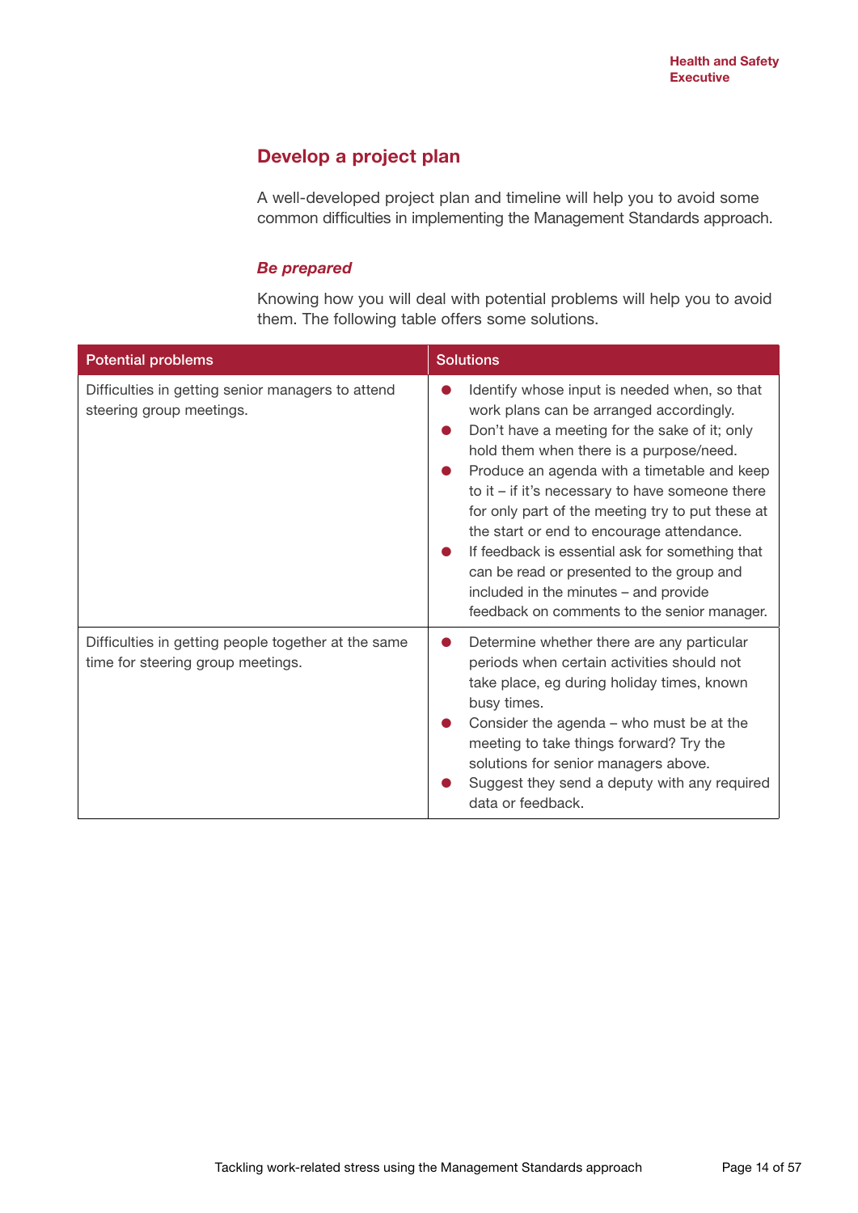## Develop a project plan

A well-developed project plan and timeline will help you to avoid some common difficulties in implementing the Management Standards approach.

### *Be prepared*

Knowing how you will deal with potential problems will help you to avoid them. The following table offers some solutions.

| Potential problems | Solutions |
| --- | --- |
| Difficulties in getting senior managers to attend steering group meetings. | • Identify whose input is needed when, so that work plans can be arranged accordingly.<br>• Don't have a meeting for the sake of it; only hold them when there is a purpose/need.<br>• Produce an agenda with a timetable and keep to it – if it's necessary to have someone there for only part of the meeting try to put these at the start or end to encourage attendance.<br>• If feedback is essential ask for something that can be read or presented to the group and included in the minutes – and provide feedback on comments to the senior manager. |
| Difficulties in getting people together at the same time for steering group meetings. | • Determine whether there are any particular periods when certain activities should not take place, eg during holiday times, known busy times.<br>• Consider the agenda – who must be at the meeting to take things forward? Try the solutions for senior managers above.<br>• Suggest they send a deputy with any required data or feedback. |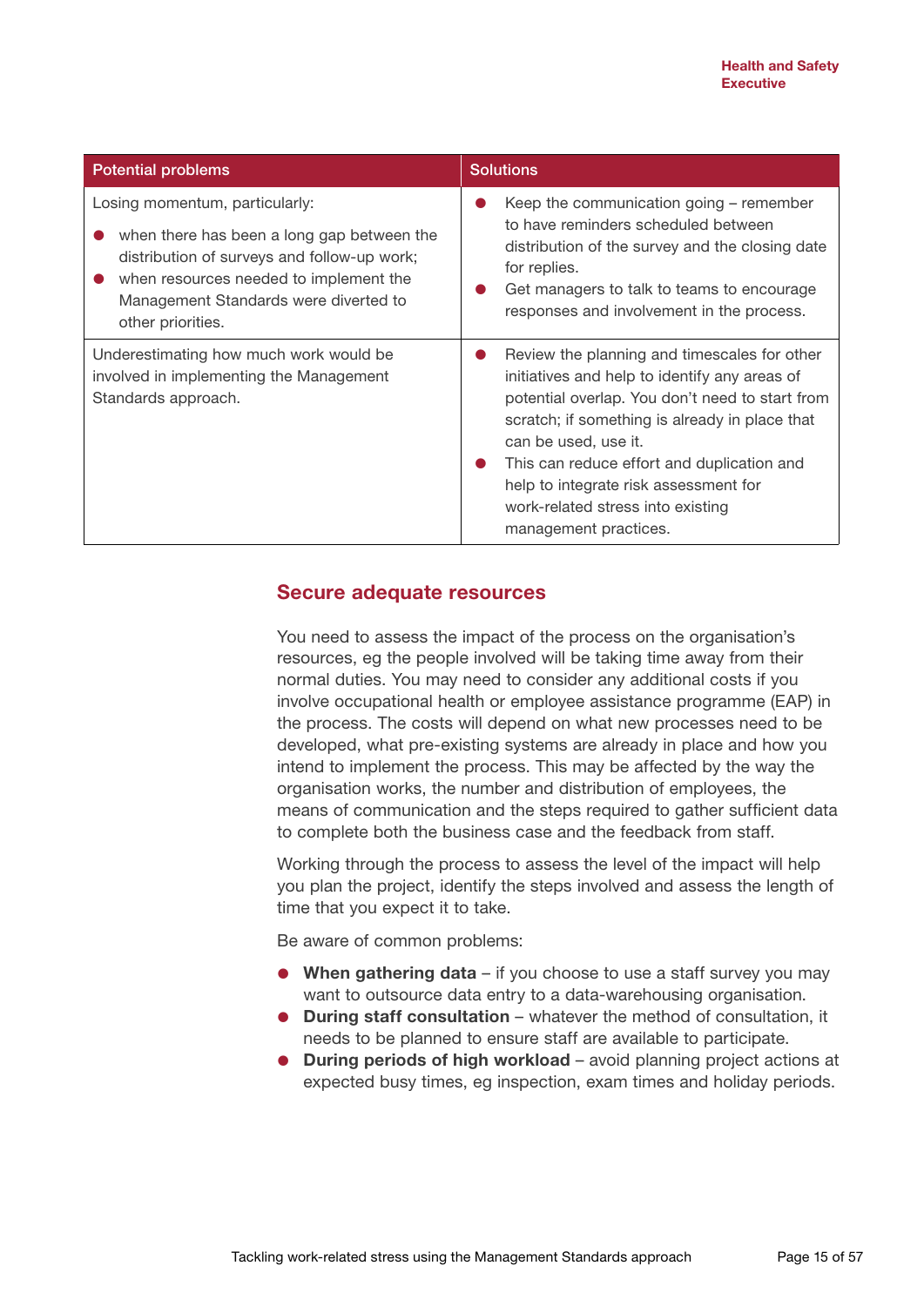| Potential problems | Solutions |
|---|---|
| Losing momentum, particularly:<br>● when there has been a long gap between the distribution of surveys and follow-up work;<br>● when resources needed to implement the Management Standards were diverted to other priorities. | ● Keep the communication going – remember to have reminders scheduled between distribution of the survey and the closing date for replies.<br>● Get managers to talk to teams to encourage responses and involvement in the process. |
| Underestimating how much work would be involved in implementing the Management Standards approach. | ● Review the planning and timescales for other initiatives and help to identify any areas of potential overlap. You don't need to start from scratch; if something is already in place that can be used, use it.<br>● This can reduce effort and duplication and help to integrate risk assessment for work-related stress into existing management practices. |

## Secure adequate resources

You need to assess the impact of the process on the organisation's resources, eg the people involved will be taking time away from their normal duties. You may need to consider any additional costs if you involve occupational health or employee assistance programme (EAP) in the process. The costs will depend on what new processes need to be developed, what pre-existing systems are already in place and how you intend to implement the process. This may be affected by the way the organisation works, the number and distribution of employees, the means of communication and the steps required to gather sufficient data to complete both the business case and the feedback from staff.

Working through the process to assess the level of the impact will help you plan the project, identify the steps involved and assess the length of time that you expect it to take.

Be aware of common problems:

- **When gathering data** – if you choose to use a staff survey you may want to outsource data entry to a data-warehousing organisation.
- **During staff consultation** – whatever the method of consultation, it needs to be planned to ensure staff are available to participate.
- **During periods of high workload** – avoid planning project actions at expected busy times, eg inspection, exam times and holiday periods.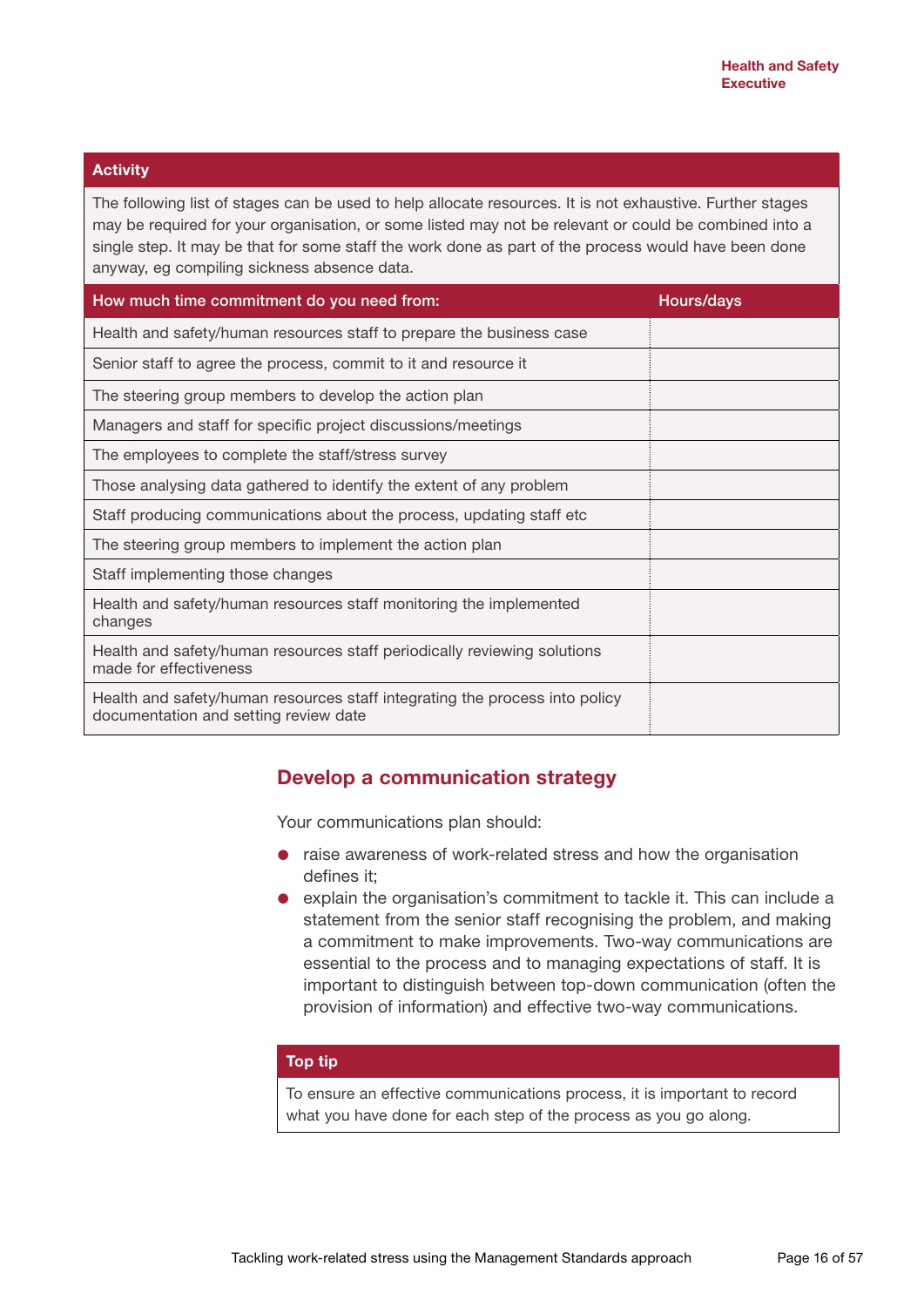**Activity**

The following list of stages can be used to help allocate resources. It is not exhaustive. Further stages may be required for your organisation, or some listed may not be relevant or could be combined into a single step. It may be that for some staff the work done as part of the process would have been done anyway, eg compiling sickness absence data.

| How much time commitment do you need from: | Hours/days |
|---|---|
| Health and safety/human resources staff to prepare the business case | |
| Senior staff to agree the process, commit to it and resource it | |
| The steering group members to develop the action plan | |
| Managers and staff for specific project discussions/meetings | |
| The employees to complete the staff/stress survey | |
| Those analysing data gathered to identify the extent of any problem | |
| Staff producing communications about the process, updating staff etc | |
| The steering group members to implement the action plan | |
| Staff implementing those changes | |
| Health and safety/human resources staff monitoring the implemented changes | |
| Health and safety/human resources staff periodically reviewing solutions made for effectiveness | |
| Health and safety/human resources staff integrating the process into policy documentation and setting review date | |

## Develop a communication strategy

Your communications plan should:

- raise awareness of work-related stress and how the organisation defines it;
- explain the organisation's commitment to tackle it. This can include a statement from the senior staff recognising the problem, and making a commitment to make improvements. Two-way communications are essential to the process and to managing expectations of staff. It is important to distinguish between top-down communication (often the provision of information) and effective two-way communications.

**Top tip**

To ensure an effective communications process, it is important to record what you have done for each step of the process as you go along.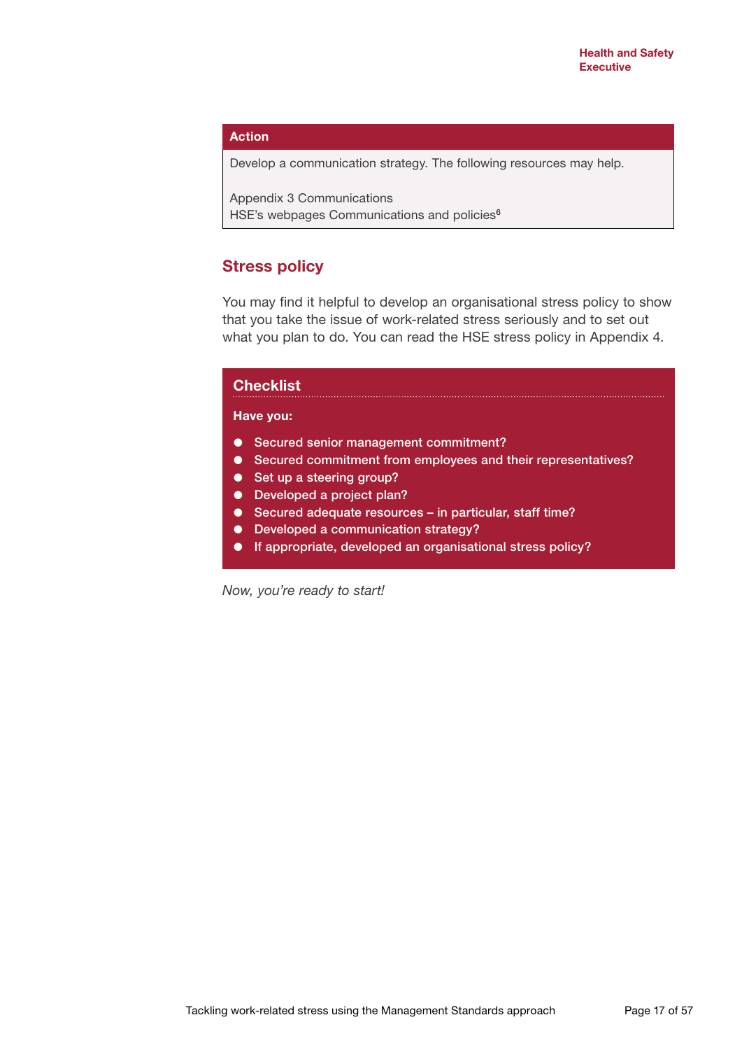**Action**

Develop a communication strategy. The following resources may help.

Appendix 3 Communications
HSE's webpages Communications and policies[6]

## Stress policy

You may find it helpful to develop an organisational stress policy to show that you take the issue of work-related stress seriously and to set out what you plan to do. You can read the HSE stress policy in Appendix 4.

### Checklist

**Have you:**

- Secured senior management commitment?
- Secured commitment from employees and their representatives?
- Set up a steering group?
- Developed a project plan?
- Secured adequate resources – in particular, staff time?
- Developed a communication strategy?
- If appropriate, developed an organisational stress policy?

*Now, you're ready to start!*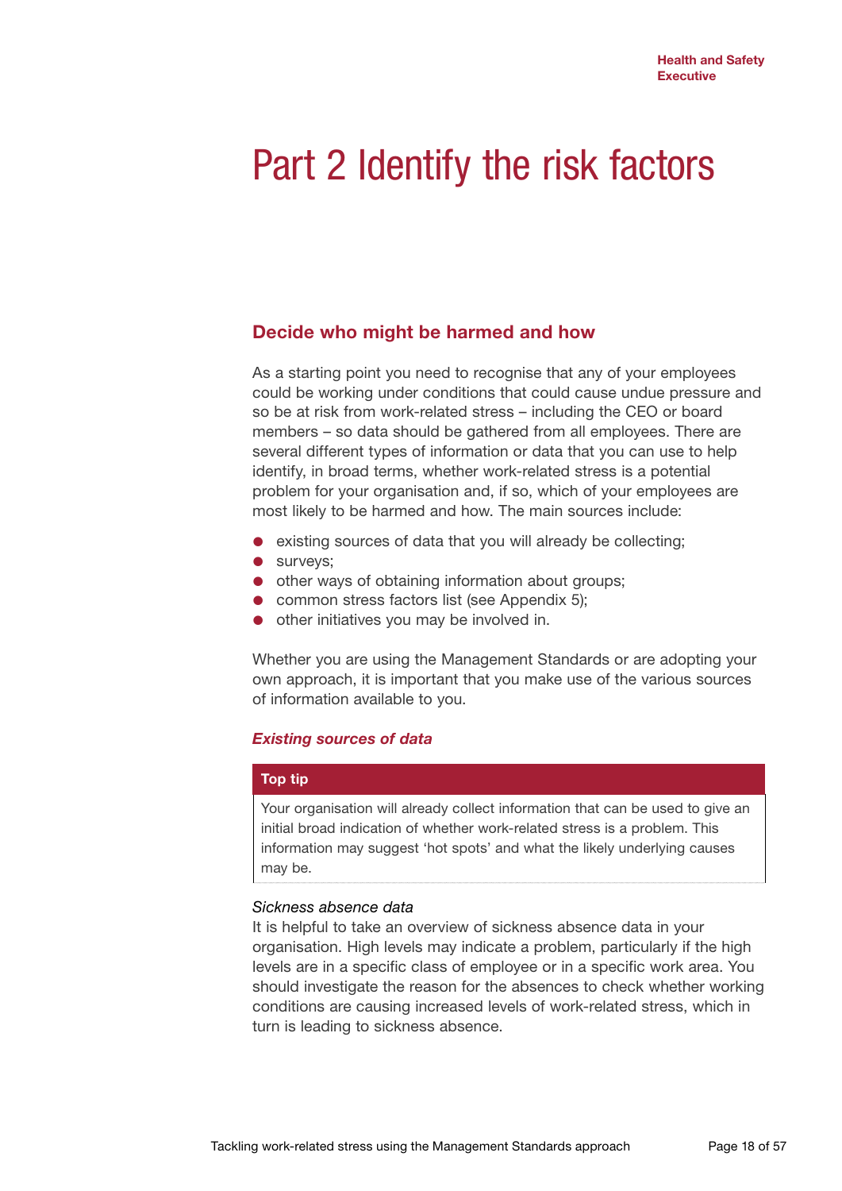# Part 2 Identify the risk factors

## Decide who might be harmed and how

As a starting point you need to recognise that any of your employees could be working under conditions that could cause undue pressure and so be at risk from work-related stress – including the CEO or board members – so data should be gathered from all employees. There are several different types of information or data that you can use to help identify, in broad terms, whether work-related stress is a potential problem for your organisation and, if so, which of your employees are most likely to be harmed and how. The main sources include:

- existing sources of data that you will already be collecting;
- surveys;
- other ways of obtaining information about groups;
- common stress factors list (see Appendix 5);
- other initiatives you may be involved in.

Whether you are using the Management Standards or are adopting your own approach, it is important that you make use of the various sources of information available to you.

### *Existing sources of data*

> **Top tip**
>
> Your organisation will already collect information that can be used to give an initial broad indication of whether work-related stress is a problem. This information may suggest 'hot spots' and what the likely underlying causes may be.

*Sickness absence data*

It is helpful to take an overview of sickness absence data in your organisation. High levels may indicate a problem, particularly if the high levels are in a specific class of employee or in a specific work area. You should investigate the reason for the absences to check whether working conditions are causing increased levels of work-related stress, which in turn is leading to sickness absence.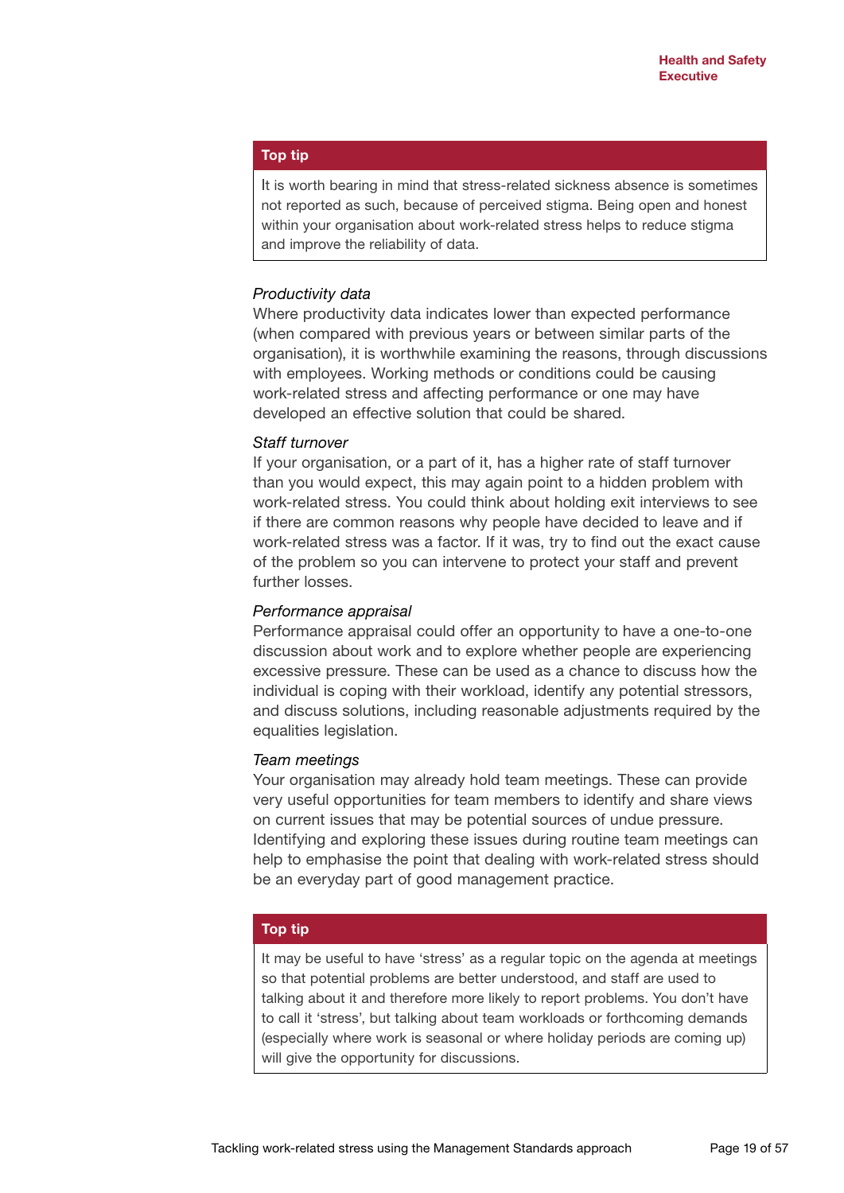> **Top tip**
>
> It is worth bearing in mind that stress-related sickness absence is sometimes not reported as such, because of perceived stigma. Being open and honest within your organisation about work-related stress helps to reduce stigma and improve the reliability of data.

*Productivity data*

Where productivity data indicates lower than expected performance (when compared with previous years or between similar parts of the organisation), it is worthwhile examining the reasons, through discussions with employees. Working methods or conditions could be causing work-related stress and affecting performance or one may have developed an effective solution that could be shared.

*Staff turnover*

If your organisation, or a part of it, has a higher rate of staff turnover than you would expect, this may again point to a hidden problem with work-related stress. You could think about holding exit interviews to see if there are common reasons why people have decided to leave and if work-related stress was a factor. If it was, try to find out the exact cause of the problem so you can intervene to protect your staff and prevent further losses.

*Performance appraisal*

Performance appraisal could offer an opportunity to have a one-to-one discussion about work and to explore whether people are experiencing excessive pressure. These can be used as a chance to discuss how the individual is coping with their workload, identify any potential stressors, and discuss solutions, including reasonable adjustments required by the equalities legislation.

*Team meetings*

Your organisation may already hold team meetings. These can provide very useful opportunities for team members to identify and share views on current issues that may be potential sources of undue pressure. Identifying and exploring these issues during routine team meetings can help to emphasise the point that dealing with work-related stress should be an everyday part of good management practice.

> **Top tip**
>
> It may be useful to have 'stress' as a regular topic on the agenda at meetings so that potential problems are better understood, and staff are used to talking about it and therefore more likely to report problems. You don't have to call it 'stress', but talking about team workloads or forthcoming demands (especially where work is seasonal or where holiday periods are coming up) will give the opportunity for discussions.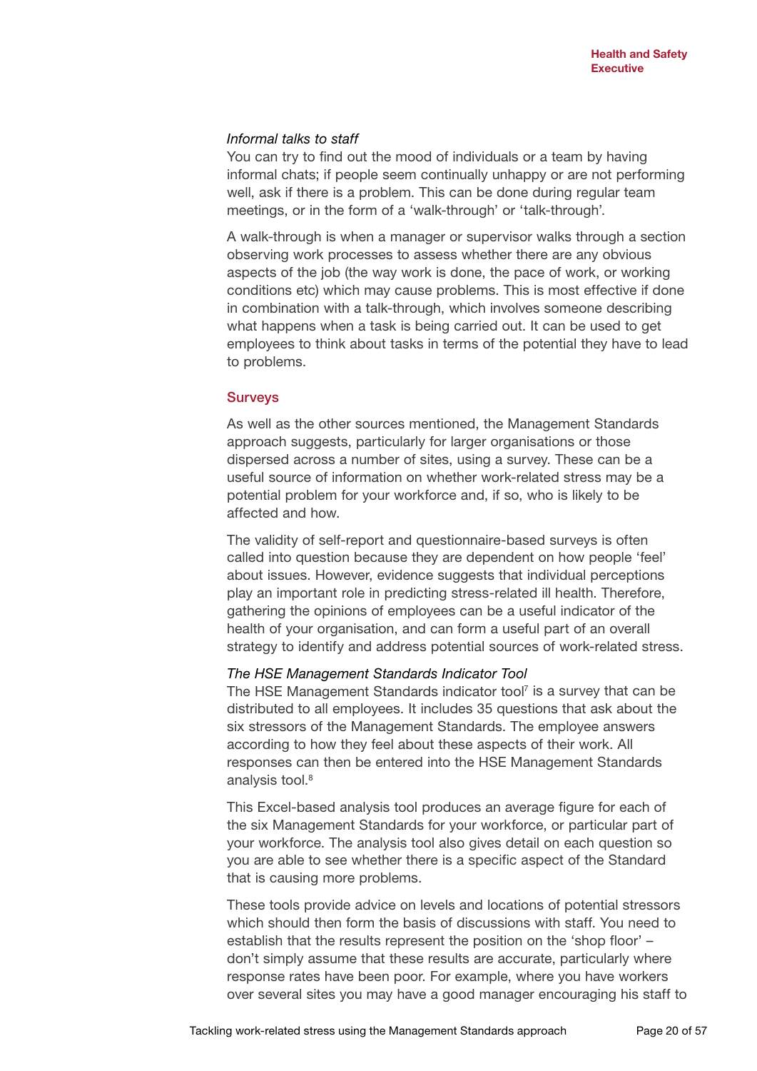*Informal talks to staff*

You can try to find out the mood of individuals or a team by having informal chats; if people seem continually unhappy or are not performing well, ask if there is a problem. This can be done during regular team meetings, or in the form of a 'walk-through' or 'talk-through'.

A walk-through is when a manager or supervisor walks through a section observing work processes to assess whether there are any obvious aspects of the job (the way work is done, the pace of work, or working conditions etc) which may cause problems. This is most effective if done in combination with a talk-through, which involves someone describing what happens when a task is being carried out. It can be used to get employees to think about tasks in terms of the potential they have to lead to problems.

## Surveys

As well as the other sources mentioned, the Management Standards approach suggests, particularly for larger organisations or those dispersed across a number of sites, using a survey. These can be a useful source of information on whether work-related stress may be a potential problem for your workforce and, if so, who is likely to be affected and how.

The validity of self-report and questionnaire-based surveys is often called into question because they are dependent on how people 'feel' about issues. However, evidence suggests that individual perceptions play an important role in predicting stress-related ill health. Therefore, gathering the opinions of employees can be a useful indicator of the health of your organisation, and can form a useful part of an overall strategy to identify and address potential sources of work-related stress.

*The HSE Management Standards Indicator Tool*

The HSE Management Standards indicator tool[7] is a survey that can be distributed to all employees. It includes 35 questions that ask about the six stressors of the Management Standards. The employee answers according to how they feel about these aspects of their work. All responses can then be entered into the HSE Management Standards analysis tool.[8]

This Excel-based analysis tool produces an average figure for each of the six Management Standards for your workforce, or particular part of your workforce. The analysis tool also gives detail on each question so you are able to see whether there is a specific aspect of the Standard that is causing more problems.

These tools provide advice on levels and locations of potential stressors which should then form the basis of discussions with staff. You need to establish that the results represent the position on the 'shop floor' – don't simply assume that these results are accurate, particularly where response rates have been poor. For example, where you have workers over several sites you may have a good manager encouraging his staff to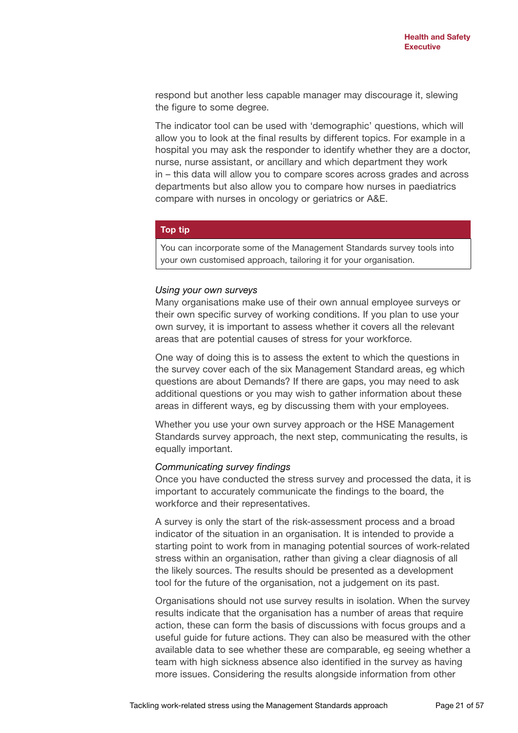respond but another less capable manager may discourage it, slewing the figure to some degree.

The indicator tool can be used with 'demographic' questions, which will allow you to look at the final results by different topics. For example in a hospital you may ask the responder to identify whether they are a doctor, nurse, nurse assistant, or ancillary and which department they work in – this data will allow you to compare scores across grades and across departments but also allow you to compare how nurses in paediatrics compare with nurses in oncology or geriatrics or A&E.

> **Top tip**
>
> You can incorporate some of the Management Standards survey tools into your own customised approach, tailoring it for your organisation.

*Using your own surveys*

Many organisations make use of their own annual employee surveys or their own specific survey of working conditions. If you plan to use your own survey, it is important to assess whether it covers all the relevant areas that are potential causes of stress for your workforce.

One way of doing this is to assess the extent to which the questions in the survey cover each of the six Management Standard areas, eg which questions are about Demands? If there are gaps, you may need to ask additional questions or you may wish to gather information about these areas in different ways, eg by discussing them with your employees.

Whether you use your own survey approach or the HSE Management Standards survey approach, the next step, communicating the results, is equally important.

*Communicating survey findings*

Once you have conducted the stress survey and processed the data, it is important to accurately communicate the findings to the board, the workforce and their representatives.

A survey is only the start of the risk-assessment process and a broad indicator of the situation in an organisation. It is intended to provide a starting point to work from in managing potential sources of work-related stress within an organisation, rather than giving a clear diagnosis of all the likely sources. The results should be presented as a development tool for the future of the organisation, not a judgement on its past.

Organisations should not use survey results in isolation. When the survey results indicate that the organisation has a number of areas that require action, these can form the basis of discussions with focus groups and a useful guide for future actions. They can also be measured with the other available data to see whether these are comparable, eg seeing whether a team with high sickness absence also identified in the survey as having more issues. Considering the results alongside information from other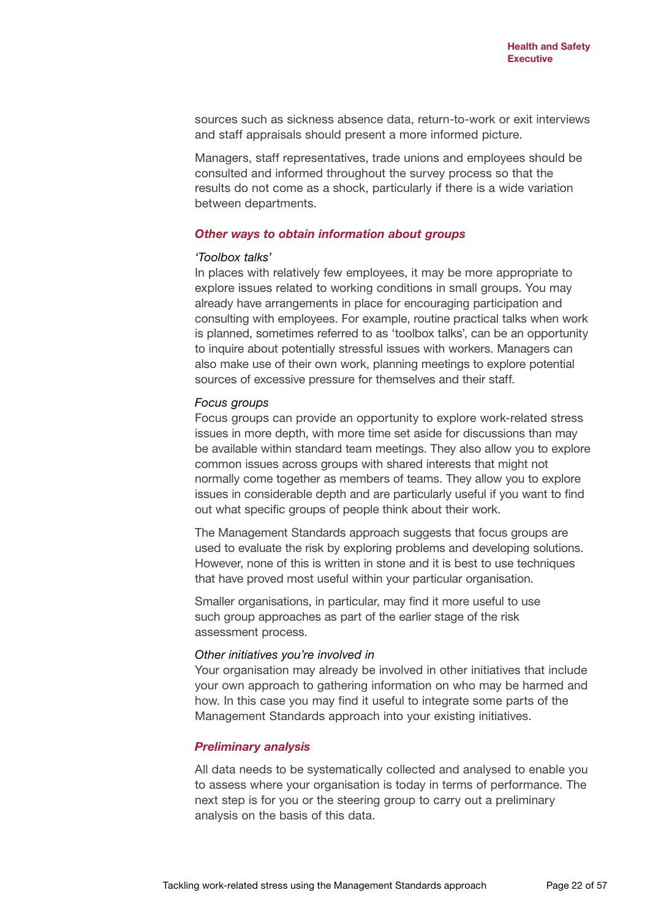sources such as sickness absence data, return-to-work or exit interviews and staff appraisals should present a more informed picture.

Managers, staff representatives, trade unions and employees should be consulted and informed throughout the survey process so that the results do not come as a shock, particularly if there is a wide variation between departments.

### *Other ways to obtain information about groups*

*'Toolbox talks'*
In places with relatively few employees, it may be more appropriate to explore issues related to working conditions in small groups. You may already have arrangements in place for encouraging participation and consulting with employees. For example, routine practical talks when work is planned, sometimes referred to as 'toolbox talks', can be an opportunity to inquire about potentially stressful issues with workers. Managers can also make use of their own work, planning meetings to explore potential sources of excessive pressure for themselves and their staff.

*Focus groups*
Focus groups can provide an opportunity to explore work-related stress issues in more depth, with more time set aside for discussions than may be available within standard team meetings. They also allow you to explore common issues across groups with shared interests that might not normally come together as members of teams. They allow you to explore issues in considerable depth and are particularly useful if you want to find out what specific groups of people think about their work.

The Management Standards approach suggests that focus groups are used to evaluate the risk by exploring problems and developing solutions. However, none of this is written in stone and it is best to use techniques that have proved most useful within your particular organisation.

Smaller organisations, in particular, may find it more useful to use such group approaches as part of the earlier stage of the risk assessment process.

*Other initiatives you're involved in*
Your organisation may already be involved in other initiatives that include your own approach to gathering information on who may be harmed and how. In this case you may find it useful to integrate some parts of the Management Standards approach into your existing initiatives.

### *Preliminary analysis*

All data needs to be systematically collected and analysed to enable you to assess where your organisation is today in terms of performance. The next step is for you or the steering group to carry out a preliminary analysis on the basis of this data.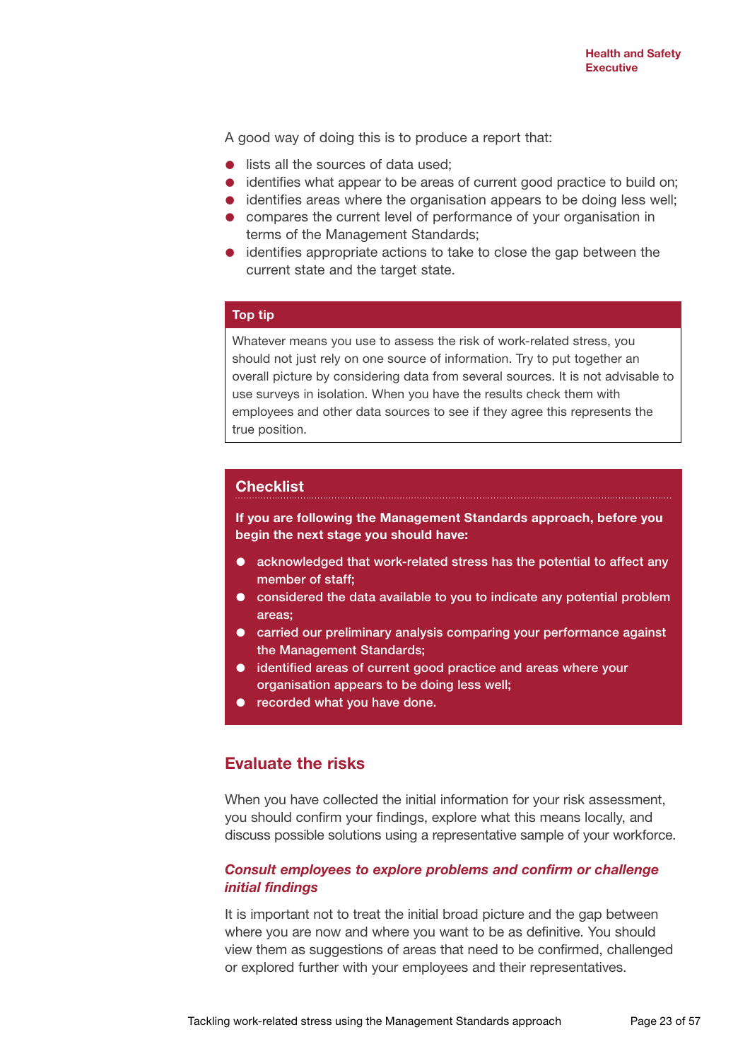A good way of doing this is to produce a report that:

- lists all the sources of data used;
- identifies what appear to be areas of current good practice to build on;
- identifies areas where the organisation appears to be doing less well;
- compares the current level of performance of your organisation in terms of the Management Standards;
- identifies appropriate actions to take to close the gap between the current state and the target state.

**Top tip**

Whatever means you use to assess the risk of work-related stress, you should not just rely on one source of information. Try to put together an overall picture by considering data from several sources. It is not advisable to use surveys in isolation. When you have the results check them with employees and other data sources to see if they agree this represents the true position.

**Checklist**

**If you are following the Management Standards approach, before you begin the next stage you should have:**

- acknowledged that work-related stress has the potential to affect any member of staff;
- considered the data available to you to indicate any potential problem areas;
- carried our preliminary analysis comparing your performance against the Management Standards;
- identified areas of current good practice and areas where your organisation appears to be doing less well;
- recorded what you have done.

## Evaluate the risks

When you have collected the initial information for your risk assessment, you should confirm your findings, explore what this means locally, and discuss possible solutions using a representative sample of your workforce.

### *Consult employees to explore problems and confirm or challenge initial findings*

It is important not to treat the initial broad picture and the gap between where you are now and where you want to be as definitive. You should view them as suggestions of areas that need to be confirmed, challenged or explored further with your employees and their representatives.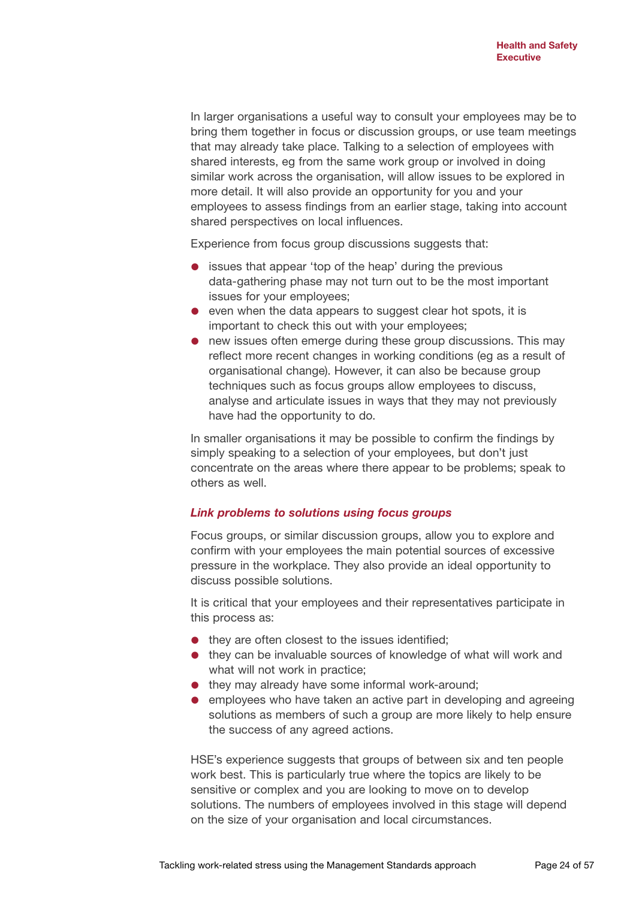In larger organisations a useful way to consult your employees may be to bring them together in focus or discussion groups, or use team meetings that may already take place. Talking to a selection of employees with shared interests, eg from the same work group or involved in doing similar work across the organisation, will allow issues to be explored in more detail. It will also provide an opportunity for you and your employees to assess findings from an earlier stage, taking into account shared perspectives on local influences.

Experience from focus group discussions suggests that:

- issues that appear 'top of the heap' during the previous data-gathering phase may not turn out to be the most important issues for your employees;
- even when the data appears to suggest clear hot spots, it is important to check this out with your employees;
- new issues often emerge during these group discussions. This may reflect more recent changes in working conditions (eg as a result of organisational change). However, it can also be because group techniques such as focus groups allow employees to discuss, analyse and articulate issues in ways that they may not previously have had the opportunity to do.

In smaller organisations it may be possible to confirm the findings by simply speaking to a selection of your employees, but don't just concentrate on the areas where there appear to be problems; speak to others as well.

### *Link problems to solutions using focus groups*

Focus groups, or similar discussion groups, allow you to explore and confirm with your employees the main potential sources of excessive pressure in the workplace. They also provide an ideal opportunity to discuss possible solutions.

It is critical that your employees and their representatives participate in this process as:

- they are often closest to the issues identified;
- they can be invaluable sources of knowledge of what will work and what will not work in practice;
- they may already have some informal work-around;
- employees who have taken an active part in developing and agreeing solutions as members of such a group are more likely to help ensure the success of any agreed actions.

HSE's experience suggests that groups of between six and ten people work best. This is particularly true where the topics are likely to be sensitive or complex and you are looking to move on to develop solutions. The numbers of employees involved in this stage will depend on the size of your organisation and local circumstances.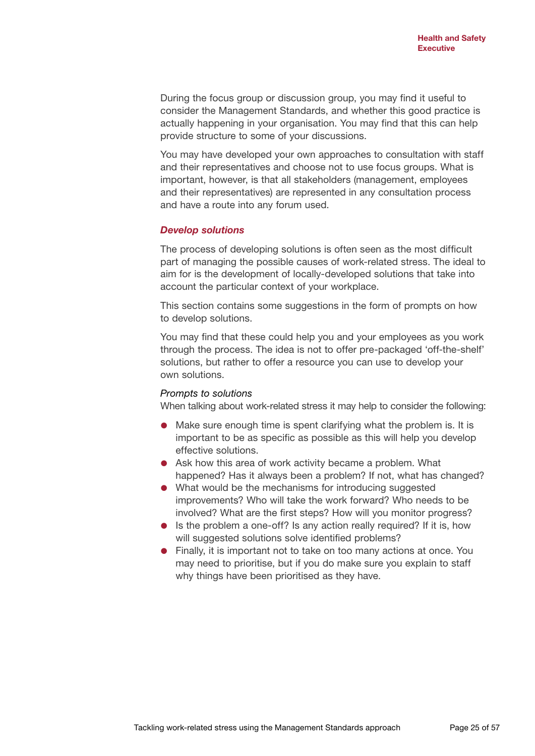During the focus group or discussion group, you may find it useful to consider the Management Standards, and whether this good practice is actually happening in your organisation. You may find that this can help provide structure to some of your discussions.

You may have developed your own approaches to consultation with staff and their representatives and choose not to use focus groups. What is important, however, is that all stakeholders (management, employees and their representatives) are represented in any consultation process and have a route into any forum used.

### *Develop solutions*

The process of developing solutions is often seen as the most difficult part of managing the possible causes of work-related stress. The ideal to aim for is the development of locally-developed solutions that take into account the particular context of your workplace.

This section contains some suggestions in the form of prompts on how to develop solutions.

You may find that these could help you and your employees as you work through the process. The idea is not to offer pre-packaged 'off-the-shelf' solutions, but rather to offer a resource you can use to develop your own solutions.

*Prompts to solutions*
When talking about work-related stress it may help to consider the following:

- Make sure enough time is spent clarifying what the problem is. It is important to be as specific as possible as this will help you develop effective solutions.
- Ask how this area of work activity became a problem. What happened? Has it always been a problem? If not, what has changed?
- What would be the mechanisms for introducing suggested improvements? Who will take the work forward? Who needs to be involved? What are the first steps? How will you monitor progress?
- Is the problem a one-off? Is any action really required? If it is, how will suggested solutions solve identified problems?
- Finally, it is important not to take on too many actions at once. You may need to prioritise, but if you do make sure you explain to staff why things have been prioritised as they have.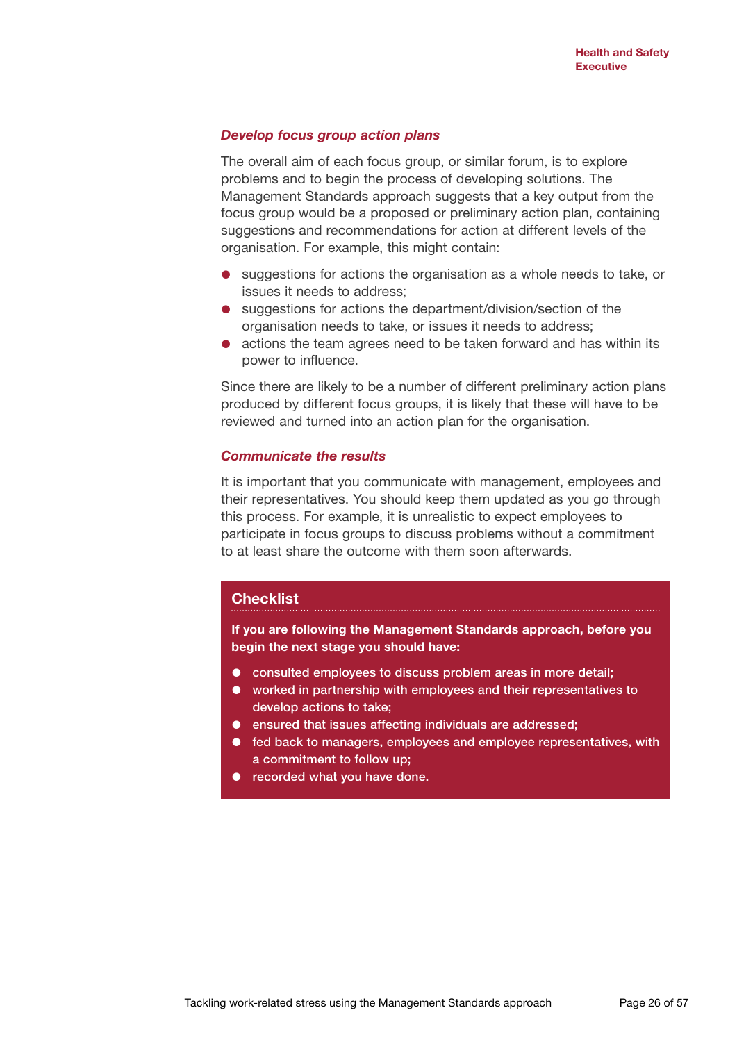### *Develop focus group action plans*

The overall aim of each focus group, or similar forum, is to explore problems and to begin the process of developing solutions. The Management Standards approach suggests that a key output from the focus group would be a proposed or preliminary action plan, containing suggestions and recommendations for action at different levels of the organisation. For example, this might contain:

- suggestions for actions the organisation as a whole needs to take, or issues it needs to address;
- suggestions for actions the department/division/section of the organisation needs to take, or issues it needs to address;
- actions the team agrees need to be taken forward and has within its power to influence.

Since there are likely to be a number of different preliminary action plans produced by different focus groups, it is likely that these will have to be reviewed and turned into an action plan for the organisation.

### *Communicate the results*

It is important that you communicate with management, employees and their representatives. You should keep them updated as you go through this process. For example, it is unrealistic to expect employees to participate in focus groups to discuss problems without a commitment to at least share the outcome with them soon afterwards.

#### Checklist

**If you are following the Management Standards approach, before you begin the next stage you should have:**

- consulted employees to discuss problem areas in more detail;
- worked in partnership with employees and their representatives to develop actions to take;
- ensured that issues affecting individuals are addressed;
- fed back to managers, employees and employee representatives, with a commitment to follow up;
- recorded what you have done.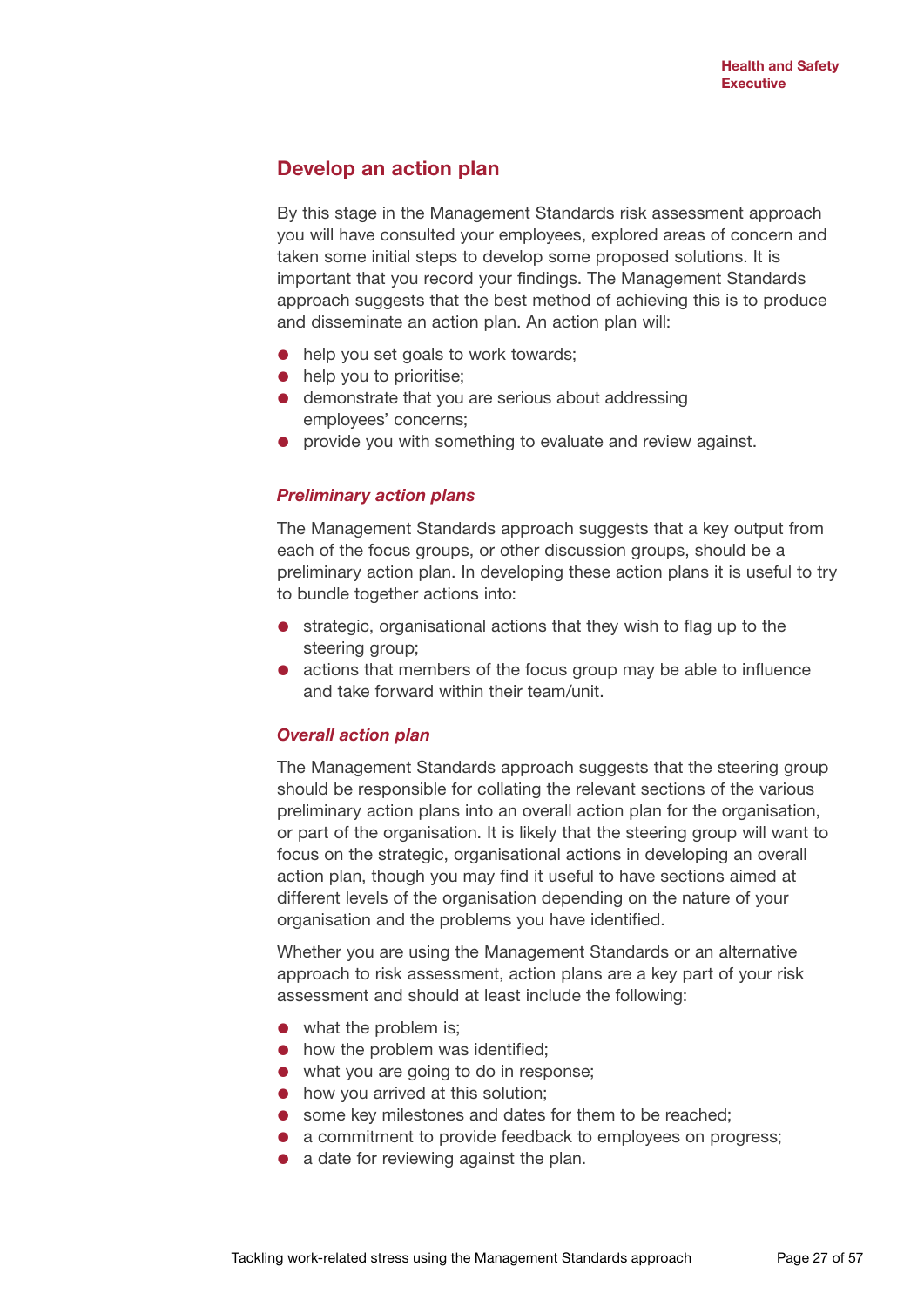## Develop an action plan

By this stage in the Management Standards risk assessment approach you will have consulted your employees, explored areas of concern and taken some initial steps to develop some proposed solutions. It is important that you record your findings. The Management Standards approach suggests that the best method of achieving this is to produce and disseminate an action plan. An action plan will:

- help you set goals to work towards;
- help you to prioritise;
- demonstrate that you are serious about addressing employees' concerns;
- provide you with something to evaluate and review against.

### *Preliminary action plans*

The Management Standards approach suggests that a key output from each of the focus groups, or other discussion groups, should be a preliminary action plan. In developing these action plans it is useful to try to bundle together actions into:

- strategic, organisational actions that they wish to flag up to the steering group;
- actions that members of the focus group may be able to influence and take forward within their team/unit.

### *Overall action plan*

The Management Standards approach suggests that the steering group should be responsible for collating the relevant sections of the various preliminary action plans into an overall action plan for the organisation, or part of the organisation. It is likely that the steering group will want to focus on the strategic, organisational actions in developing an overall action plan, though you may find it useful to have sections aimed at different levels of the organisation depending on the nature of your organisation and the problems you have identified.

Whether you are using the Management Standards or an alternative approach to risk assessment, action plans are a key part of your risk assessment and should at least include the following:

- what the problem is;
- how the problem was identified;
- what you are going to do in response;
- how you arrived at this solution;
- some key milestones and dates for them to be reached;
- a commitment to provide feedback to employees on progress;
- a date for reviewing against the plan.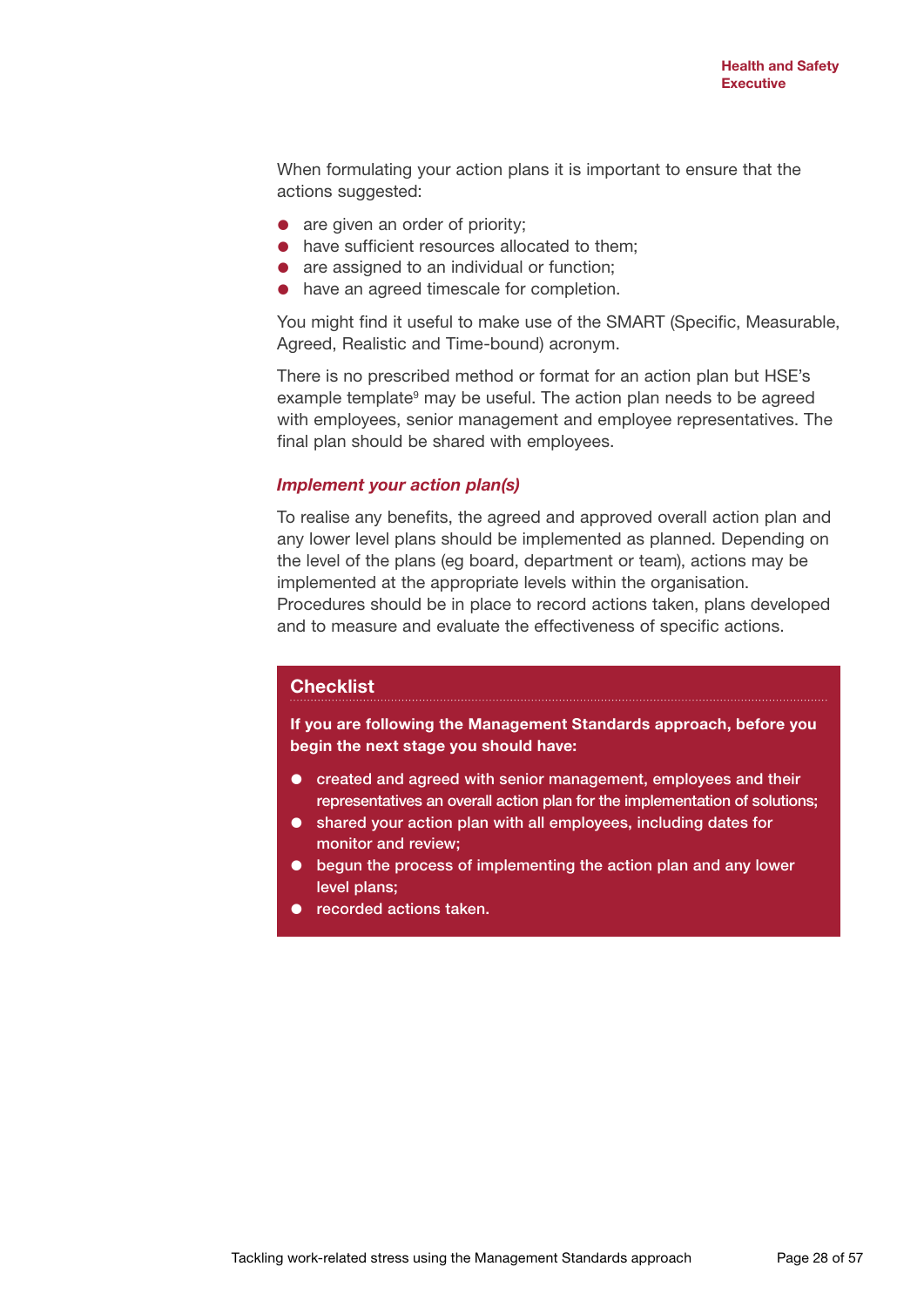When formulating your action plans it is important to ensure that the actions suggested:

- are given an order of priority;
- have sufficient resources allocated to them;
- are assigned to an individual or function;
- have an agreed timescale for completion.

You might find it useful to make use of the SMART (Specific, Measurable, Agreed, Realistic and Time-bound) acronym.

There is no prescribed method or format for an action plan but HSE's example template[9] may be useful. The action plan needs to be agreed with employees, senior management and employee representatives. The final plan should be shared with employees.

### *Implement your action plan(s)*

To realise any benefits, the agreed and approved overall action plan and any lower level plans should be implemented as planned. Depending on the level of the plans (eg board, department or team), actions may be implemented at the appropriate levels within the organisation. Procedures should be in place to record actions taken, plans developed and to measure and evaluate the effectiveness of specific actions.

#### Checklist

**If you are following the Management Standards approach, before you begin the next stage you should have:**

- **created and agreed with senior management, employees and their representatives an overall action plan for the implementation of solutions;**
- **shared your action plan with all employees, including dates for monitor and review;**
- **begun the process of implementing the action plan and any lower level plans;**
- **recorded actions taken.**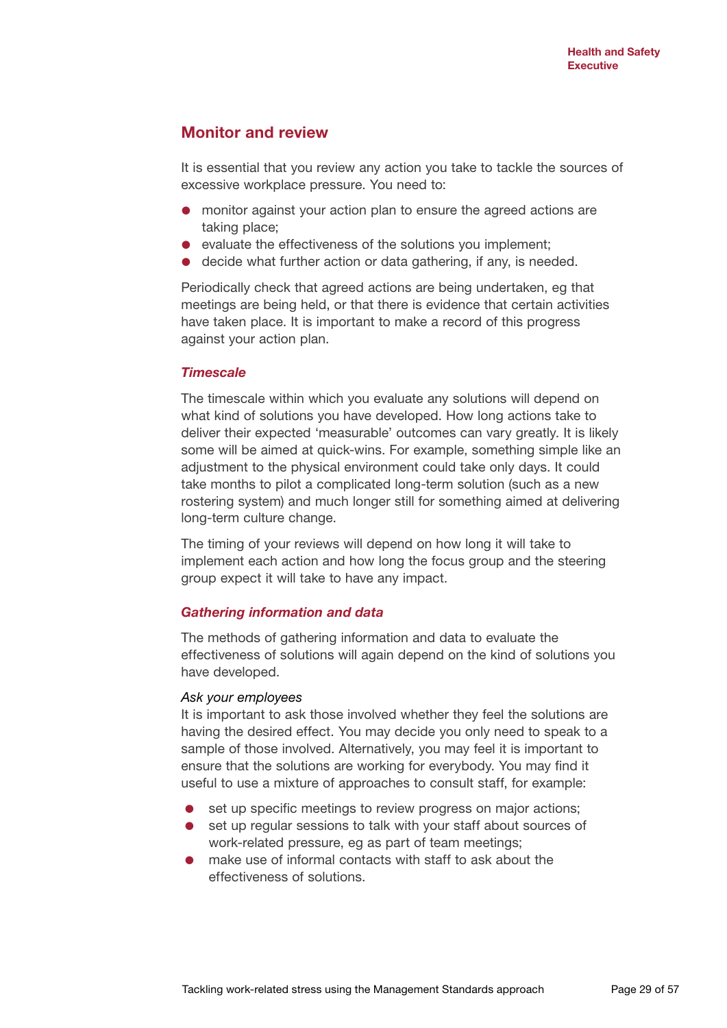## Monitor and review

It is essential that you review any action you take to tackle the sources of excessive workplace pressure. You need to:

- monitor against your action plan to ensure the agreed actions are taking place;
- evaluate the effectiveness of the solutions you implement;
- decide what further action or data gathering, if any, is needed.

Periodically check that agreed actions are being undertaken, eg that meetings are being held, or that there is evidence that certain activities have taken place. It is important to make a record of this progress against your action plan.

### *Timescale*

The timescale within which you evaluate any solutions will depend on what kind of solutions you have developed. How long actions take to deliver their expected 'measurable' outcomes can vary greatly. It is likely some will be aimed at quick-wins. For example, something simple like an adjustment to the physical environment could take only days. It could take months to pilot a complicated long-term solution (such as a new rostering system) and much longer still for something aimed at delivering long-term culture change.

The timing of your reviews will depend on how long it will take to implement each action and how long the focus group and the steering group expect it will take to have any impact.

### *Gathering information and data*

The methods of gathering information and data to evaluate the effectiveness of solutions will again depend on the kind of solutions you have developed.

*Ask your employees*
It is important to ask those involved whether they feel the solutions are having the desired effect. You may decide you only need to speak to a sample of those involved. Alternatively, you may feel it is important to ensure that the solutions are working for everybody. You may find it useful to use a mixture of approaches to consult staff, for example:

- set up specific meetings to review progress on major actions;
- set up regular sessions to talk with your staff about sources of work-related pressure, eg as part of team meetings;
- make use of informal contacts with staff to ask about the effectiveness of solutions.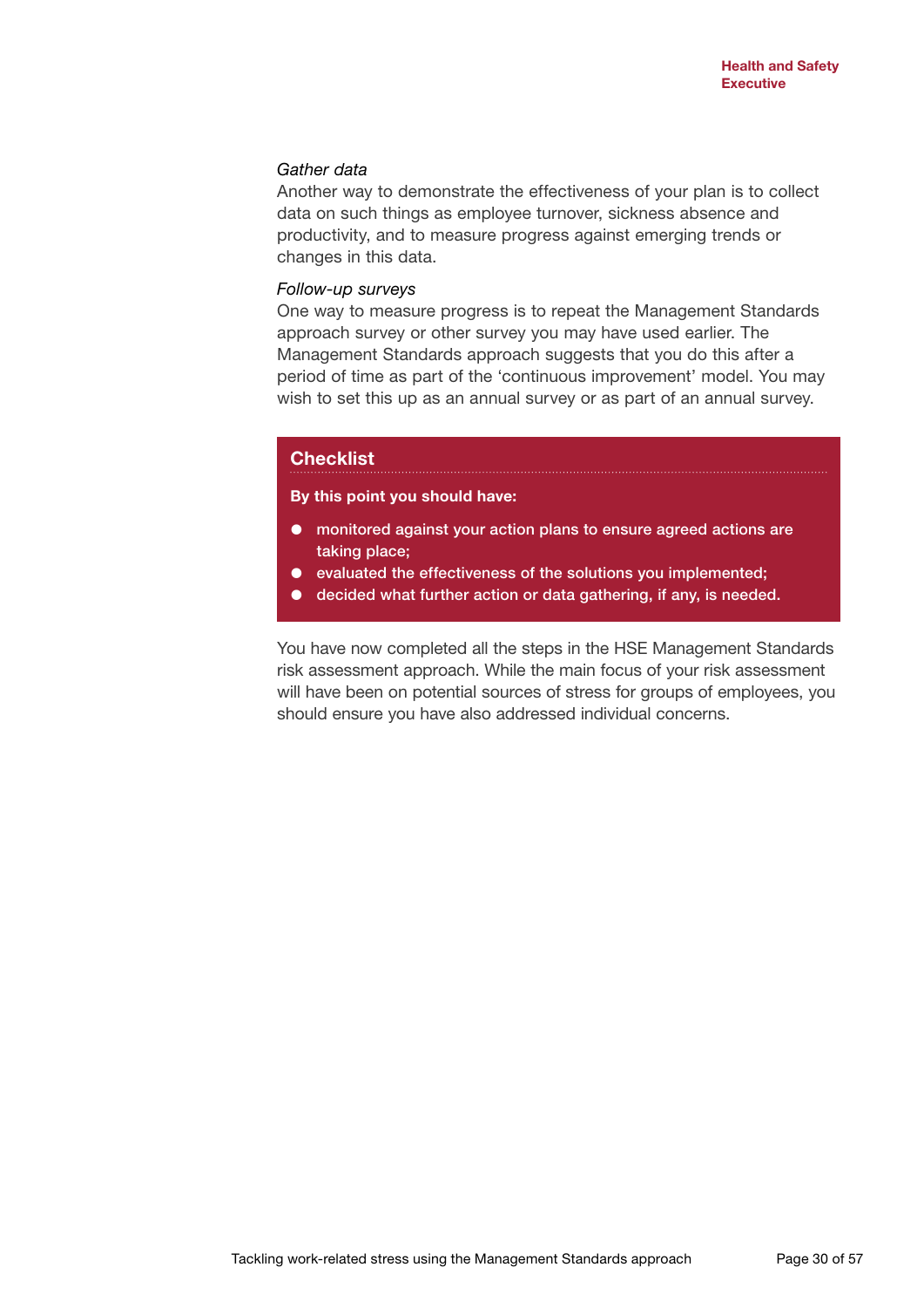*Gather data*

Another way to demonstrate the effectiveness of your plan is to collect data on such things as employee turnover, sickness absence and productivity, and to measure progress against emerging trends or changes in this data.

*Follow-up surveys*

One way to measure progress is to repeat the Management Standards approach survey or other survey you may have used earlier. The Management Standards approach suggests that you do this after a period of time as part of the 'continuous improvement' model. You may wish to set this up as an annual survey or as part of an annual survey.

## Checklist

**By this point you should have:**

- **monitored against your action plans to ensure agreed actions are taking place;**
- **evaluated the effectiveness of the solutions you implemented;**
- **decided what further action or data gathering, if any, is needed.**

You have now completed all the steps in the HSE Management Standards risk assessment approach. While the main focus of your risk assessment will have been on potential sources of stress for groups of employees, you should ensure you have also addressed individual concerns.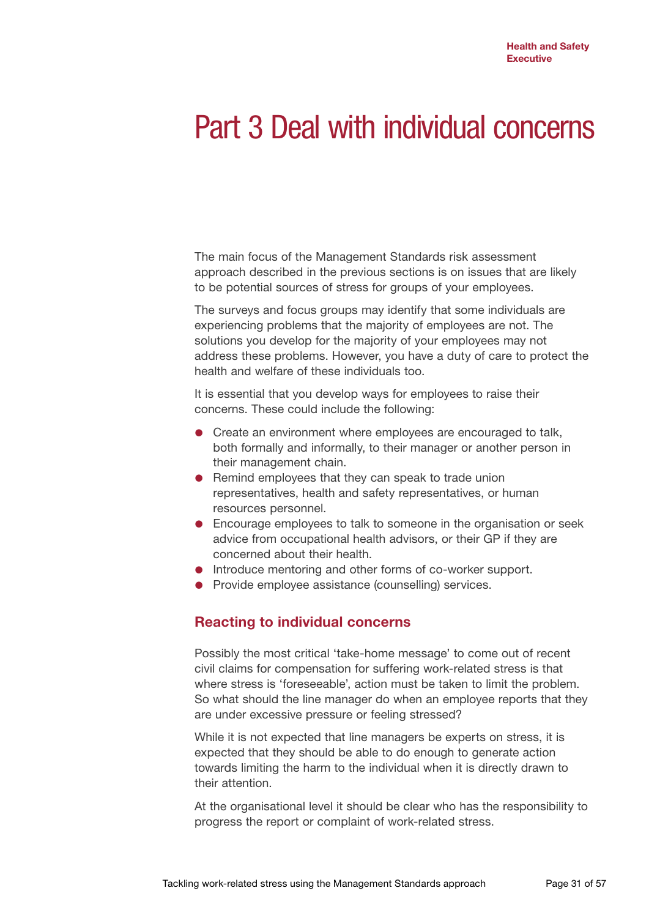# Part 3 Deal with individual concerns

The main focus of the Management Standards risk assessment approach described in the previous sections is on issues that are likely to be potential sources of stress for groups of your employees.

The surveys and focus groups may identify that some individuals are experiencing problems that the majority of employees are not. The solutions you develop for the majority of your employees may not address these problems. However, you have a duty of care to protect the health and welfare of these individuals too.

It is essential that you develop ways for employees to raise their concerns. These could include the following:

- Create an environment where employees are encouraged to talk, both formally and informally, to their manager or another person in their management chain.
- Remind employees that they can speak to trade union representatives, health and safety representatives, or human resources personnel.
- Encourage employees to talk to someone in the organisation or seek advice from occupational health advisors, or their GP if they are concerned about their health.
- Introduce mentoring and other forms of co-worker support.
- Provide employee assistance (counselling) services.

## Reacting to individual concerns

Possibly the most critical 'take-home message' to come out of recent civil claims for compensation for suffering work-related stress is that where stress is 'foreseeable', action must be taken to limit the problem. So what should the line manager do when an employee reports that they are under excessive pressure or feeling stressed?

While it is not expected that line managers be experts on stress, it is expected that they should be able to do enough to generate action towards limiting the harm to the individual when it is directly drawn to their attention.

At the organisational level it should be clear who has the responsibility to progress the report or complaint of work-related stress.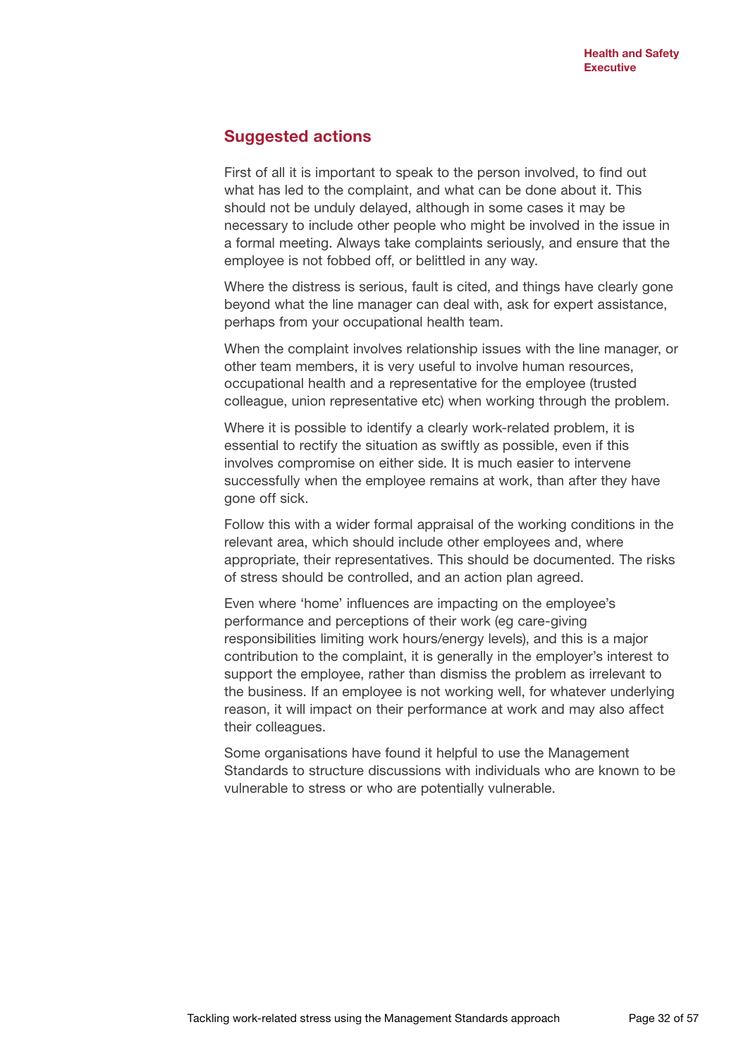## Suggested actions

First of all it is important to speak to the person involved, to find out what has led to the complaint, and what can be done about it. This should not be unduly delayed, although in some cases it may be necessary to include other people who might be involved in the issue in a formal meeting. Always take complaints seriously, and ensure that the employee is not fobbed off, or belittled in any way.

Where the distress is serious, fault is cited, and things have clearly gone beyond what the line manager can deal with, ask for expert assistance, perhaps from your occupational health team.

When the complaint involves relationship issues with the line manager, or other team members, it is very useful to involve human resources, occupational health and a representative for the employee (trusted colleague, union representative etc) when working through the problem.

Where it is possible to identify a clearly work-related problem, it is essential to rectify the situation as swiftly as possible, even if this involves compromise on either side. It is much easier to intervene successfully when the employee remains at work, than after they have gone off sick.

Follow this with a wider formal appraisal of the working conditions in the relevant area, which should include other employees and, where appropriate, their representatives. This should be documented. The risks of stress should be controlled, and an action plan agreed.

Even where 'home' influences are impacting on the employee's performance and perceptions of their work (eg care-giving responsibilities limiting work hours/energy levels), and this is a major contribution to the complaint, it is generally in the employer's interest to support the employee, rather than dismiss the problem as irrelevant to the business. If an employee is not working well, for whatever underlying reason, it will impact on their performance at work and may also affect their colleagues.

Some organisations have found it helpful to use the Management Standards to structure discussions with individuals who are known to be vulnerable to stress or who are potentially vulnerable.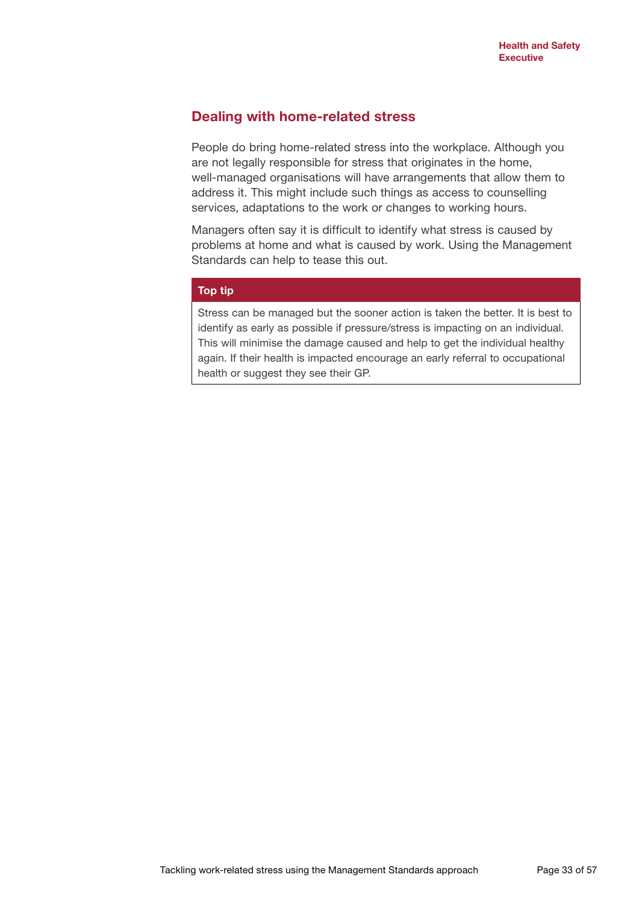## Dealing with home-related stress

People do bring home-related stress into the workplace. Although you are not legally responsible for stress that originates in the home, well-managed organisations will have arrangements that allow them to address it. This might include such things as access to counselling services, adaptations to the work or changes to working hours.

Managers often say it is difficult to identify what stress is caused by problems at home and what is caused by work. Using the Management Standards can help to tease this out.

> **Top tip**
>
> Stress can be managed but the sooner action is taken the better. It is best to identify as early as possible if pressure/stress is impacting on an individual. This will minimise the damage caused and help to get the individual healthy again. If their health is impacted encourage an early referral to occupational health or suggest they see their GP.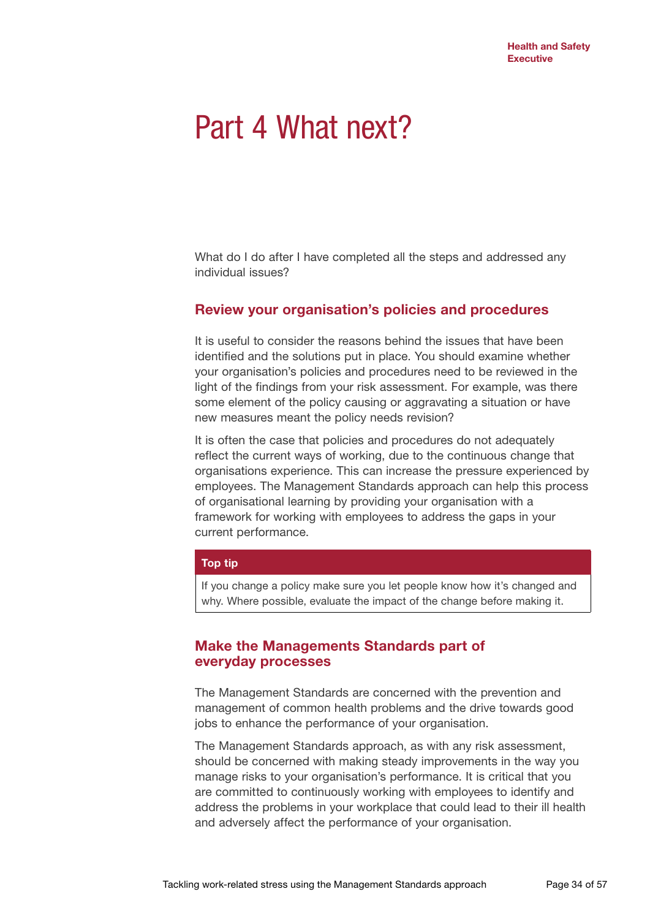# Part 4 What next?

What do I do after I have completed all the steps and addressed any individual issues?

## Review your organisation's policies and procedures

It is useful to consider the reasons behind the issues that have been identified and the solutions put in place. You should examine whether your organisation's policies and procedures need to be reviewed in the light of the findings from your risk assessment. For example, was there some element of the policy causing or aggravating a situation or have new measures meant the policy needs revision?

It is often the case that policies and procedures do not adequately reflect the current ways of working, due to the continuous change that organisations experience. This can increase the pressure experienced by employees. The Management Standards approach can help this process of organisational learning by providing your organisation with a framework for working with employees to address the gaps in your current performance.

| Top tip |
| --- |
| If you change a policy make sure you let people know how it's changed and why. Where possible, evaluate the impact of the change before making it. |

## Make the Managements Standards part of everyday processes

The Management Standards are concerned with the prevention and management of common health problems and the drive towards good jobs to enhance the performance of your organisation.

The Management Standards approach, as with any risk assessment, should be concerned with making steady improvements in the way you manage risks to your organisation's performance. It is critical that you are committed to continuously working with employees to identify and address the problems in your workplace that could lead to their ill health and adversely affect the performance of your organisation.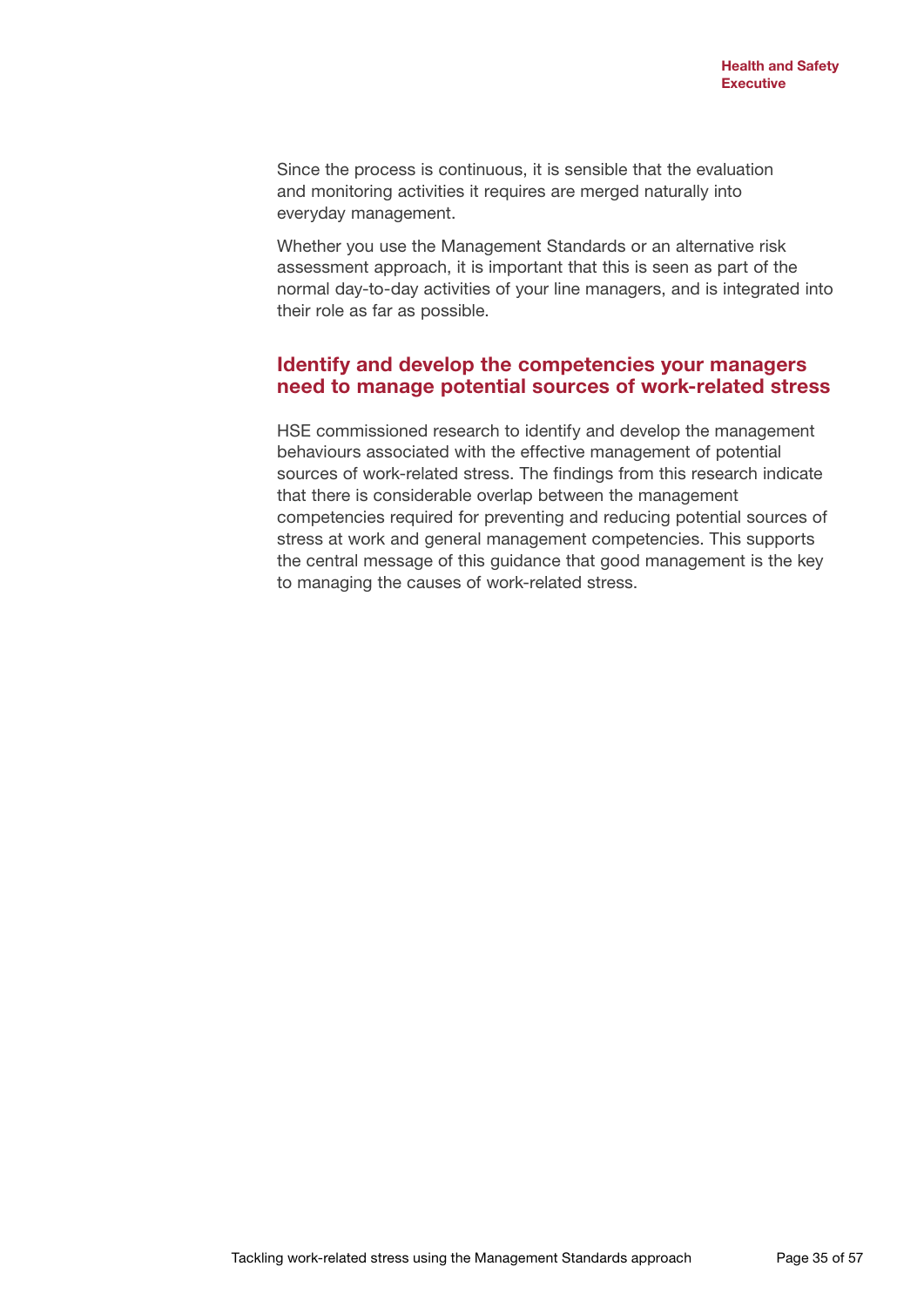Since the process is continuous, it is sensible that the evaluation and monitoring activities it requires are merged naturally into everyday management.

Whether you use the Management Standards or an alternative risk assessment approach, it is important that this is seen as part of the normal day-to-day activities of your line managers, and is integrated into their role as far as possible.

## Identify and develop the competencies your managers need to manage potential sources of work-related stress

HSE commissioned research to identify and develop the management behaviours associated with the effective management of potential sources of work-related stress. The findings from this research indicate that there is considerable overlap between the management competencies required for preventing and reducing potential sources of stress at work and general management competencies. This supports the central message of this guidance that good management is the key to managing the causes of work-related stress.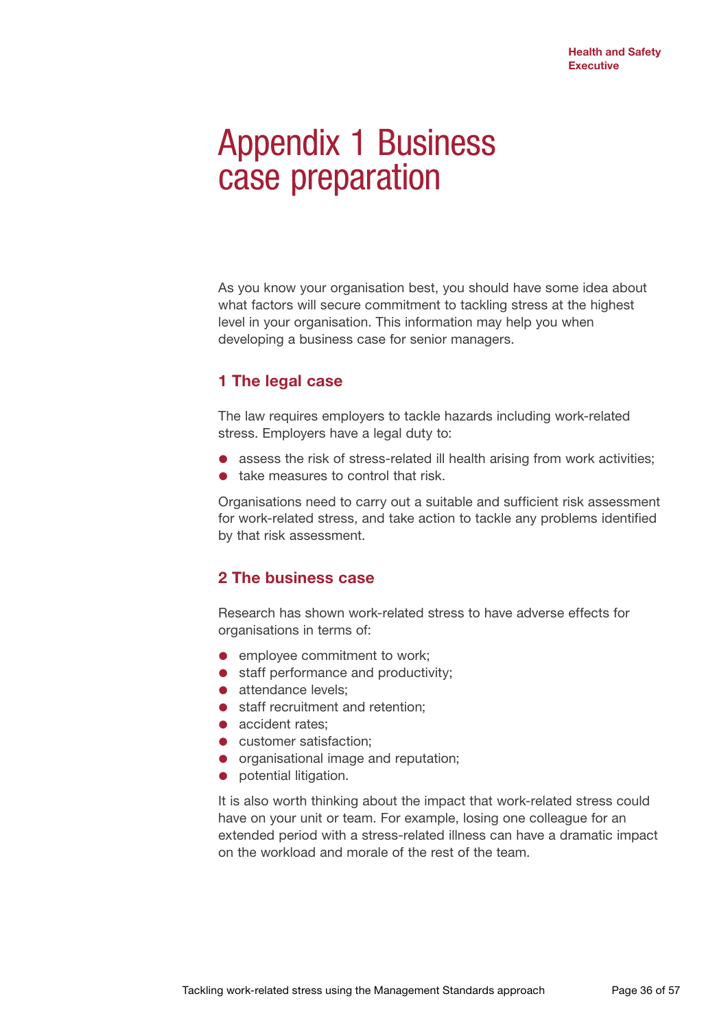# Appendix 1 Business case preparation

As you know your organisation best, you should have some idea about what factors will secure commitment to tackling stress at the highest level in your organisation. This information may help you when developing a business case for senior managers.

## 1 The legal case

The law requires employers to tackle hazards including work-related stress. Employers have a legal duty to:

- assess the risk of stress-related ill health arising from work activities;
- take measures to control that risk.

Organisations need to carry out a suitable and sufficient risk assessment for work-related stress, and take action to tackle any problems identified by that risk assessment.

## 2 The business case

Research has shown work-related stress to have adverse effects for organisations in terms of:

- employee commitment to work;
- staff performance and productivity;
- attendance levels;
- staff recruitment and retention;
- accident rates;
- customer satisfaction;
- organisational image and reputation;
- potential litigation.

It is also worth thinking about the impact that work-related stress could have on your unit or team. For example, losing one colleague for an extended period with a stress-related illness can have a dramatic impact on the workload and morale of the rest of the team.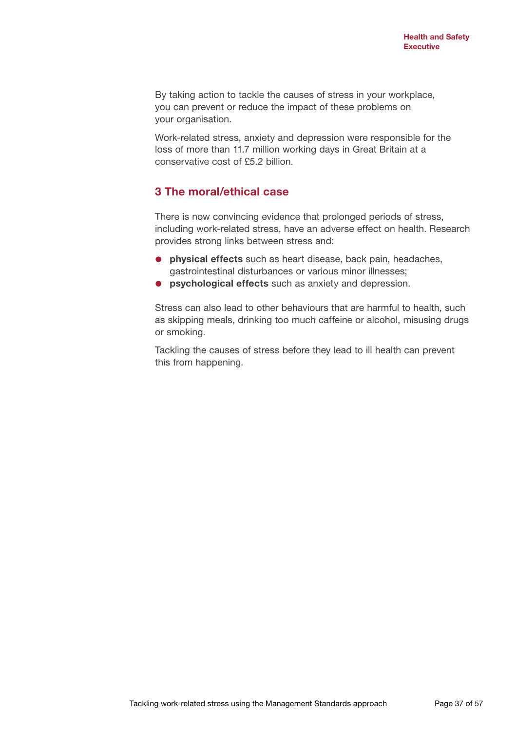By taking action to tackle the causes of stress in your workplace, you can prevent or reduce the impact of these problems on your organisation.

Work-related stress, anxiety and depression were responsible for the loss of more than 11.7 million working days in Great Britain at a conservative cost of £5.2 billion.

## 3 The moral/ethical case

There is now convincing evidence that prolonged periods of stress, including work-related stress, have an adverse effect on health. Research provides strong links between stress and:

- **physical effects** such as heart disease, back pain, headaches, gastrointestinal disturbances or various minor illnesses;
- **psychological effects** such as anxiety and depression.

Stress can also lead to other behaviours that are harmful to health, such as skipping meals, drinking too much caffeine or alcohol, misusing drugs or smoking.

Tackling the causes of stress before they lead to ill health can prevent this from happening.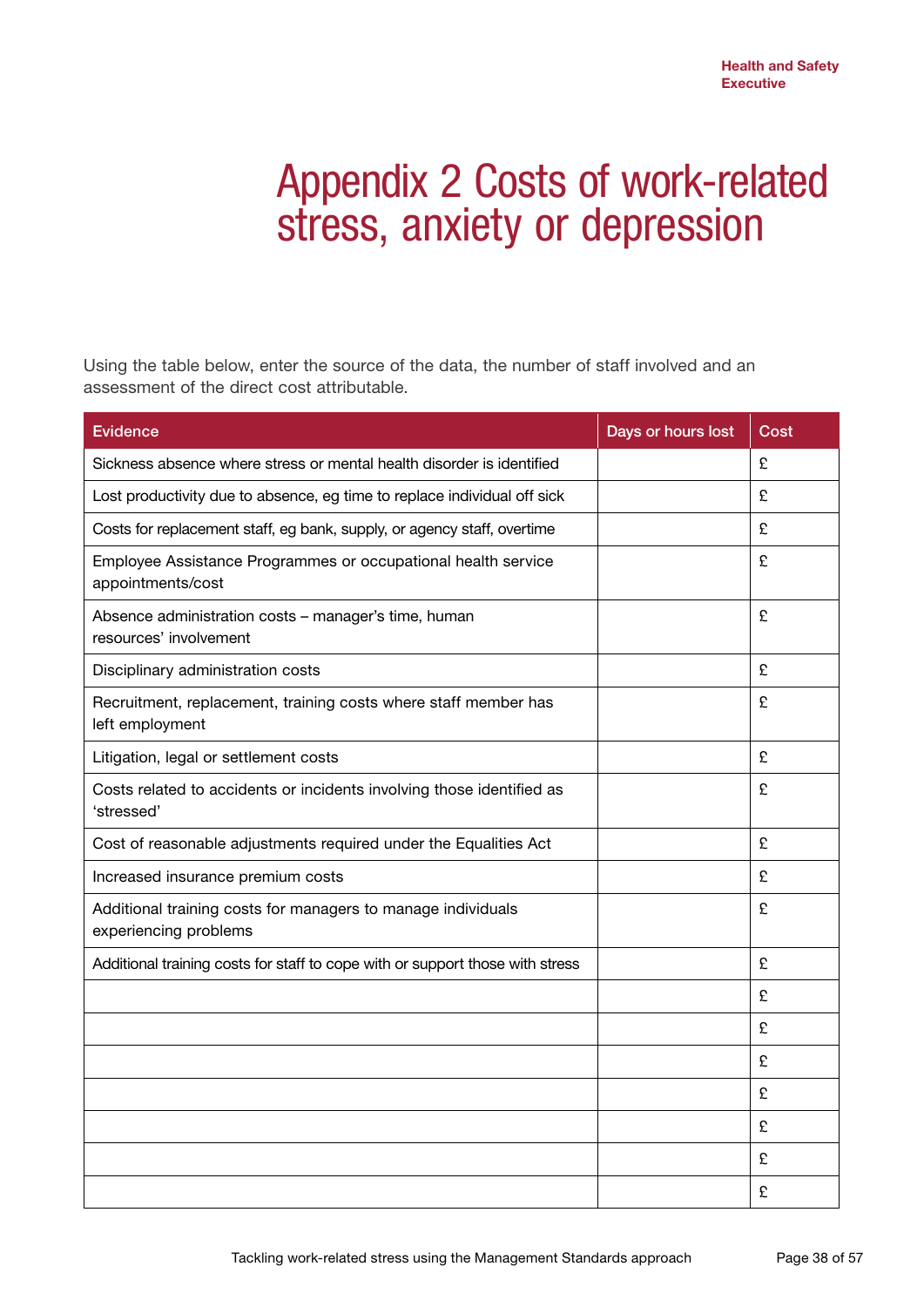# Appendix 2 Costs of work-related stress, anxiety or depression

Using the table below, enter the source of the data, the number of staff involved and an assessment of the direct cost attributable.

| Evidence | Days or hours lost | Cost |
|---|---|---|
| Sickness absence where stress or mental health disorder is identified | | £ |
| Lost productivity due to absence, eg time to replace individual off sick | | £ |
| Costs for replacement staff, eg bank, supply, or agency staff, overtime | | £ |
| Employee Assistance Programmes or occupational health service appointments/cost | | £ |
| Absence administration costs – manager's time, human resources' involvement | | £ |
| Disciplinary administration costs | | £ |
| Recruitment, replacement, training costs where staff member has left employment | | £ |
| Litigation, legal or settlement costs | | £ |
| Costs related to accidents or incidents involving those identified as 'stressed' | | £ |
| Cost of reasonable adjustments required under the Equalities Act | | £ |
| Increased insurance premium costs | | £ |
| Additional training costs for managers to manage individuals experiencing problems | | £ |
| Additional training costs for staff to cope with or support those with stress | | £ |
| | | £ |
| | | £ |
| | | £ |
| | | £ |
| | | £ |
| | | £ |
| | | £ |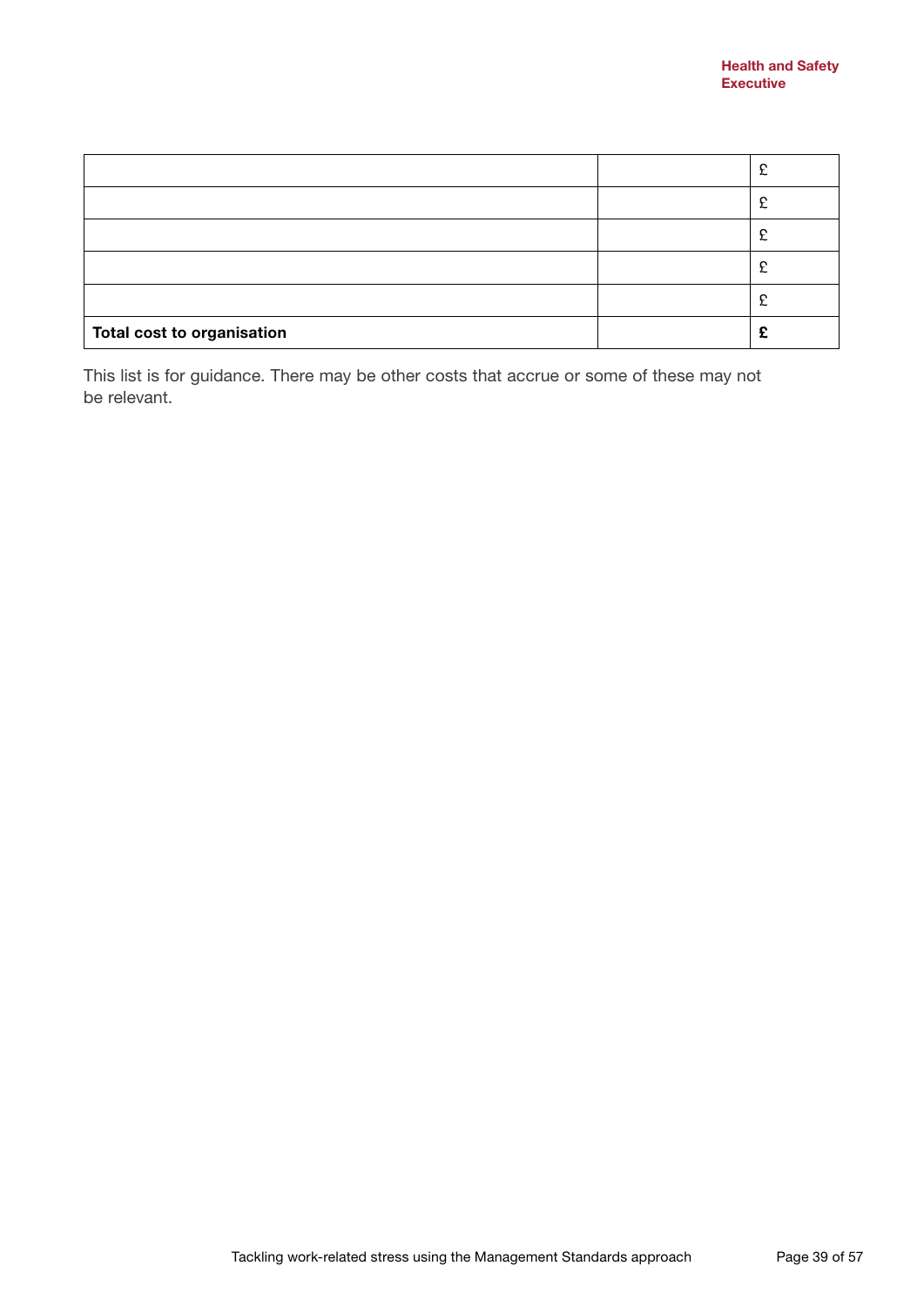| | | |
|---|---|---|
| | | £ |
| | | £ |
| | | £ |
| | | £ |
| | | £ |
| **Total cost to organisation** | | **£** |

This list is for guidance. There may be other costs that accrue or some of these may not be relevant.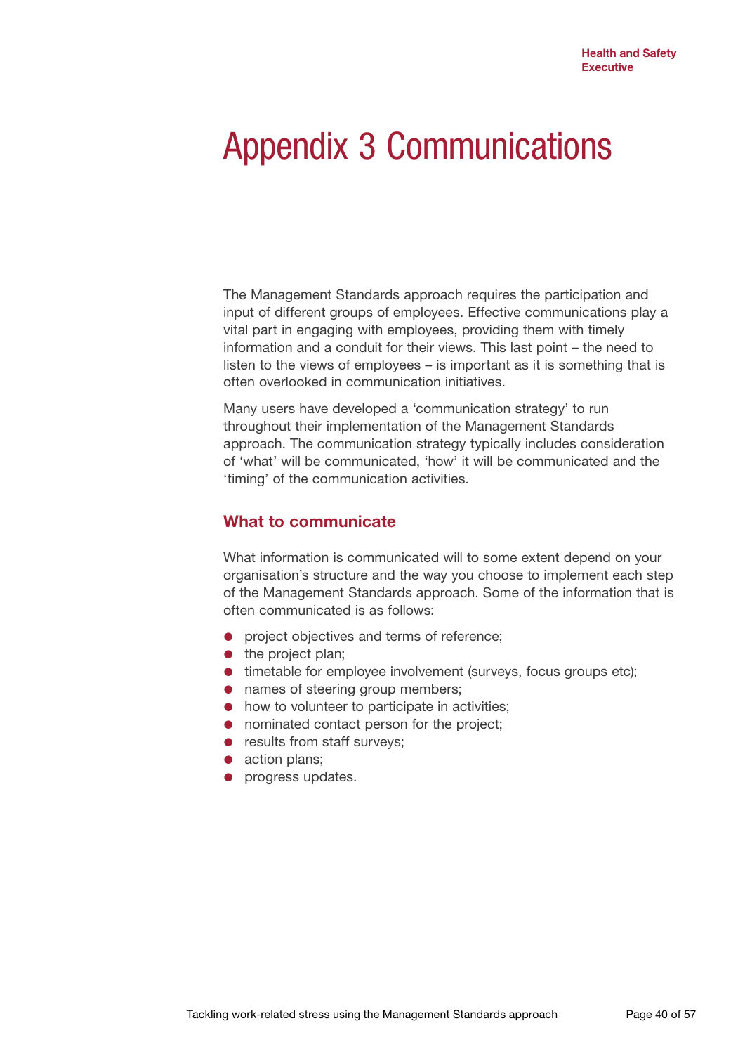# Appendix 3 Communications

The Management Standards approach requires the participation and input of different groups of employees. Effective communications play a vital part in engaging with employees, providing them with timely information and a conduit for their views. This last point – the need to listen to the views of employees – is important as it is something that is often overlooked in communication initiatives.

Many users have developed a 'communication strategy' to run throughout their implementation of the Management Standards approach. The communication strategy typically includes consideration of 'what' will be communicated, 'how' it will be communicated and the 'timing' of the communication activities.

## What to communicate

What information is communicated will to some extent depend on your organisation's structure and the way you choose to implement each step of the Management Standards approach. Some of the information that is often communicated is as follows:

- project objectives and terms of reference;
- the project plan;
- timetable for employee involvement (surveys, focus groups etc);
- names of steering group members;
- how to volunteer to participate in activities;
- nominated contact person for the project;
- results from staff surveys;
- action plans;
- progress updates.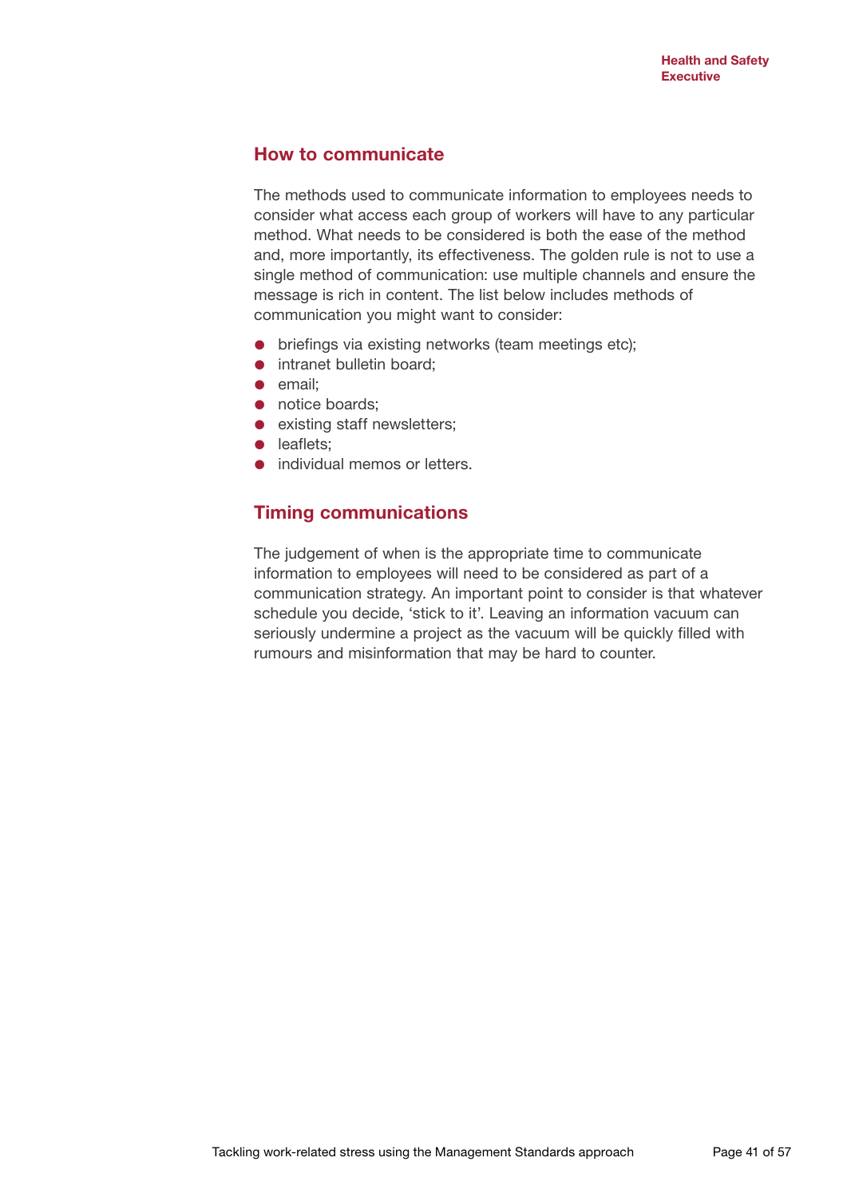## How to communicate

The methods used to communicate information to employees needs to consider what access each group of workers will have to any particular method. What needs to be considered is both the ease of the method and, more importantly, its effectiveness. The golden rule is not to use a single method of communication: use multiple channels and ensure the message is rich in content. The list below includes methods of communication you might want to consider:

- briefings via existing networks (team meetings etc);
- intranet bulletin board;
- email;
- notice boards;
- existing staff newsletters;
- leaflets;
- individual memos or letters.

## Timing communications

The judgement of when is the appropriate time to communicate information to employees will need to be considered as part of a communication strategy. An important point to consider is that whatever schedule you decide, 'stick to it'. Leaving an information vacuum can seriously undermine a project as the vacuum will be quickly filled with rumours and misinformation that may be hard to counter.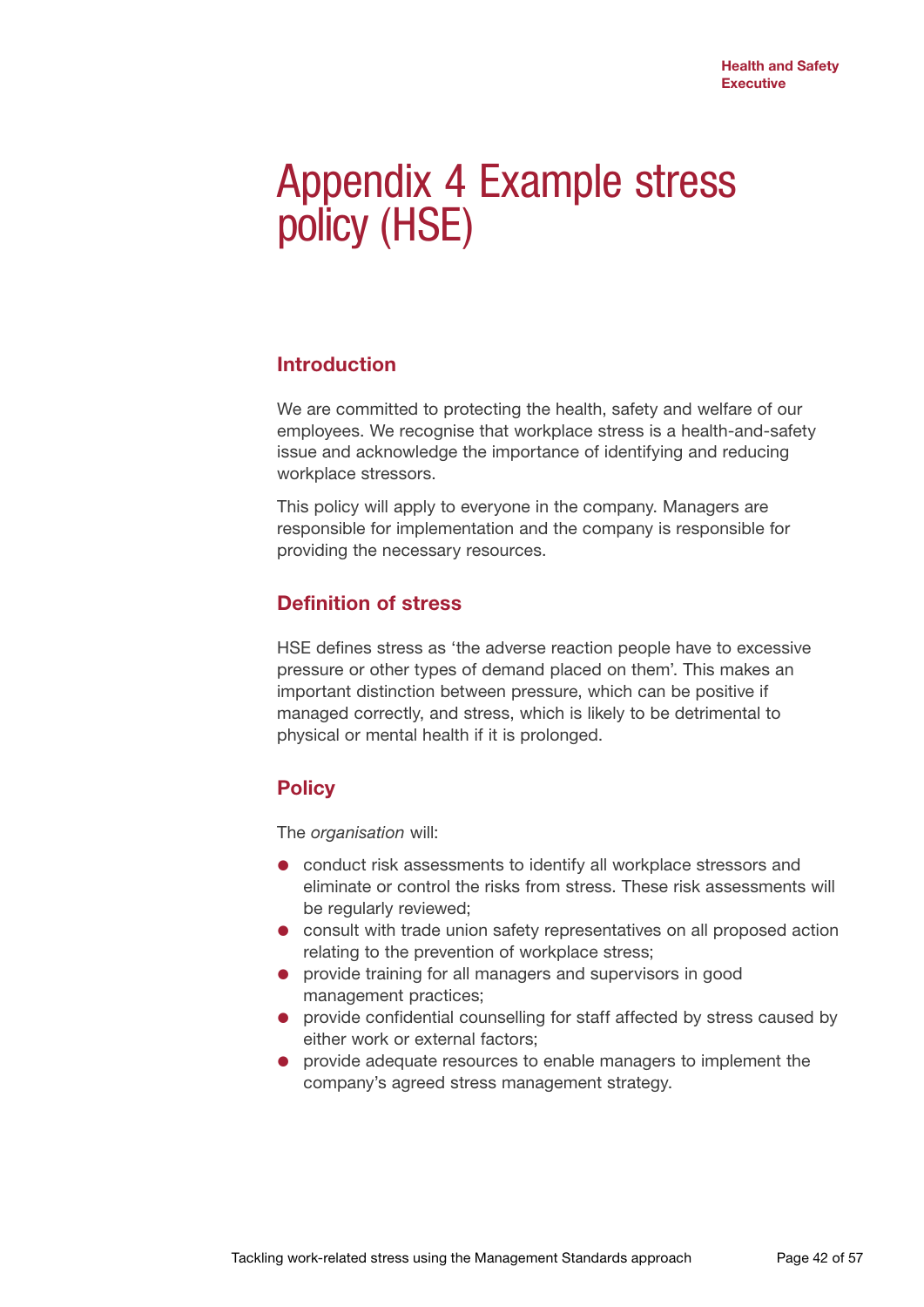# Appendix 4 Example stress policy (HSE)

## Introduction

We are committed to protecting the health, safety and welfare of our employees. We recognise that workplace stress is a health-and-safety issue and acknowledge the importance of identifying and reducing workplace stressors.

This policy will apply to everyone in the company. Managers are responsible for implementation and the company is responsible for providing the necessary resources.

## Definition of stress

HSE defines stress as 'the adverse reaction people have to excessive pressure or other types of demand placed on them'. This makes an important distinction between pressure, which can be positive if managed correctly, and stress, which is likely to be detrimental to physical or mental health if it is prolonged.

## Policy

The *organisation* will:

- conduct risk assessments to identify all workplace stressors and eliminate or control the risks from stress. These risk assessments will be regularly reviewed;
- consult with trade union safety representatives on all proposed action relating to the prevention of workplace stress;
- provide training for all managers and supervisors in good management practices;
- provide confidential counselling for staff affected by stress caused by either work or external factors;
- provide adequate resources to enable managers to implement the company's agreed stress management strategy.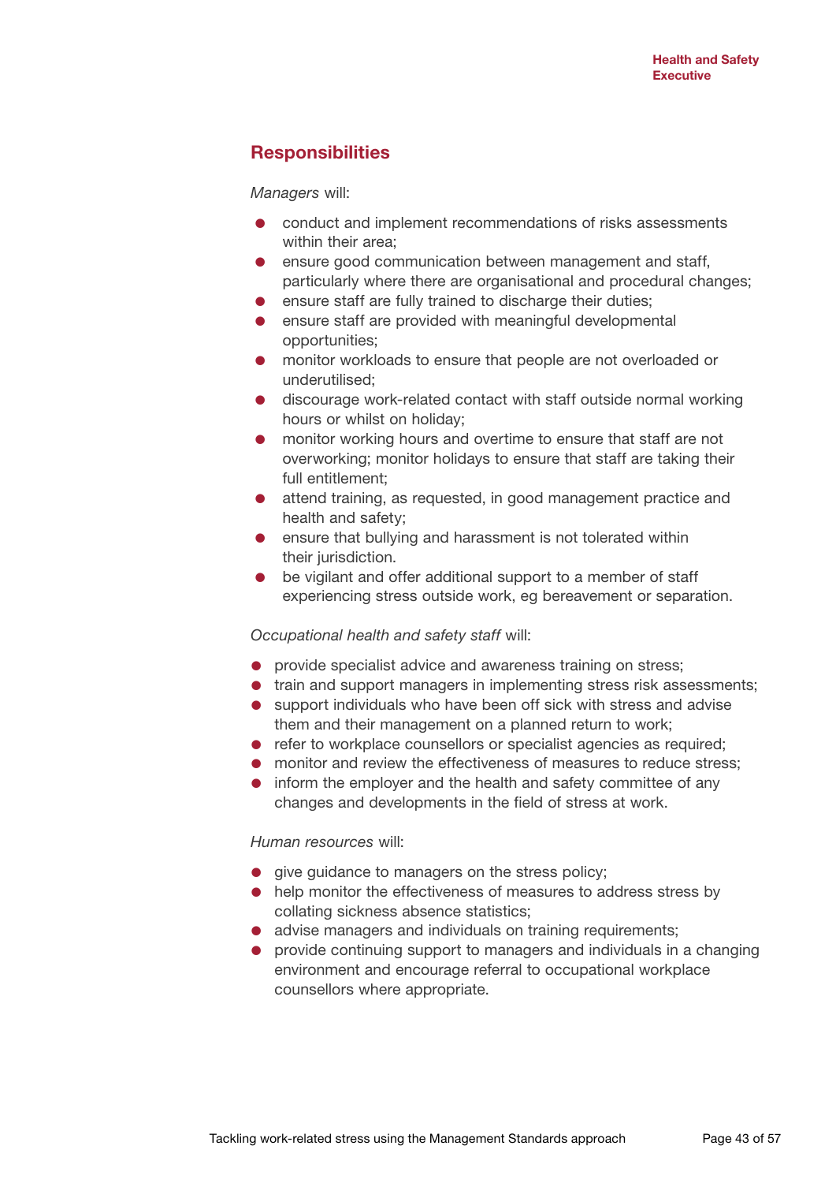## Responsibilities

*Managers* will:

- conduct and implement recommendations of risks assessments within their area;
- ensure good communication between management and staff, particularly where there are organisational and procedural changes;
- ensure staff are fully trained to discharge their duties;
- ensure staff are provided with meaningful developmental opportunities;
- monitor workloads to ensure that people are not overloaded or underutilised;
- discourage work-related contact with staff outside normal working hours or whilst on holiday;
- monitor working hours and overtime to ensure that staff are not overworking; monitor holidays to ensure that staff are taking their full entitlement;
- attend training, as requested, in good management practice and health and safety;
- ensure that bullying and harassment is not tolerated within their jurisdiction.
- be vigilant and offer additional support to a member of staff experiencing stress outside work, eg bereavement or separation.

*Occupational health and safety staff* will:

- provide specialist advice and awareness training on stress;
- train and support managers in implementing stress risk assessments;
- support individuals who have been off sick with stress and advise them and their management on a planned return to work;
- refer to workplace counsellors or specialist agencies as required;
- monitor and review the effectiveness of measures to reduce stress;
- inform the employer and the health and safety committee of any changes and developments in the field of stress at work.

*Human resources* will:

- give guidance to managers on the stress policy;
- help monitor the effectiveness of measures to address stress by collating sickness absence statistics;
- advise managers and individuals on training requirements;
- provide continuing support to managers and individuals in a changing environment and encourage referral to occupational workplace counsellors where appropriate.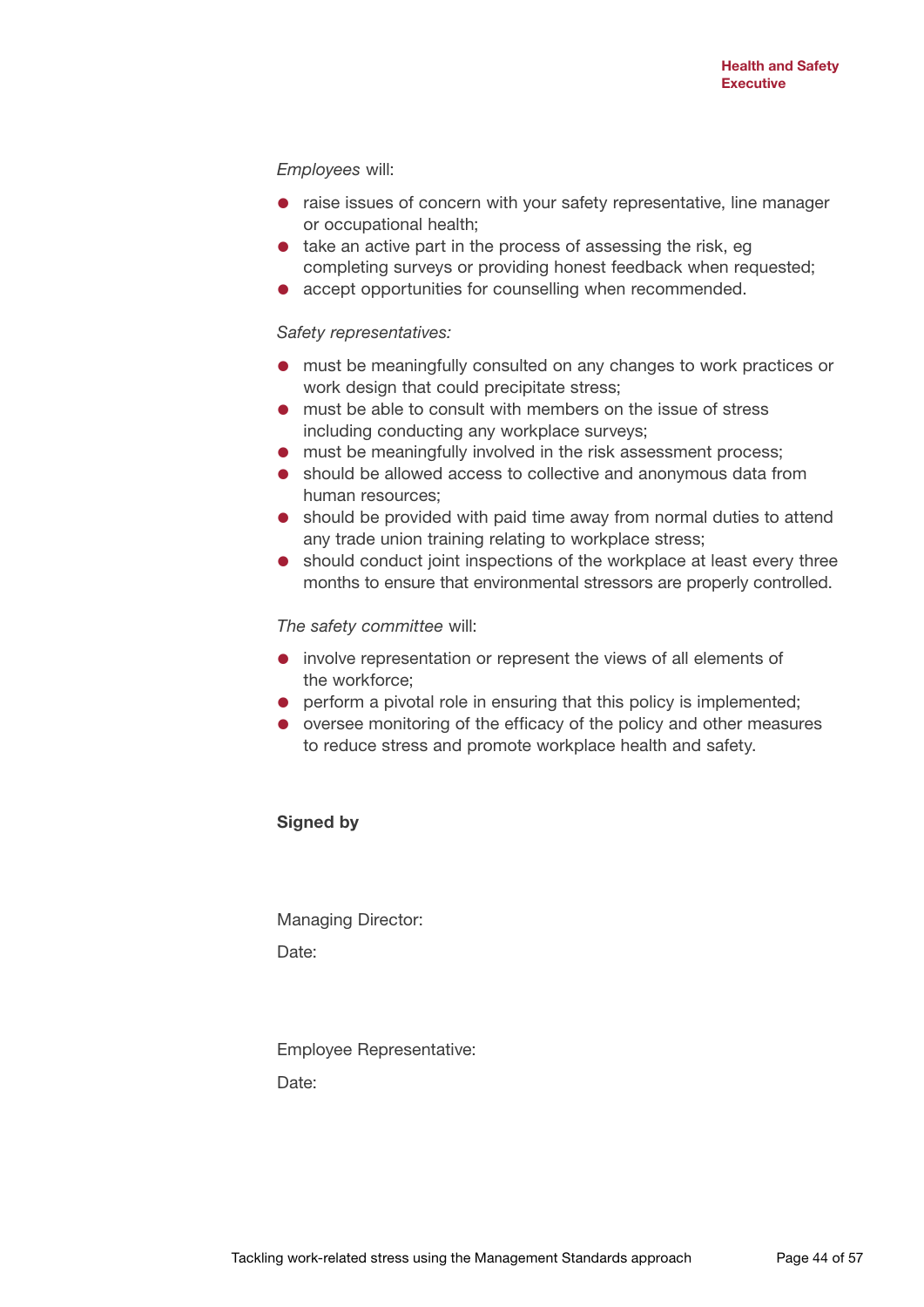*Employees* will:

- raise issues of concern with your safety representative, line manager or occupational health;
- take an active part in the process of assessing the risk, eg completing surveys or providing honest feedback when requested;
- accept opportunities for counselling when recommended.

*Safety representatives:*

- must be meaningfully consulted on any changes to work practices or work design that could precipitate stress;
- must be able to consult with members on the issue of stress including conducting any workplace surveys;
- must be meaningfully involved in the risk assessment process;
- should be allowed access to collective and anonymous data from human resources;
- should be provided with paid time away from normal duties to attend any trade union training relating to workplace stress;
- should conduct joint inspections of the workplace at least every three months to ensure that environmental stressors are properly controlled.

*The safety committee* will:

- involve representation or represent the views of all elements of the workforce;
- perform a pivotal role in ensuring that this policy is implemented;
- oversee monitoring of the efficacy of the policy and other measures to reduce stress and promote workplace health and safety.

**Signed by**

Managing Director:

Date:

Employee Representative:

Date: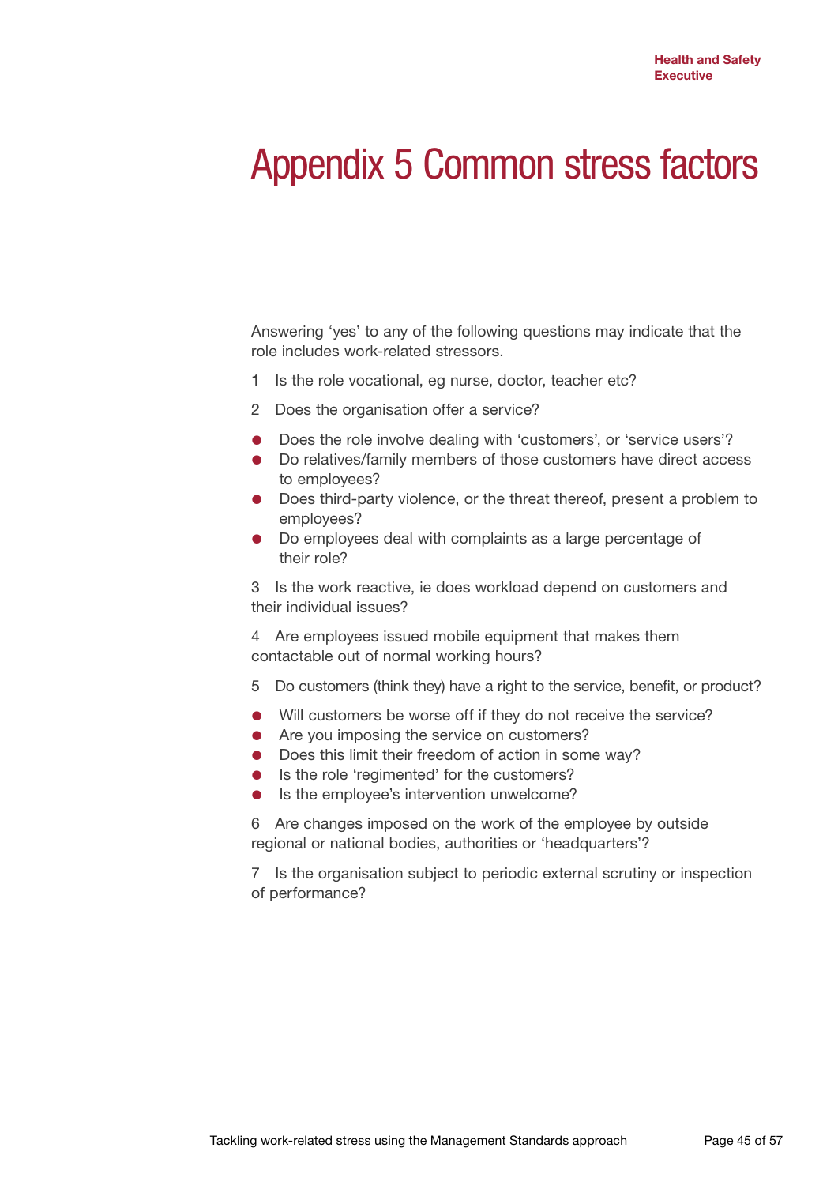# Appendix 5 Common stress factors

Answering 'yes' to any of the following questions may indicate that the role includes work-related stressors.

1 Is the role vocational, eg nurse, doctor, teacher etc?

2 Does the organisation offer a service?

- Does the role involve dealing with 'customers', or 'service users'?
- Do relatives/family members of those customers have direct access to employees?
- Does third-party violence, or the threat thereof, present a problem to employees?
- Do employees deal with complaints as a large percentage of their role?

3 Is the work reactive, ie does workload depend on customers and their individual issues?

4 Are employees issued mobile equipment that makes them contactable out of normal working hours?

5 Do customers (think they) have a right to the service, benefit, or product?

- Will customers be worse off if they do not receive the service?
- Are you imposing the service on customers?
- Does this limit their freedom of action in some way?
- Is the role 'regimented' for the customers?
- Is the employee's intervention unwelcome?

6 Are changes imposed on the work of the employee by outside regional or national bodies, authorities or 'headquarters'?

7 Is the organisation subject to periodic external scrutiny or inspection of performance?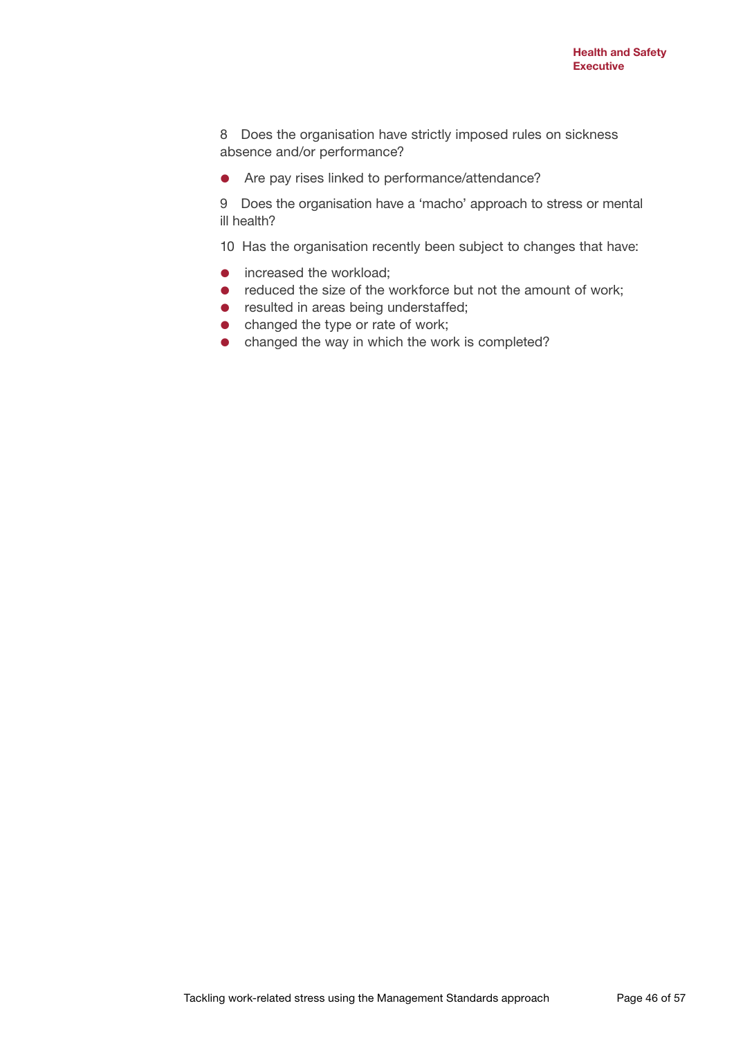8 Does the organisation have strictly imposed rules on sickness absence and/or performance?

- Are pay rises linked to performance/attendance?

9 Does the organisation have a ‘macho’ approach to stress or mental ill health?

10 Has the organisation recently been subject to changes that have:

- increased the workload;
- reduced the size of the workforce but not the amount of work;
- resulted in areas being understaffed;
- changed the type or rate of work;
- changed the way in which the work is completed?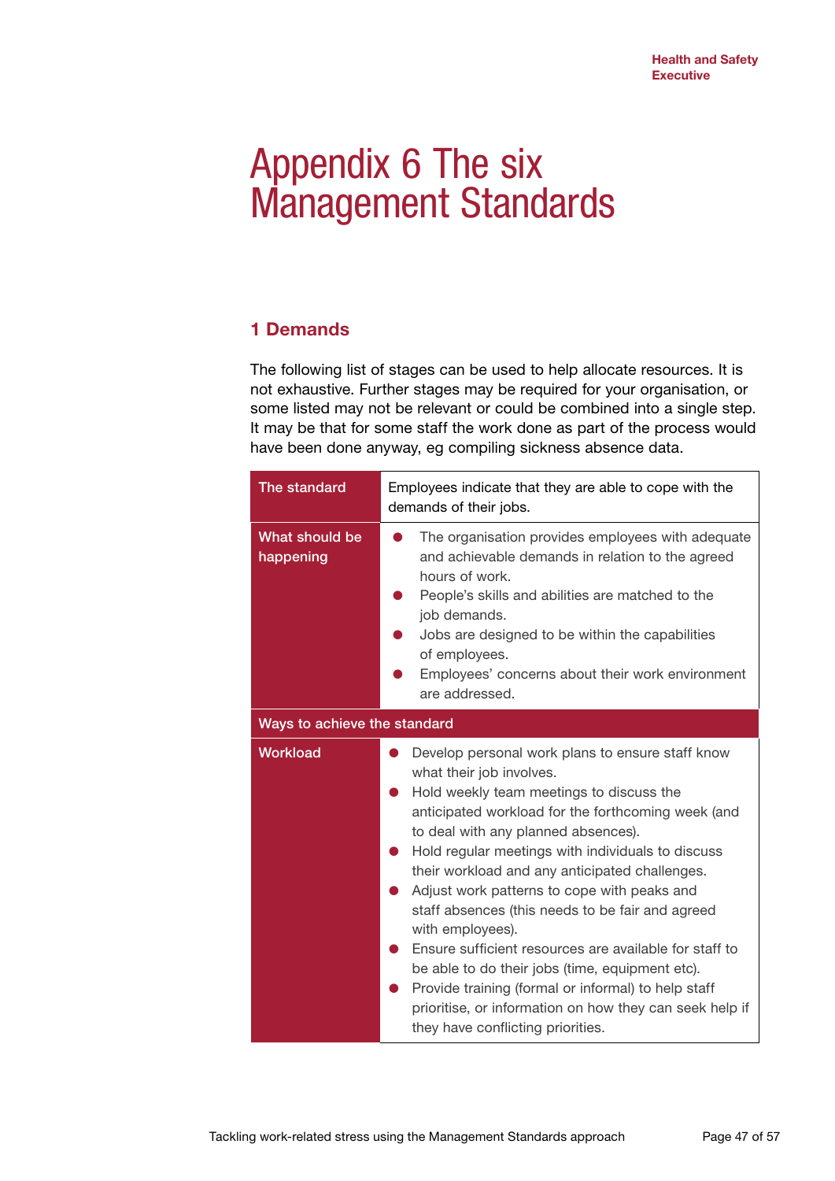# Appendix 6 The six Management Standards

## 1 Demands

The following list of stages can be used to help allocate resources. It is not exhaustive. Further stages may be required for your organisation, or some listed may not be relevant or could be combined into a single step. It may be that for some staff the work done as part of the process would have been done anyway, eg compiling sickness absence data.

| The standard | Employees indicate that they are able to cope with the demands of their jobs. |
|---|---|
| What should be happening | • The organisation provides employees with adequate and achievable demands in relation to the agreed hours of work.<br>• People's skills and abilities are matched to the job demands.<br>• Jobs are designed to be within the capabilities of employees.<br>• Employees' concerns about their work environment are addressed. |
| **Ways to achieve the standard** | |
| Workload | • Develop personal work plans to ensure staff know what their job involves.<br>• Hold weekly team meetings to discuss the anticipated workload for the forthcoming week (and to deal with any planned absences).<br>• Hold regular meetings with individuals to discuss their workload and any anticipated challenges.<br>• Adjust work patterns to cope with peaks and staff absences (this needs to be fair and agreed with employees).<br>• Ensure sufficient resources are available for staff to be able to do their jobs (time, equipment etc).<br>• Provide training (formal or informal) to help staff prioritise, or information on how they can seek help if they have conflicting priorities. |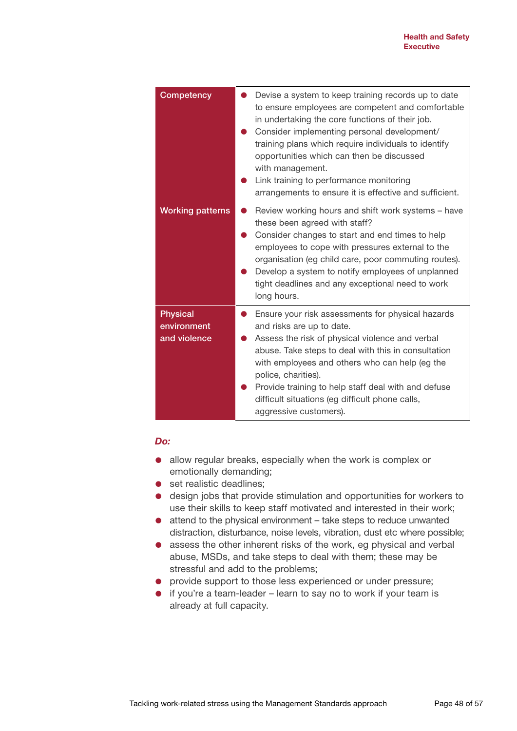| | |
|---|---|
| Competency | • Devise a system to keep training records up to date to ensure employees are competent and comfortable in undertaking the core functions of their job.<br>• Consider implementing personal development/ training plans which require individuals to identify opportunities which can then be discussed with management.<br>• Link training to performance monitoring arrangements to ensure it is effective and sufficient. |
| Working patterns | • Review working hours and shift work systems – have these been agreed with staff?<br>• Consider changes to start and end times to help employees to cope with pressures external to the organisation (eg child care, poor commuting routes).<br>• Develop a system to notify employees of unplanned tight deadlines and any exceptional need to work long hours. |
| Physical environment and violence | • Ensure your risk assessments for physical hazards and risks are up to date.<br>• Assess the risk of physical violence and verbal abuse. Take steps to deal with this in consultation with employees and others who can help (eg the police, charities).<br>• Provide training to help staff deal with and defuse difficult situations (eg difficult phone calls, aggressive customers). |

***Do:***

- allow regular breaks, especially when the work is complex or emotionally demanding;
- set realistic deadlines;
- design jobs that provide stimulation and opportunities for workers to use their skills to keep staff motivated and interested in their work;
- attend to the physical environment – take steps to reduce unwanted distraction, disturbance, noise levels, vibration, dust etc where possible;
- assess the other inherent risks of the work, eg physical and verbal abuse, MSDs, and take steps to deal with them; these may be stressful and add to the problems;
- provide support to those less experienced or under pressure;
- if you're a team-leader – learn to say no to work if your team is already at full capacity.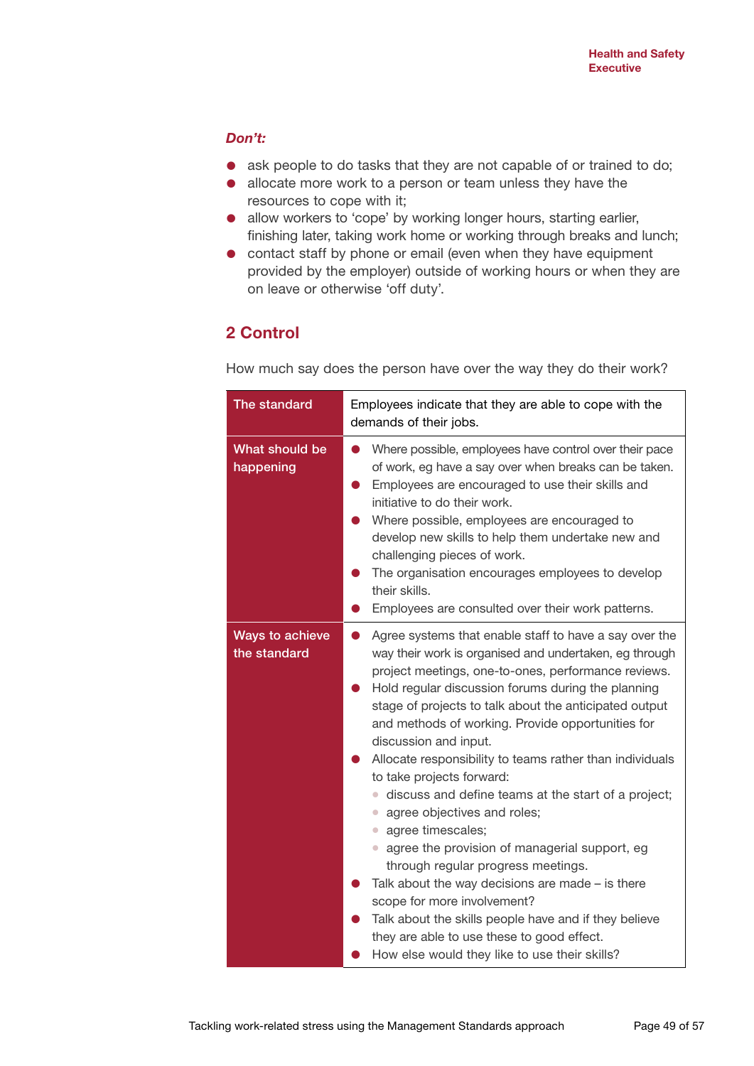***Don't:***

- ask people to do tasks that they are not capable of or trained to do;
- allocate more work to a person or team unless they have the resources to cope with it;
- allow workers to 'cope' by working longer hours, starting earlier, finishing later, taking work home or working through breaks and lunch;
- contact staff by phone or email (even when they have equipment provided by the employer) outside of working hours or when they are on leave or otherwise 'off duty'.

## 2 Control

How much say does the person have over the way they do their work?

| The standard | Employees indicate that they are able to cope with the demands of their jobs. |
|---|---|
| What should be happening | • Where possible, employees have control over their pace of work, eg have a say over when breaks can be taken.<br>• Employees are encouraged to use their skills and initiative to do their work.<br>• Where possible, employees are encouraged to develop new skills to help them undertake new and challenging pieces of work.<br>• The organisation encourages employees to develop their skills.<br>• Employees are consulted over their work patterns. |
| Ways to achieve the standard | • Agree systems that enable staff to have a say over the way their work is organised and undertaken, eg through project meetings, one-to-ones, performance reviews.<br>• Hold regular discussion forums during the planning stage of projects to talk about the anticipated output and methods of working. Provide opportunities for discussion and input.<br>• Allocate responsibility to teams rather than individuals to take projects forward:<br>&nbsp;&nbsp;– discuss and define teams at the start of a project;<br>&nbsp;&nbsp;– agree objectives and roles;<br>&nbsp;&nbsp;– agree timescales;<br>&nbsp;&nbsp;– agree the provision of managerial support, eg through regular progress meetings.<br>• Talk about the way decisions are made – is there scope for more involvement?<br>• Talk about the skills people have and if they believe they are able to use these to good effect.<br>• How else would they like to use their skills? |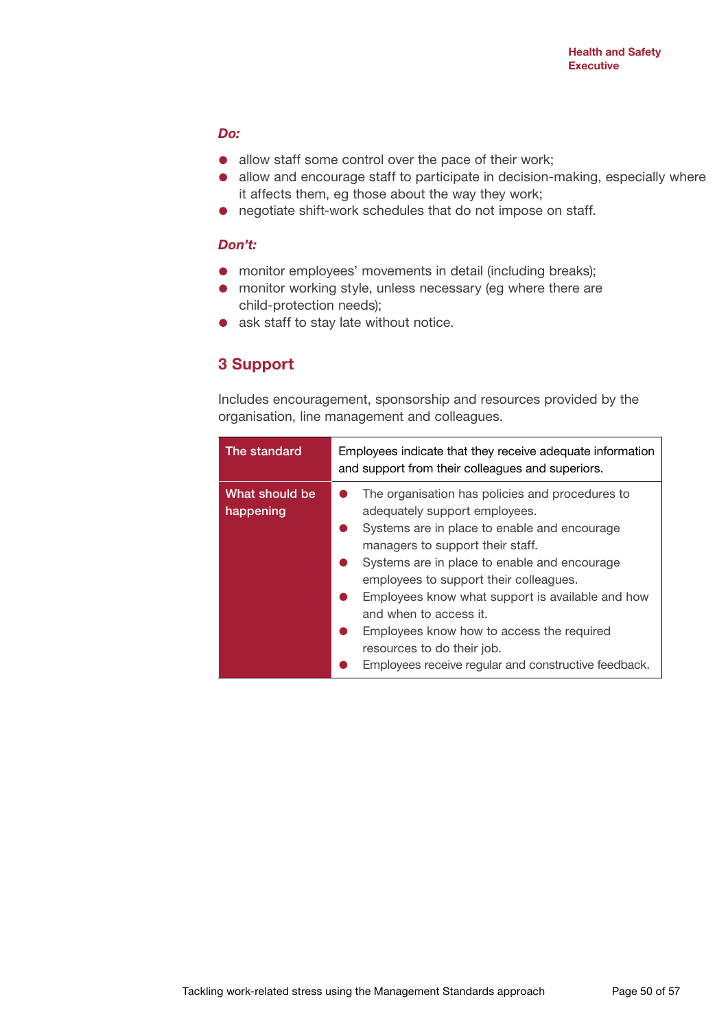***Do:***

- allow staff some control over the pace of their work;
- allow and encourage staff to participate in decision-making, especially where it affects them, eg those about the way they work;
- negotiate shift-work schedules that do not impose on staff.

***Don't:***

- monitor employees' movements in detail (including breaks);
- monitor working style, unless necessary (eg where there are child-protection needs);
- ask staff to stay late without notice.

## 3 Support

Includes encouragement, sponsorship and resources provided by the organisation, line management and colleagues.

| The standard | Employees indicate that they receive adequate information and support from their colleagues and superiors. |
|---|---|
| What should be happening | • The organisation has policies and procedures to adequately support employees.<br>• Systems are in place to enable and encourage managers to support their staff.<br>• Systems are in place to enable and encourage employees to support their colleagues.<br>• Employees know what support is available and how and when to access it.<br>• Employees know how to access the required resources to do their job.<br>• Employees receive regular and constructive feedback. |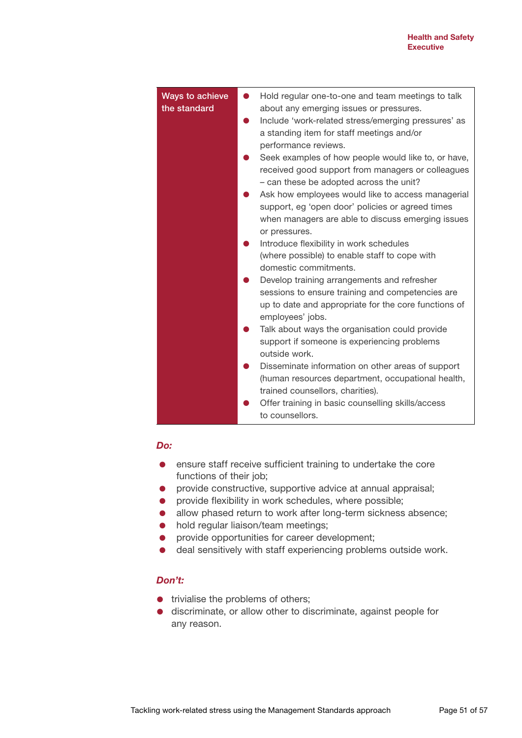| Ways to achieve the standard | <ul><li>Hold regular one-to-one and team meetings to talk about any emerging issues or pressures.</li><li>Include 'work-related stress/emerging pressures' as a standing item for staff meetings and/or performance reviews.</li><li>Seek examples of how people would like to, or have, received good support from managers or colleagues – can these be adopted across the unit?</li><li>Ask how employees would like to access managerial support, eg 'open door' policies or agreed times when managers are able to discuss emerging issues or pressures.</li><li>Introduce flexibility in work schedules (where possible) to enable staff to cope with domestic commitments.</li><li>Develop training arrangements and refresher sessions to ensure training and competencies are up to date and appropriate for the core functions of employees' jobs.</li><li>Talk about ways the organisation could provide support if someone is experiencing problems outside work.</li><li>Disseminate information on other areas of support (human resources department, occupational health, trained counsellors, charities).</li><li>Offer training in basic counselling skills/access to counsellors.</li></ul> |
|---|---|

***Do:***

- ensure staff receive sufficient training to undertake the core functions of their job;
- provide constructive, supportive advice at annual appraisal;
- provide flexibility in work schedules, where possible;
- allow phased return to work after long-term sickness absence;
- hold regular liaison/team meetings;
- provide opportunities for career development;
- deal sensitively with staff experiencing problems outside work.

***Don't:***

- trivialise the problems of others;
- discriminate, or allow other to discriminate, against people for any reason.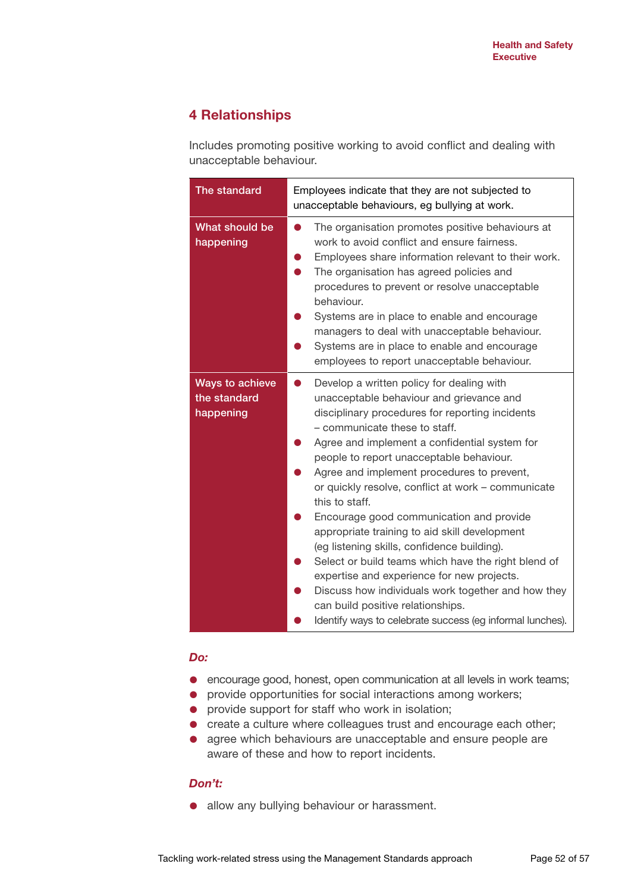## 4 Relationships

Includes promoting positive working to avoid conflict and dealing with unacceptable behaviour.

| The standard | Employees indicate that they are not subjected to unacceptable behaviours, eg bullying at work. |
|---|---|
| What should be happening | ● The organisation promotes positive behaviours at work to avoid conflict and ensure fairness.<br>● Employees share information relevant to their work.<br>● The organisation has agreed policies and procedures to prevent or resolve unacceptable behaviour.<br>● Systems are in place to enable and encourage managers to deal with unacceptable behaviour.<br>● Systems are in place to enable and encourage employees to report unacceptable behaviour. |
| Ways to achieve the standard happening | ● Develop a written policy for dealing with unacceptable behaviour and grievance and disciplinary procedures for reporting incidents – communicate these to staff.<br>● Agree and implement a confidential system for people to report unacceptable behaviour.<br>● Agree and implement procedures to prevent, or quickly resolve, conflict at work – communicate this to staff.<br>● Encourage good communication and provide appropriate training to aid skill development (eg listening skills, confidence building).<br>● Select or build teams which have the right blend of expertise and experience for new projects.<br>● Discuss how individuals work together and how they can build positive relationships.<br>● Identify ways to celebrate success (eg informal lunches). |

***Do:***

- encourage good, honest, open communication at all levels in work teams;
- provide opportunities for social interactions among workers;
- provide support for staff who work in isolation;
- create a culture where colleagues trust and encourage each other;
- agree which behaviours are unacceptable and ensure people are aware of these and how to report incidents.

***Don't:***

- allow any bullying behaviour or harassment.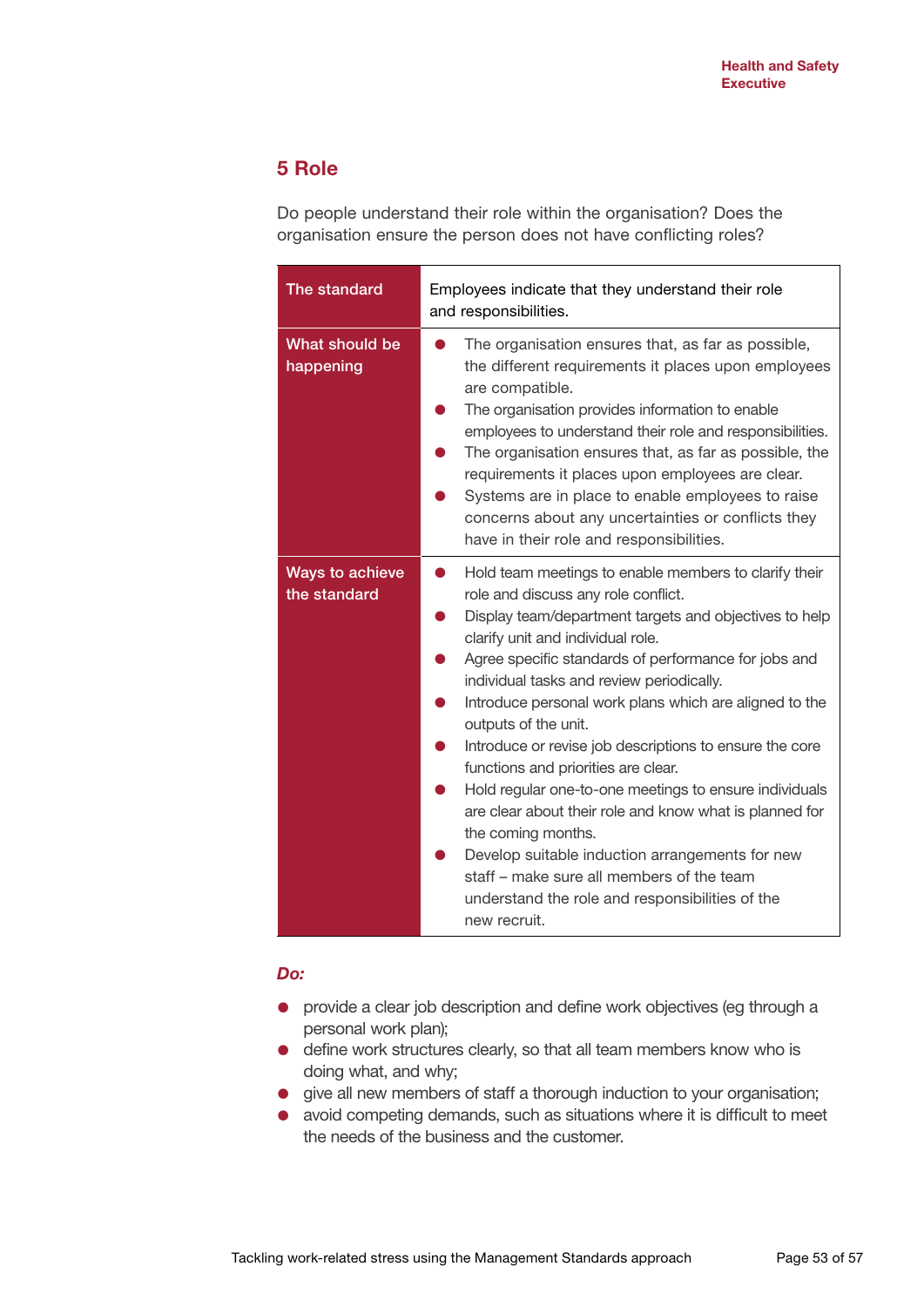## 5 Role

Do people understand their role within the organisation? Does the organisation ensure the person does not have conflicting roles?

| The standard | Employees indicate that they understand their role and responsibilities. |
|---|---|
| What should be happening | ● The organisation ensures that, as far as possible, the different requirements it places upon employees are compatible.<br>● The organisation provides information to enable employees to understand their role and responsibilities.<br>● The organisation ensures that, as far as possible, the requirements it places upon employees are clear.<br>● Systems are in place to enable employees to raise concerns about any uncertainties or conflicts they have in their role and responsibilities. |
| Ways to achieve the standard | ● Hold team meetings to enable members to clarify their role and discuss any role conflict.<br>● Display team/department targets and objectives to help clarify unit and individual role.<br>● Agree specific standards of performance for jobs and individual tasks and review periodically.<br>● Introduce personal work plans which are aligned to the outputs of the unit.<br>● Introduce or revise job descriptions to ensure the core functions and priorities are clear.<br>● Hold regular one-to-one meetings to ensure individuals are clear about their role and know what is planned for the coming months.<br>● Develop suitable induction arrangements for new staff – make sure all members of the team understand the role and responsibilities of the new recruit. |

***Do:***

- provide a clear job description and define work objectives (eg through a personal work plan);
- define work structures clearly, so that all team members know who is doing what, and why;
- give all new members of staff a thorough induction to your organisation;
- avoid competing demands, such as situations where it is difficult to meet the needs of the business and the customer.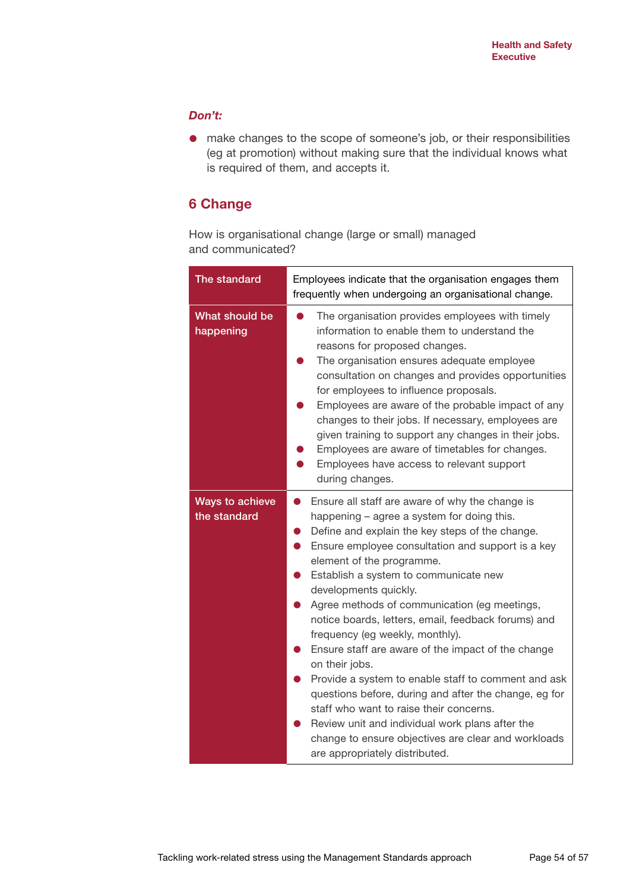***Don't:***

- make changes to the scope of someone's job, or their responsibilities (eg at promotion) without making sure that the individual knows what is required of them, and accepts it.

## 6 Change

How is organisational change (large or small) managed and communicated?

| | |
|---|---|
| The standard | Employees indicate that the organisation engages them frequently when undergoing an organisational change. |
| What should be happening | • The organisation provides employees with timely information to enable them to understand the reasons for proposed changes.<br>• The organisation ensures adequate employee consultation on changes and provides opportunities for employees to influence proposals.<br>• Employees are aware of the probable impact of any changes to their jobs. If necessary, employees are given training to support any changes in their jobs.<br>• Employees are aware of timetables for changes.<br>• Employees have access to relevant support during changes. |
| Ways to achieve the standard | • Ensure all staff are aware of why the change is happening – agree a system for doing this.<br>• Define and explain the key steps of the change.<br>• Ensure employee consultation and support is a key element of the programme.<br>• Establish a system to communicate new developments quickly.<br>• Agree methods of communication (eg meetings, notice boards, letters, email, feedback forums) and frequency (eg weekly, monthly).<br>• Ensure staff are aware of the impact of the change on their jobs.<br>• Provide a system to enable staff to comment and ask questions before, during and after the change, eg for staff who want to raise their concerns.<br>• Review unit and individual work plans after the change to ensure objectives are clear and workloads are appropriately distributed. |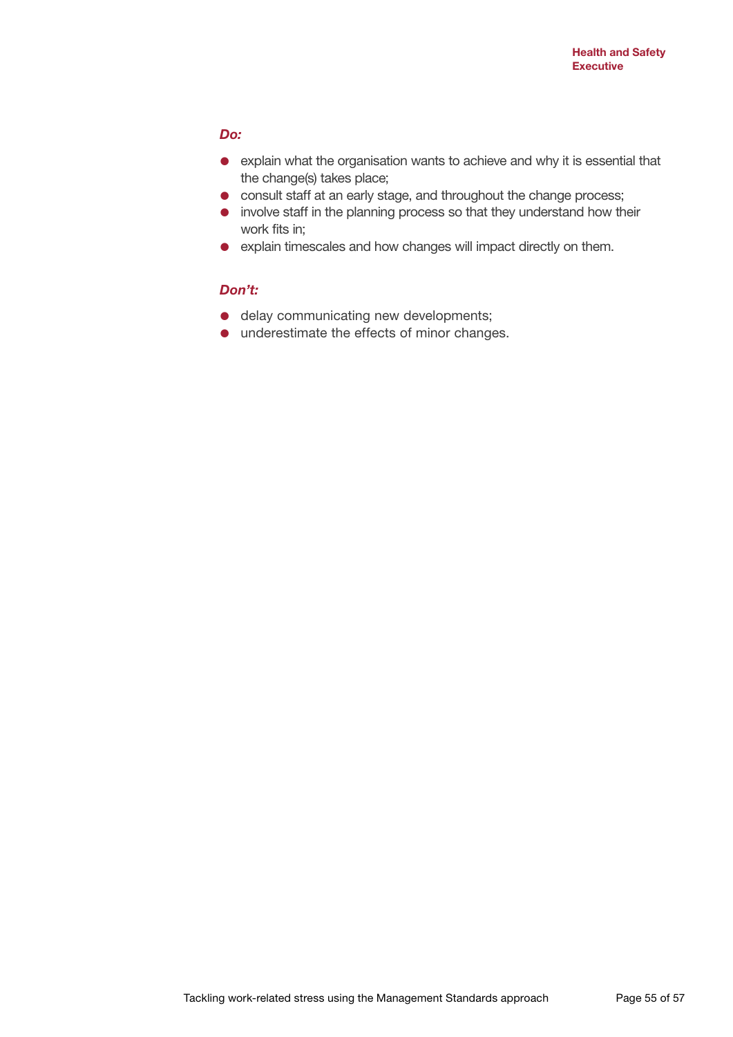***Do:***

- explain what the organisation wants to achieve and why it is essential that the change(s) takes place;
- consult staff at an early stage, and throughout the change process;
- involve staff in the planning process so that they understand how their work fits in;
- explain timescales and how changes will impact directly on them.

***Don't:***

- delay communicating new developments;
- underestimate the effects of minor changes.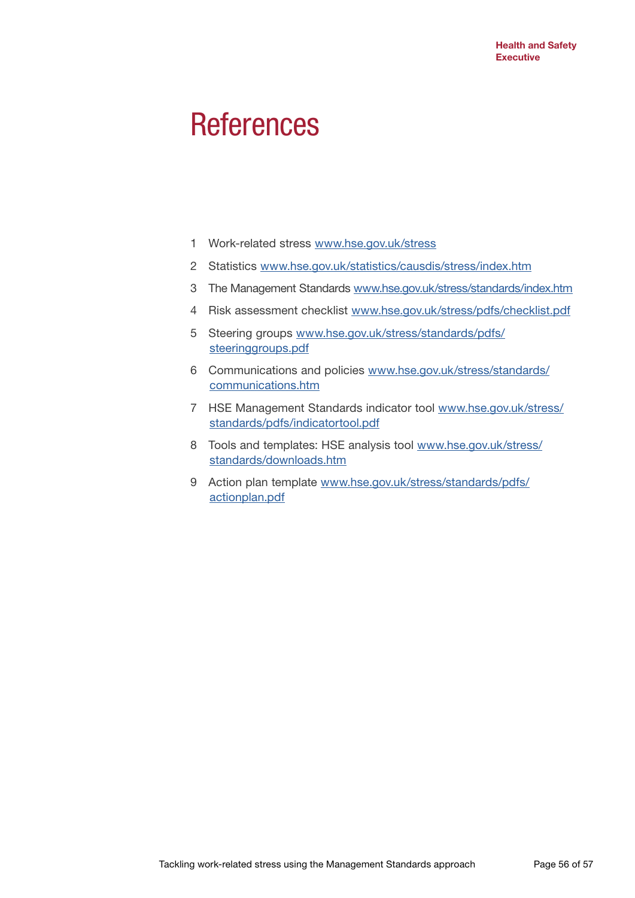# References

1. Work-related stress www.hse.gov.uk/stress
2. Statistics www.hse.gov.uk/statistics/causdis/stress/index.htm
3. The Management Standards www.hse.gov.uk/stress/standards/index.htm
4. Risk assessment checklist www.hse.gov.uk/stress/pdfs/checklist.pdf
5. Steering groups www.hse.gov.uk/stress/standards/pdfs/steeringgroups.pdf
6. Communications and policies www.hse.gov.uk/stress/standards/communications.htm
7. HSE Management Standards indicator tool www.hse.gov.uk/stress/standards/pdfs/indicatortool.pdf
8. Tools and templates: HSE analysis tool www.hse.gov.uk/stress/standards/downloads.htm
9. Action plan template www.hse.gov.uk/stress/standards/pdfs/actionplan.pdf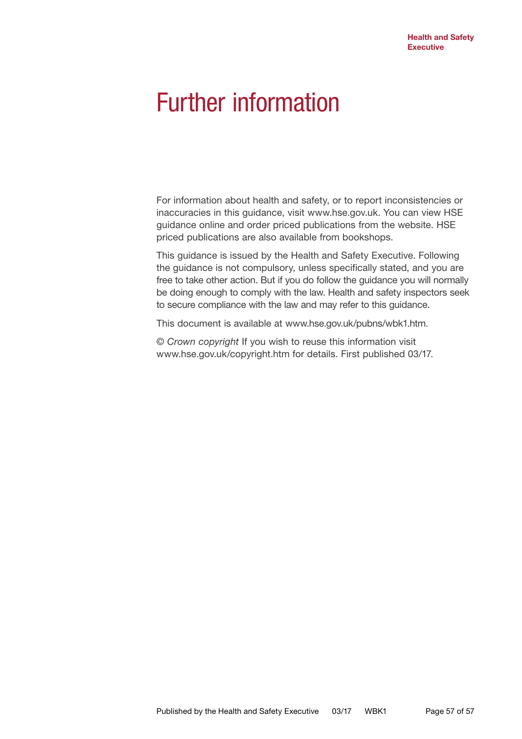# Further information

For information about health and safety, or to report inconsistencies or inaccuracies in this guidance, visit www.hse.gov.uk. You can view HSE guidance online and order priced publications from the website. HSE priced publications are also available from bookshops.

This guidance is issued by the Health and Safety Executive. Following the guidance is not compulsory, unless specifically stated, and you are free to take other action. But if you do follow the guidance you will normally be doing enough to comply with the law. Health and safety inspectors seek to secure compliance with the law and may refer to this guidance.

This document is available at www.hse.gov.uk/pubns/wbk1.htm.

© *Crown copyright* If you wish to reuse this information visit www.hse.gov.uk/copyright.htm for details. First published 03/17.